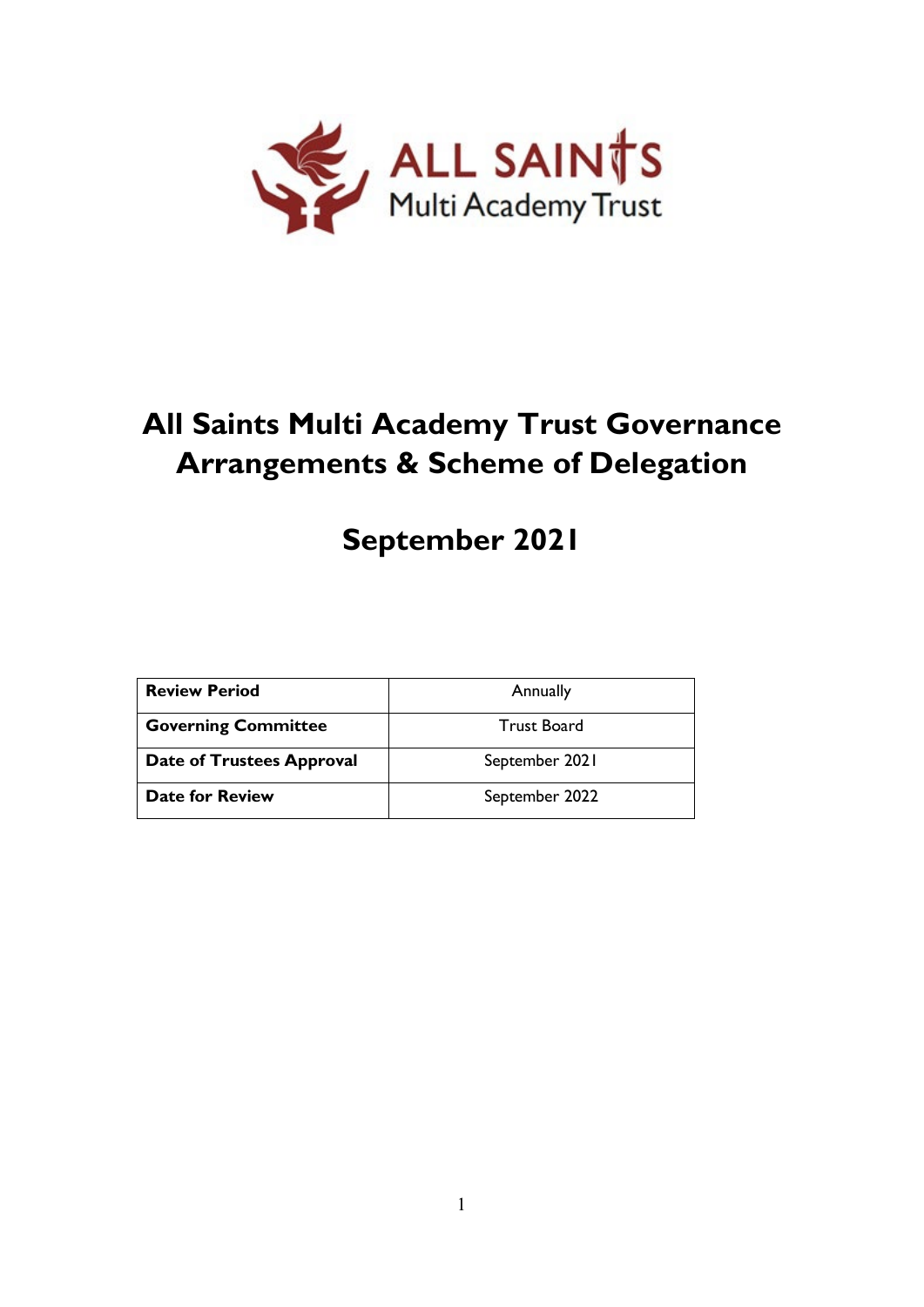# All Saints Multi Academy Trust Governance Arrangements & Scheme of Delegation

## September 2021

| **Review Period** | Annually |
| --- | --- |
| **Governing Committee** | Trust Board |
| **Date of Trustees Approval** | September 2021 |
| **Date for Review** | September 2022 |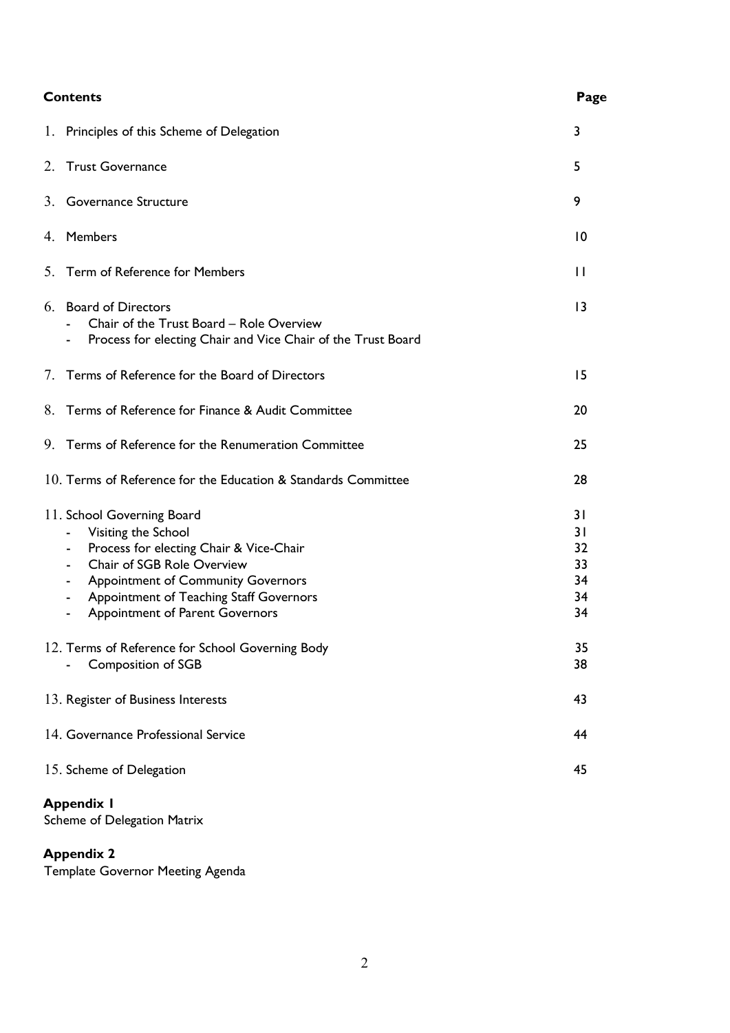| Contents | Page |
|---|---|
| 1. Principles of this Scheme of Delegation | 3 |
| 2. Trust Governance | 5 |
| 3. Governance Structure | 9 |
| 4. Members | 10 |
| 5. Term of Reference for Members | 11 |
| 6. Board of Directors<br>- Chair of the Trust Board – Role Overview<br>- Process for electing Chair and Vice Chair of the Trust Board | 13 |
| 7. Terms of Reference for the Board of Directors | 15 |
| 8. Terms of Reference for Finance & Audit Committee | 20 |
| 9. Terms of Reference for the Renumeration Committee | 25 |
| 10. Terms of Reference for the Education & Standards Committee | 28 |
| 11. School Governing Board | 31 |
| - Visiting the School | 31 |
| - Process for electing Chair & Vice-Chair | 32 |
| - Chair of SGB Role Overview | 33 |
| - Appointment of Community Governors | 34 |
| - Appointment of Teaching Staff Governors | 34 |
| - Appointment of Parent Governors | 34 |
| 12. Terms of Reference for School Governing Body | 35 |
| - Composition of SGB | 38 |
| 13. Register of Business Interests | 43 |
| 14. Governance Professional Service | 44 |
| 15. Scheme of Delegation | 45 |

**Appendix 1**
Scheme of Delegation Matrix

**Appendix 2**
Template Governor Meeting Agenda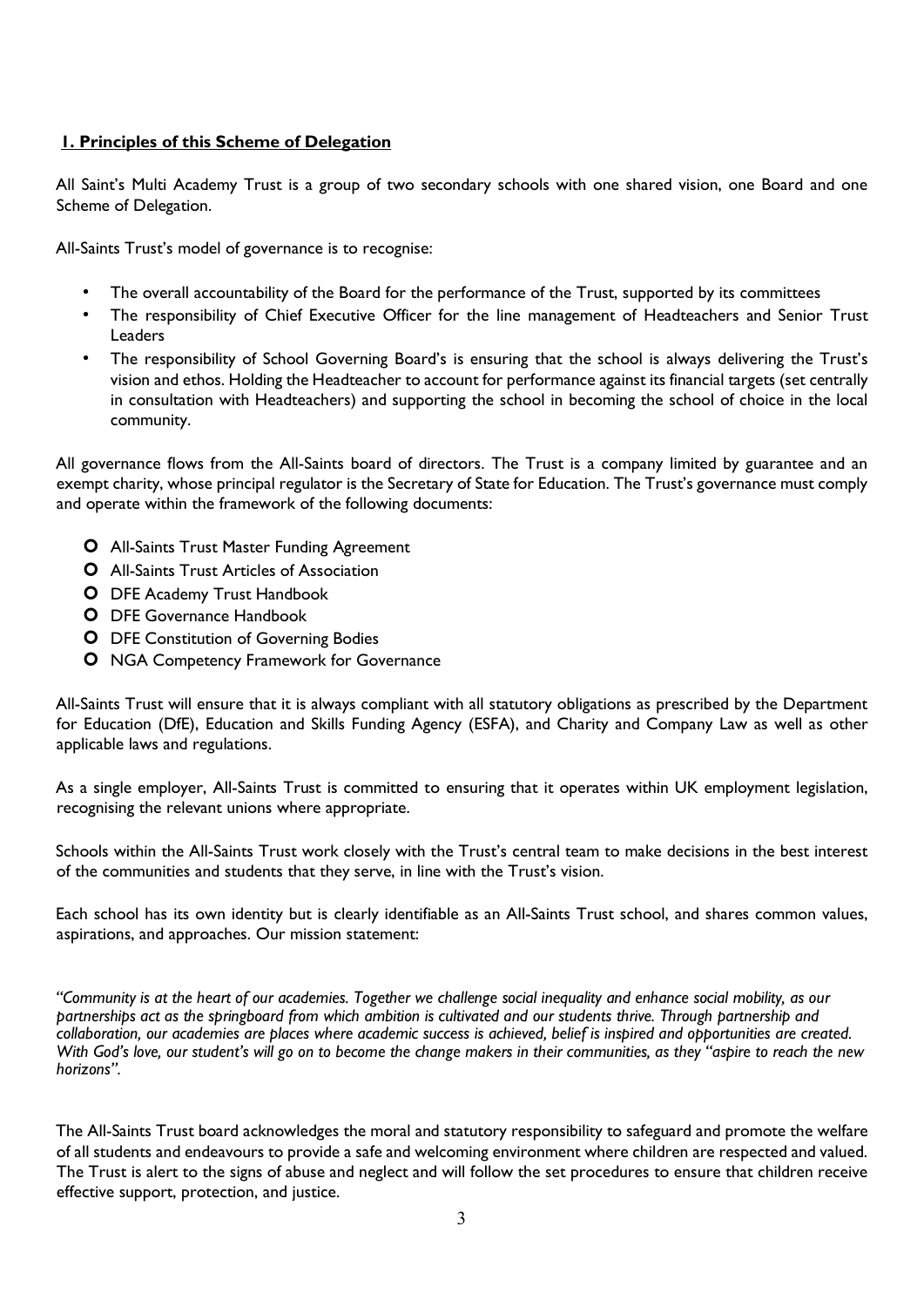## 1. Principles of this Scheme of Delegation

All Saint's Multi Academy Trust is a group of two secondary schools with one shared vision, one Board and one Scheme of Delegation.

All-Saints Trust's model of governance is to recognise:

- The overall accountability of the Board for the performance of the Trust, supported by its committees
- The responsibility of Chief Executive Officer for the line management of Headteachers and Senior Trust Leaders
- The responsibility of School Governing Board's is ensuring that the school is always delivering the Trust's vision and ethos. Holding the Headteacher to account for performance against its financial targets (set centrally in consultation with Headteachers) and supporting the school in becoming the school of choice in the local community.

All governance flows from the All-Saints board of directors. The Trust is a company limited by guarantee and an exempt charity, whose principal regulator is the Secretary of State for Education. The Trust's governance must comply and operate within the framework of the following documents:

- All-Saints Trust Master Funding Agreement
- All-Saints Trust Articles of Association
- DFE Academy Trust Handbook
- DFE Governance Handbook
- DFE Constitution of Governing Bodies
- NGA Competency Framework for Governance

All-Saints Trust will ensure that it is always compliant with all statutory obligations as prescribed by the Department for Education (DfE), Education and Skills Funding Agency (ESFA), and Charity and Company Law as well as other applicable laws and regulations.

As a single employer, All-Saints Trust is committed to ensuring that it operates within UK employment legislation, recognising the relevant unions where appropriate.

Schools within the All-Saints Trust work closely with the Trust's central team to make decisions in the best interest of the communities and students that they serve, in line with the Trust's vision.

Each school has its own identity but is clearly identifiable as an All-Saints Trust school, and shares common values, aspirations, and approaches. Our mission statement:

*"Community is at the heart of our academies. Together we challenge social inequality and enhance social mobility, as our partnerships act as the springboard from which ambition is cultivated and our students thrive. Through partnership and collaboration, our academies are places where academic success is achieved, belief is inspired and opportunities are created. With God's love, our student's will go on to become the change makers in their communities, as they "aspire to reach the new horizons".*

The All-Saints Trust board acknowledges the moral and statutory responsibility to safeguard and promote the welfare of all students and endeavours to provide a safe and welcoming environment where children are respected and valued. The Trust is alert to the signs of abuse and neglect and will follow the set procedures to ensure that children receive effective support, protection, and justice.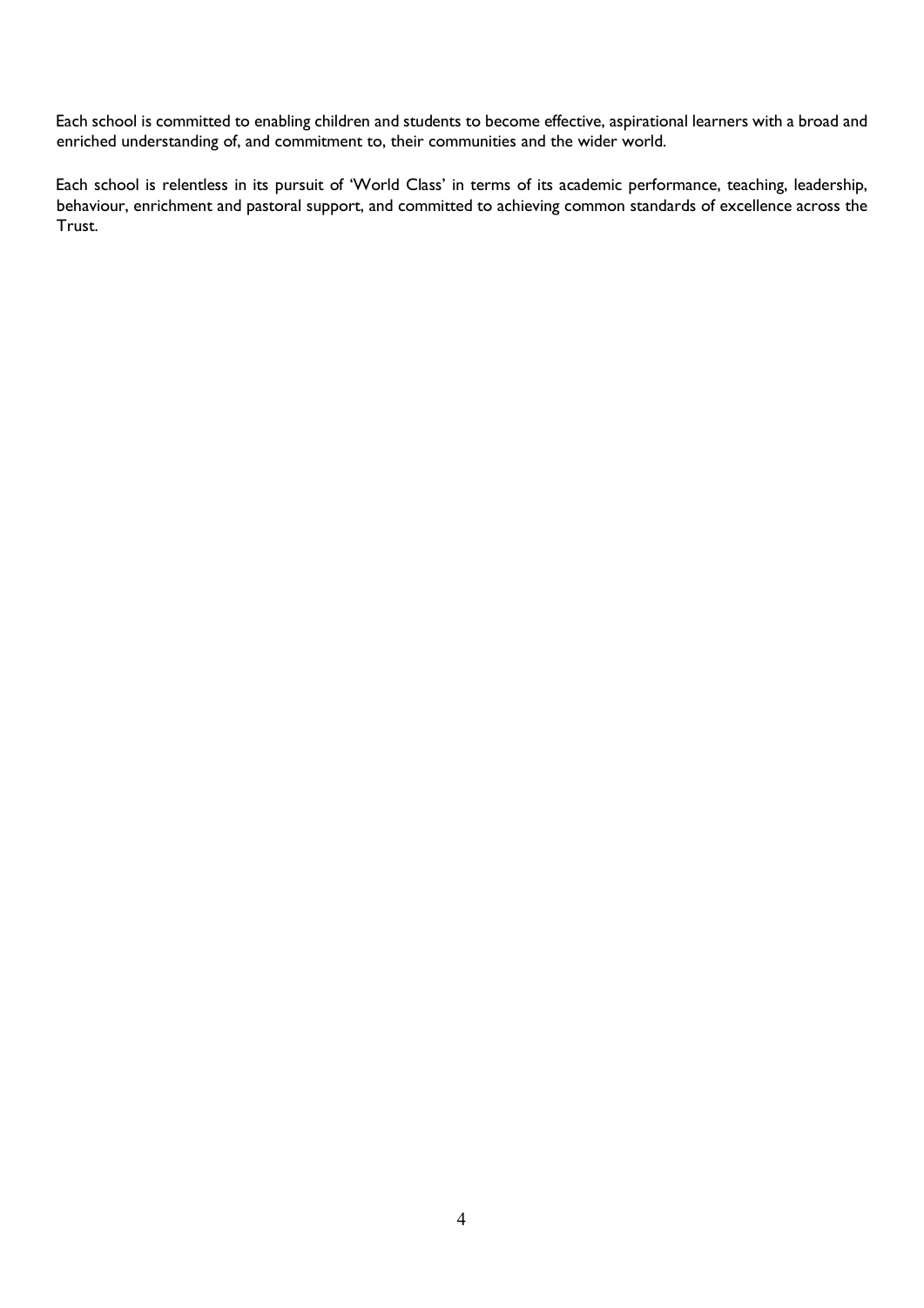Each school is committed to enabling children and students to become effective, aspirational learners with a broad and enriched understanding of, and commitment to, their communities and the wider world.

Each school is relentless in its pursuit of 'World Class' in terms of its academic performance, teaching, leadership, behaviour, enrichment and pastoral support, and committed to achieving common standards of excellence across the Trust.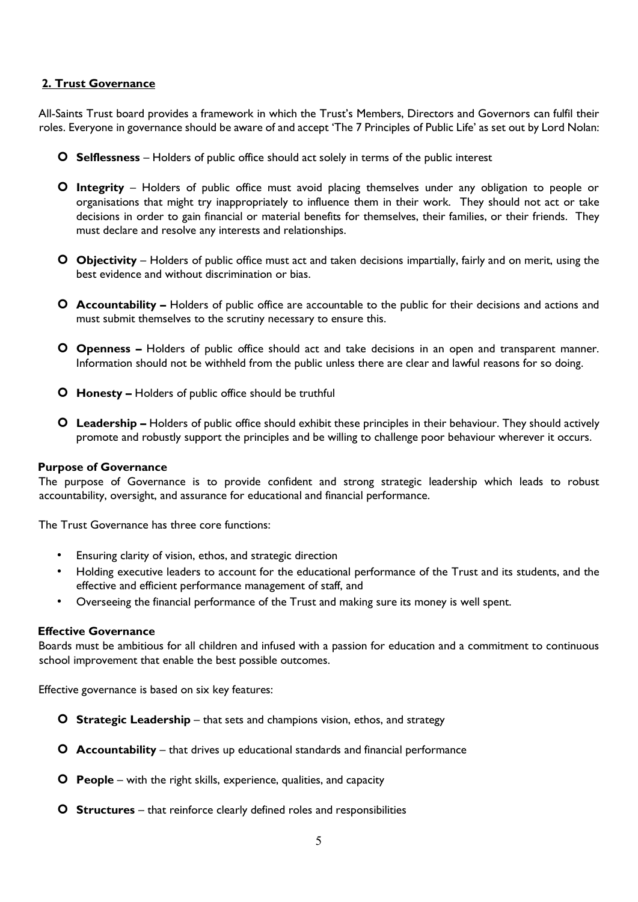## 2. Trust Governance

All-Saints Trust board provides a framework in which the Trust's Members, Directors and Governors can fulfil their roles. Everyone in governance should be aware of and accept 'The 7 Principles of Public Life' as set out by Lord Nolan:

- **Selflessness** – Holders of public office should act solely in terms of the public interest
- **Integrity** – Holders of public office must avoid placing themselves under any obligation to people or organisations that might try inappropriately to influence them in their work. They should not act or take decisions in order to gain financial or material benefits for themselves, their families, or their friends. They must declare and resolve any interests and relationships.
- **Objectivity** – Holders of public office must act and taken decisions impartially, fairly and on merit, using the best evidence and without discrimination or bias.
- **Accountability –** Holders of public office are accountable to the public for their decisions and actions and must submit themselves to the scrutiny necessary to ensure this.
- **Openness –** Holders of public office should act and take decisions in an open and transparent manner. Information should not be withheld from the public unless there are clear and lawful reasons for so doing.
- **Honesty –** Holders of public office should be truthful
- **Leadership –** Holders of public office should exhibit these principles in their behaviour. They should actively promote and robustly support the principles and be willing to challenge poor behaviour wherever it occurs.

### Purpose of Governance

The purpose of Governance is to provide confident and strong strategic leadership which leads to robust accountability, oversight, and assurance for educational and financial performance.

The Trust Governance has three core functions:

- Ensuring clarity of vision, ethos, and strategic direction
- Holding executive leaders to account for the educational performance of the Trust and its students, and the effective and efficient performance management of staff, and
- Overseeing the financial performance of the Trust and making sure its money is well spent.

### Effective Governance

Boards must be ambitious for all children and infused with a passion for education and a commitment to continuous school improvement that enable the best possible outcomes.

Effective governance is based on six key features:

- **Strategic Leadership** – that sets and champions vision, ethos, and strategy
- **Accountability** – that drives up educational standards and financial performance
- **People** – with the right skills, experience, qualities, and capacity
- **Structures** – that reinforce clearly defined roles and responsibilities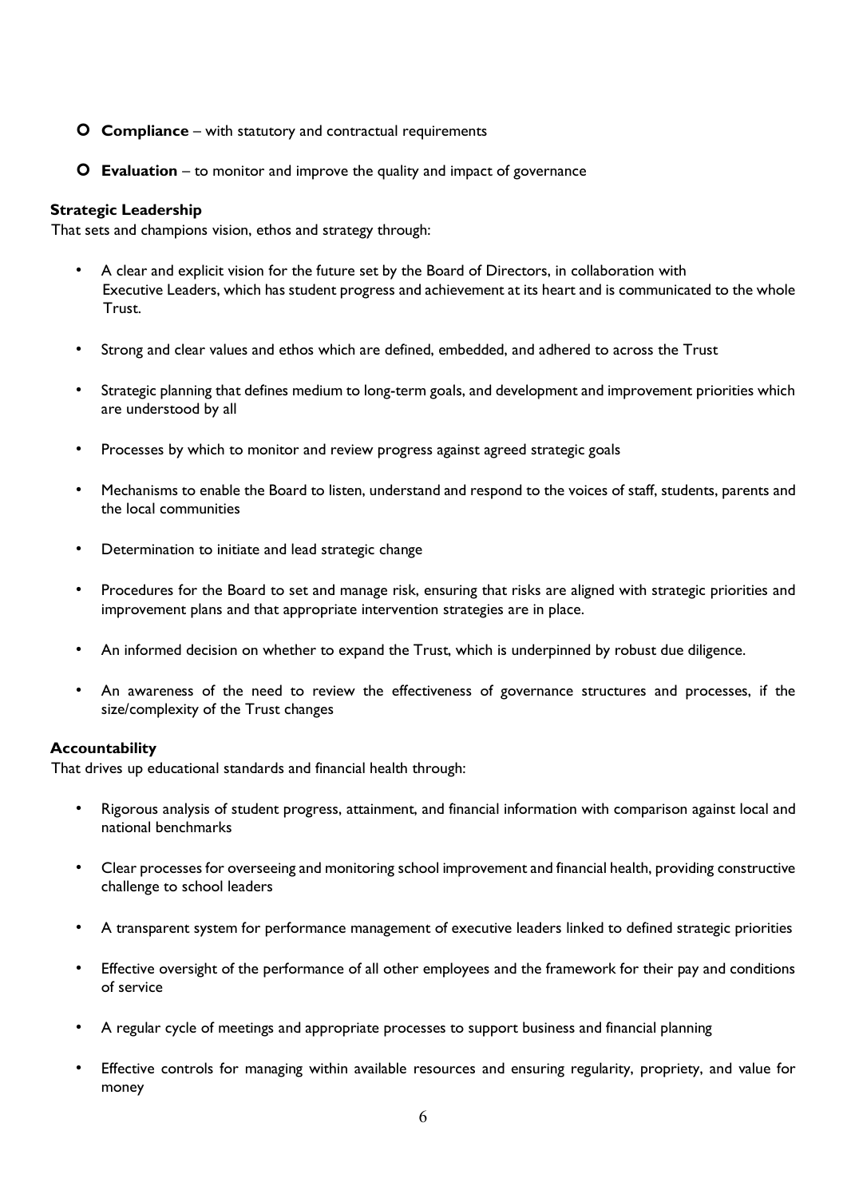- **Compliance** – with statutory and contractual requirements
- **Evaluation** – to monitor and improve the quality and impact of governance

**Strategic Leadership**

That sets and champions vision, ethos and strategy through:

- A clear and explicit vision for the future set by the Board of Directors, in collaboration with Executive Leaders, which has student progress and achievement at its heart and is communicated to the whole Trust.
- Strong and clear values and ethos which are defined, embedded, and adhered to across the Trust
- Strategic planning that defines medium to long-term goals, and development and improvement priorities which are understood by all
- Processes by which to monitor and review progress against agreed strategic goals
- Mechanisms to enable the Board to listen, understand and respond to the voices of staff, students, parents and the local communities
- Determination to initiate and lead strategic change
- Procedures for the Board to set and manage risk, ensuring that risks are aligned with strategic priorities and improvement plans and that appropriate intervention strategies are in place.
- An informed decision on whether to expand the Trust, which is underpinned by robust due diligence.
- An awareness of the need to review the effectiveness of governance structures and processes, if the size/complexity of the Trust changes

**Accountability**

That drives up educational standards and financial health through:

- Rigorous analysis of student progress, attainment, and financial information with comparison against local and national benchmarks
- Clear processes for overseeing and monitoring school improvement and financial health, providing constructive challenge to school leaders
- A transparent system for performance management of executive leaders linked to defined strategic priorities
- Effective oversight of the performance of all other employees and the framework for their pay and conditions of service
- A regular cycle of meetings and appropriate processes to support business and financial planning
- Effective controls for managing within available resources and ensuring regularity, propriety, and value for money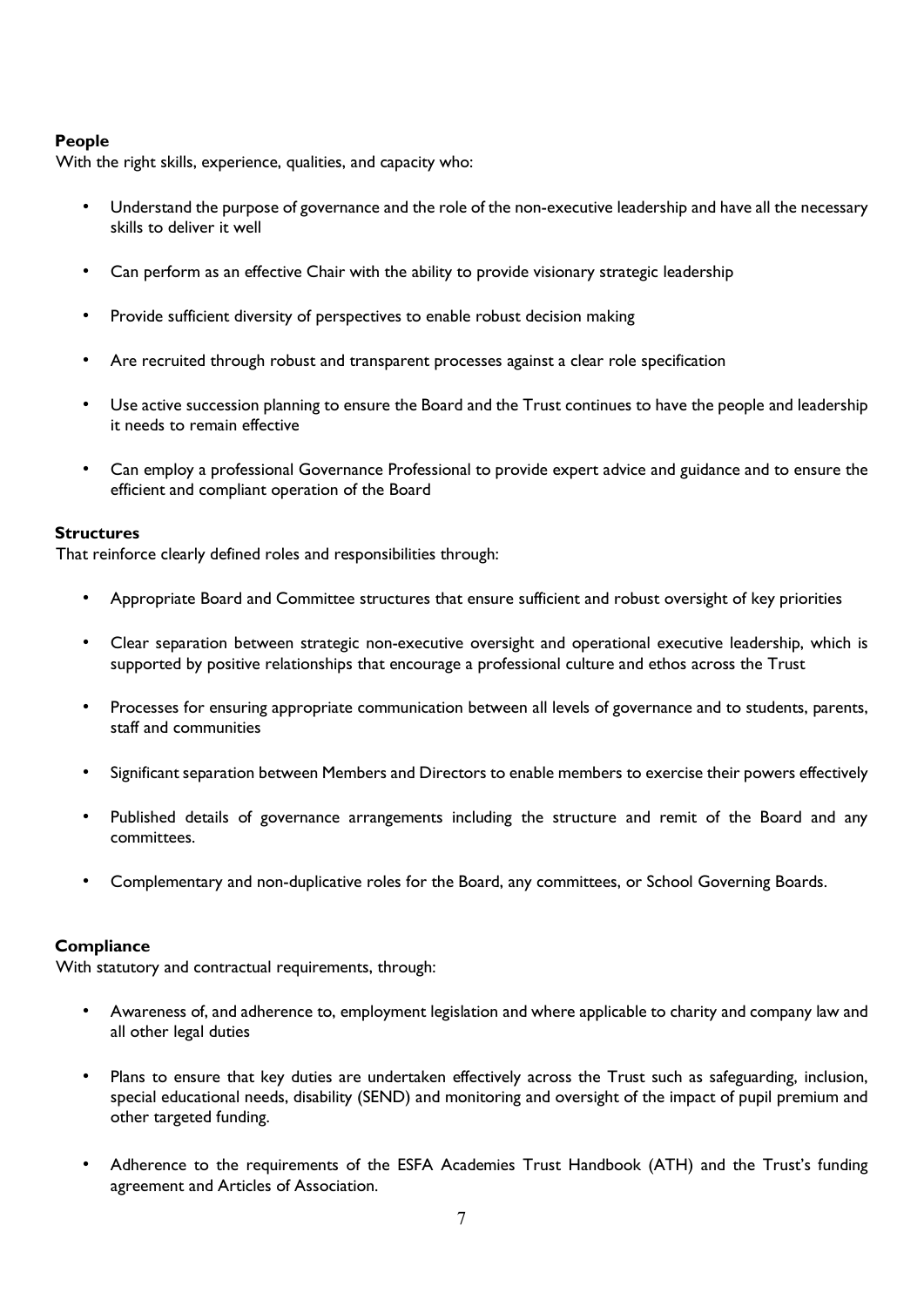**People**

With the right skills, experience, qualities, and capacity who:

- Understand the purpose of governance and the role of the non-executive leadership and have all the necessary skills to deliver it well
- Can perform as an effective Chair with the ability to provide visionary strategic leadership
- Provide sufficient diversity of perspectives to enable robust decision making
- Are recruited through robust and transparent processes against a clear role specification
- Use active succession planning to ensure the Board and the Trust continues to have the people and leadership it needs to remain effective
- Can employ a professional Governance Professional to provide expert advice and guidance and to ensure the efficient and compliant operation of the Board

**Structures**

That reinforce clearly defined roles and responsibilities through:

- Appropriate Board and Committee structures that ensure sufficient and robust oversight of key priorities
- Clear separation between strategic non-executive oversight and operational executive leadership, which is supported by positive relationships that encourage a professional culture and ethos across the Trust
- Processes for ensuring appropriate communication between all levels of governance and to students, parents, staff and communities
- Significant separation between Members and Directors to enable members to exercise their powers effectively
- Published details of governance arrangements including the structure and remit of the Board and any committees.
- Complementary and non-duplicative roles for the Board, any committees, or School Governing Boards.

**Compliance**

With statutory and contractual requirements, through:

- Awareness of, and adherence to, employment legislation and where applicable to charity and company law and all other legal duties
- Plans to ensure that key duties are undertaken effectively across the Trust such as safeguarding, inclusion, special educational needs, disability (SEND) and monitoring and oversight of the impact of pupil premium and other targeted funding.
- Adherence to the requirements of the ESFA Academies Trust Handbook (ATH) and the Trust's funding agreement and Articles of Association.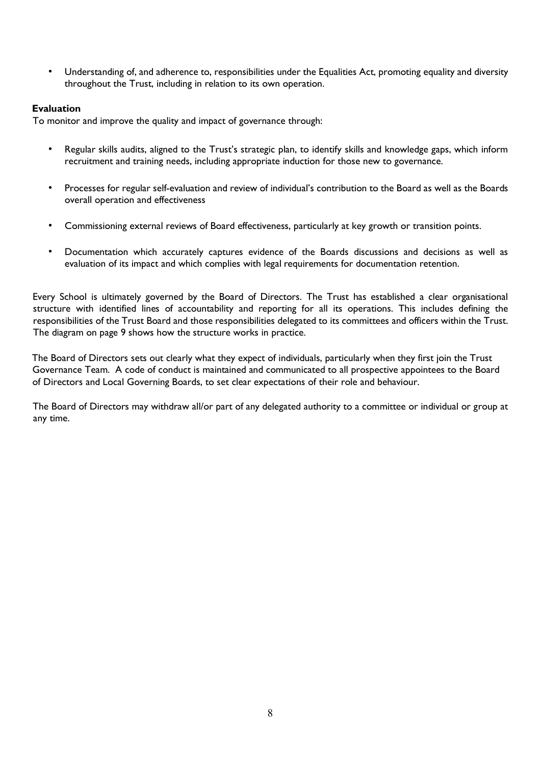- Understanding of, and adherence to, responsibilities under the Equalities Act, promoting equality and diversity throughout the Trust, including in relation to its own operation.

**Evaluation**

To monitor and improve the quality and impact of governance through:

- Regular skills audits, aligned to the Trust's strategic plan, to identify skills and knowledge gaps, which inform recruitment and training needs, including appropriate induction for those new to governance.

- Processes for regular self-evaluation and review of individual's contribution to the Board as well as the Boards overall operation and effectiveness

- Commissioning external reviews of Board effectiveness, particularly at key growth or transition points.

- Documentation which accurately captures evidence of the Boards discussions and decisions as well as evaluation of its impact and which complies with legal requirements for documentation retention.

Every School is ultimately governed by the Board of Directors. The Trust has established a clear organisational structure with identified lines of accountability and reporting for all its operations. This includes defining the responsibilities of the Trust Board and those responsibilities delegated to its committees and officers within the Trust. The diagram on page 9 shows how the structure works in practice.

The Board of Directors sets out clearly what they expect of individuals, particularly when they first join the Trust Governance Team. A code of conduct is maintained and communicated to all prospective appointees to the Board of Directors and Local Governing Boards, to set clear expectations of their role and behaviour.

The Board of Directors may withdraw all/or part of any delegated authority to a committee or individual or group at any time.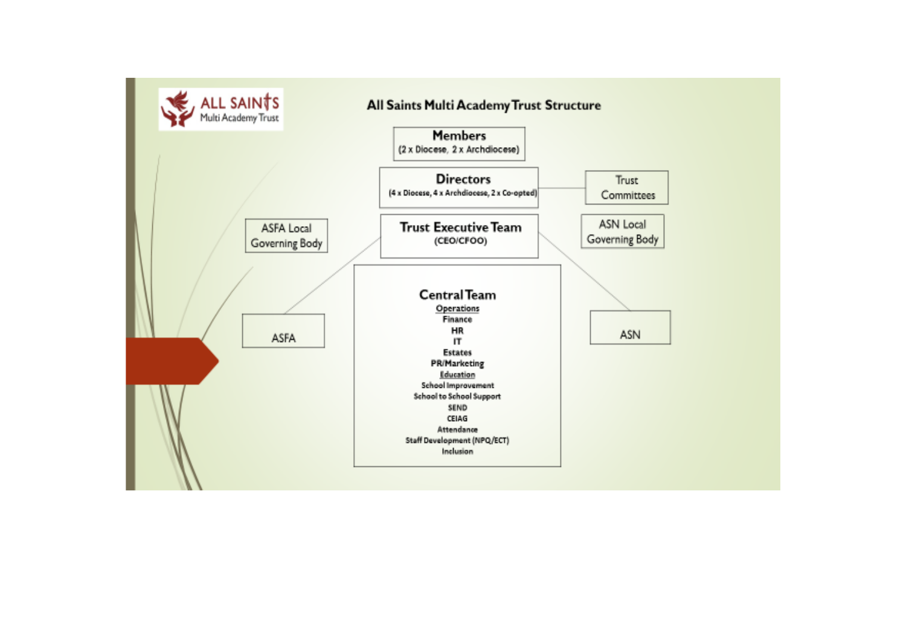ALL SAINTS Multi Academy Trust

# All Saints Multi Academy Trust Structure

**Members**
(2 x Diocese, 2 x Archdiocese)

**Directors**
(4 x Diocese, 4 x Archdiocese, 2 x Co-opted)

Trust Committees

**Trust Executive Team**
(CEO/CFOO)

ASFA Local Governing Body

ASN Local Governing Body

ASFA

ASN

**Central Team**

**Operations**
- Finance
- HR
- IT
- Estates
- PR/Marketing

**Education**
- School Improvement
- School to School Support
- SEND
- CEIAG
- Attendance
- Staff Development (NPQ/ECT)
- Inclusion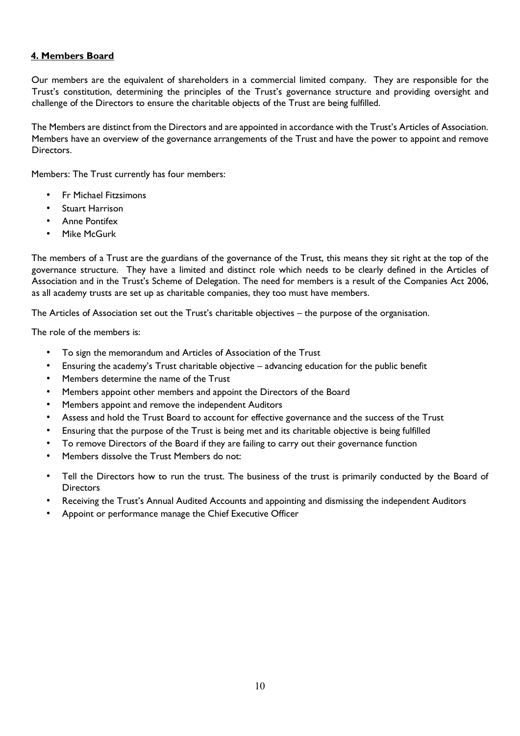## 4. Members Board

Our members are the equivalent of shareholders in a commercial limited company. They are responsible for the Trust's constitution, determining the principles of the Trust's governance structure and providing oversight and challenge of the Directors to ensure the charitable objects of the Trust are being fulfilled.

The Members are distinct from the Directors and are appointed in accordance with the Trust's Articles of Association. Members have an overview of the governance arrangements of the Trust and have the power to appoint and remove Directors.

Members: The Trust currently has four members:

- Fr Michael Fitzsimons
- Stuart Harrison
- Anne Pontifex
- Mike McGurk

The members of a Trust are the guardians of the governance of the Trust, this means they sit right at the top of the governance structure. They have a limited and distinct role which needs to be clearly defined in the Articles of Association and in the Trust's Scheme of Delegation. The need for members is a result of the Companies Act 2006, as all academy trusts are set up as charitable companies, they too must have members.

The Articles of Association set out the Trust's charitable objectives – the purpose of the organisation.

The role of the members is:

- To sign the memorandum and Articles of Association of the Trust
- Ensuring the academy's Trust charitable objective – advancing education for the public benefit
- Members determine the name of the Trust
- Members appoint other members and appoint the Directors of the Board
- Members appoint and remove the independent Auditors
- Assess and hold the Trust Board to account for effective governance and the success of the Trust
- Ensuring that the purpose of the Trust is being met and its charitable objective is being fulfilled
- To remove Directors of the Board if they are failing to carry out their governance function
- Members dissolve the Trust Members do not:
- Tell the Directors how to run the trust. The business of the trust is primarily conducted by the Board of Directors
- Receiving the Trust's Annual Audited Accounts and appointing and dismissing the independent Auditors
- Appoint or performance manage the Chief Executive Officer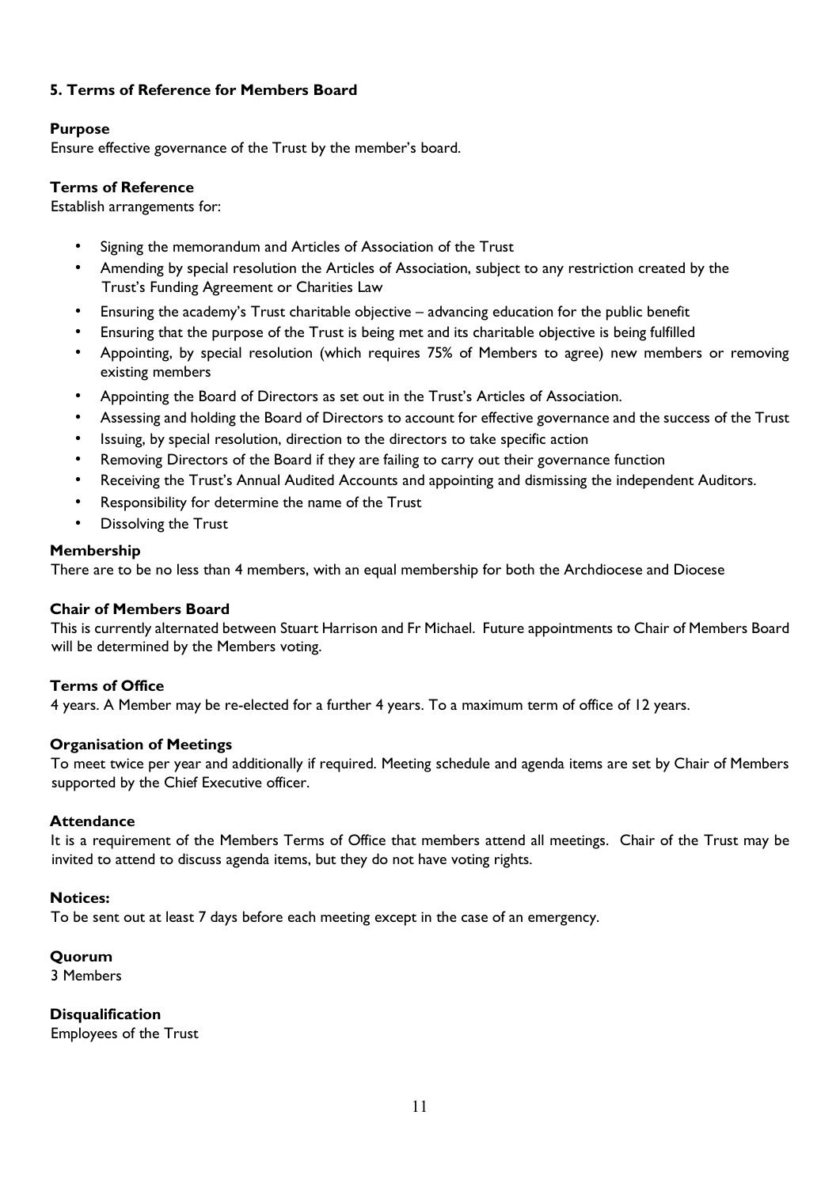## 5. Terms of Reference for Members Board

**Purpose**

Ensure effective governance of the Trust by the member's board.

**Terms of Reference**

Establish arrangements for:

- Signing the memorandum and Articles of Association of the Trust
- Amending by special resolution the Articles of Association, subject to any restriction created by the Trust's Funding Agreement or Charities Law
- Ensuring the academy's Trust charitable objective – advancing education for the public benefit
- Ensuring that the purpose of the Trust is being met and its charitable objective is being fulfilled
- Appointing, by special resolution (which requires 75% of Members to agree) new members or removing existing members
- Appointing the Board of Directors as set out in the Trust's Articles of Association.
- Assessing and holding the Board of Directors to account for effective governance and the success of the Trust
- Issuing, by special resolution, direction to the directors to take specific action
- Removing Directors of the Board if they are failing to carry out their governance function
- Receiving the Trust's Annual Audited Accounts and appointing and dismissing the independent Auditors.
- Responsibility for determine the name of the Trust
- Dissolving the Trust

**Membership**

There are to be no less than 4 members, with an equal membership for both the Archdiocese and Diocese

**Chair of Members Board**

This is currently alternated between Stuart Harrison and Fr Michael. Future appointments to Chair of Members Board will be determined by the Members voting.

**Terms of Office**

4 years. A Member may be re-elected for a further 4 years. To a maximum term of office of 12 years.

**Organisation of Meetings**

To meet twice per year and additionally if required. Meeting schedule and agenda items are set by Chair of Members supported by the Chief Executive officer.

**Attendance**

It is a requirement of the Members Terms of Office that members attend all meetings. Chair of the Trust may be invited to attend to discuss agenda items, but they do not have voting rights.

**Notices:**

To be sent out at least 7 days before each meeting except in the case of an emergency.

**Quorum**

3 Members

**Disqualification**

Employees of the Trust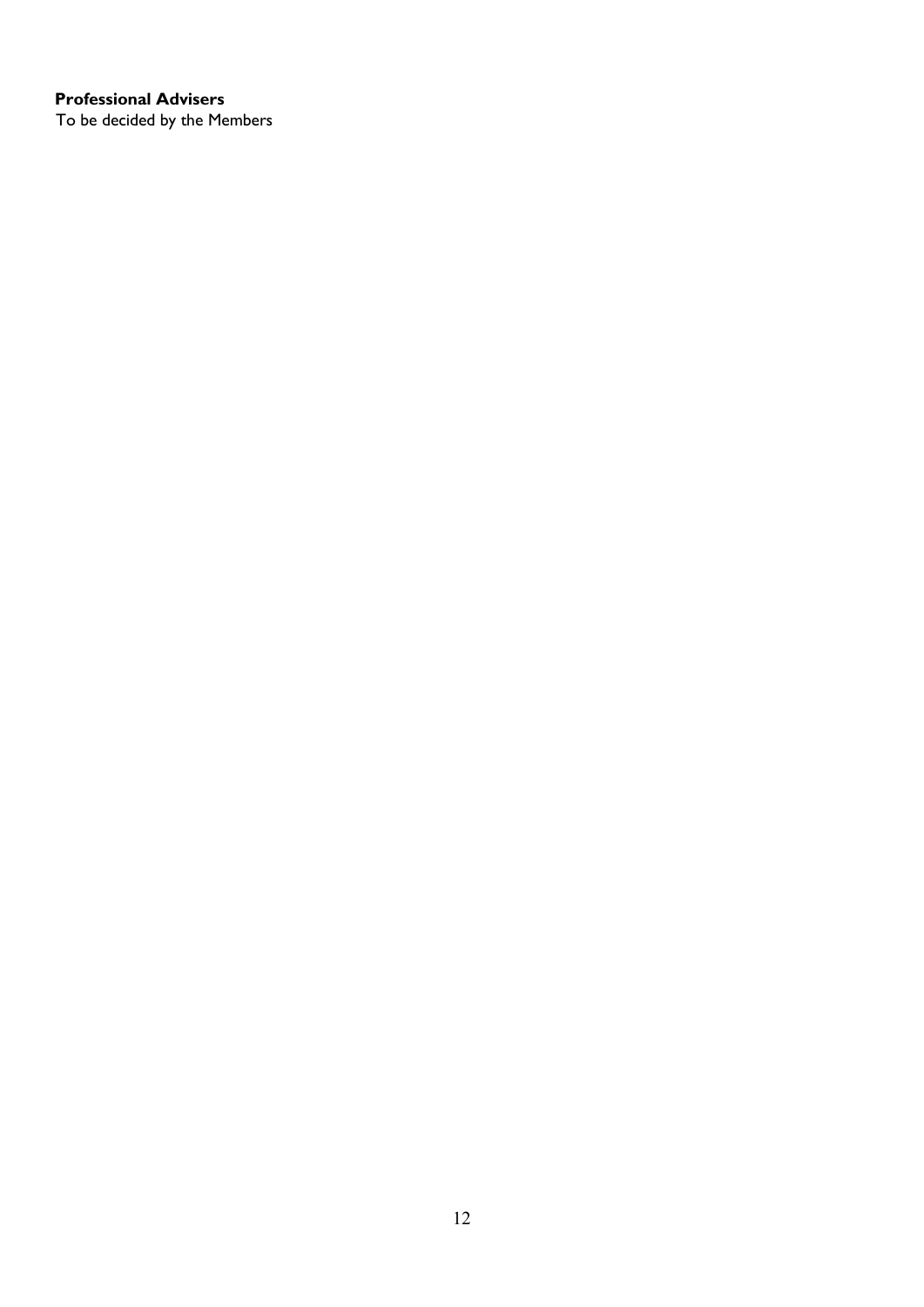**Professional Advisers**

To be decided by the Members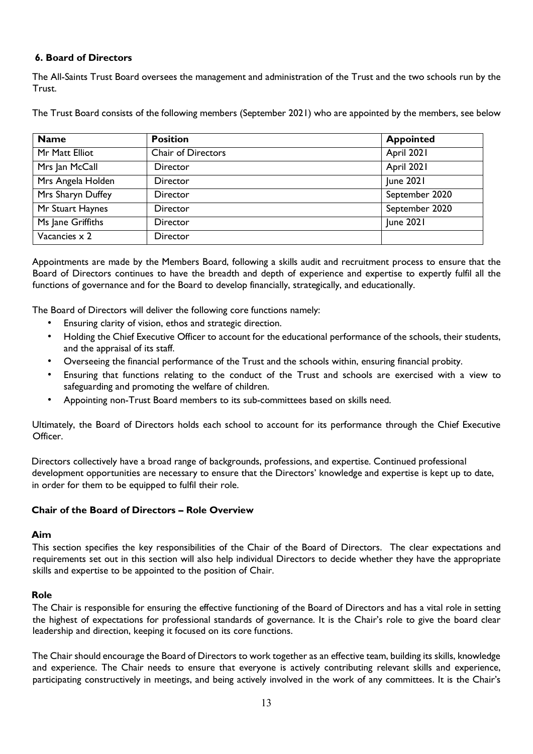## 6. Board of Directors

The All-Saints Trust Board oversees the management and administration of the Trust and the two schools run by the Trust.

The Trust Board consists of the following members (September 2021) who are appointed by the members, see below

| Name | Position | Appointed |
|---|---|---|
| Mr Matt Elliot | Chair of Directors | April 2021 |
| Mrs Jan McCall | Director | April 2021 |
| Mrs Angela Holden | Director | June 2021 |
| Mrs Sharyn Duffey | Director | September 2020 |
| Mr Stuart Haynes | Director | September 2020 |
| Ms Jane Griffiths | Director | June 2021 |
| Vacancies x 2 | Director | |

Appointments are made by the Members Board, following a skills audit and recruitment process to ensure that the Board of Directors continues to have the breadth and depth of experience and expertise to expertly fulfil all the functions of governance and for the Board to develop financially, strategically, and educationally.

The Board of Directors will deliver the following core functions namely:

- Ensuring clarity of vision, ethos and strategic direction.
- Holding the Chief Executive Officer to account for the educational performance of the schools, their students, and the appraisal of its staff.
- Overseeing the financial performance of the Trust and the schools within, ensuring financial probity.
- Ensuring that functions relating to the conduct of the Trust and schools are exercised with a view to safeguarding and promoting the welfare of children.
- Appointing non-Trust Board members to its sub-committees based on skills need.

Ultimately, the Board of Directors holds each school to account for its performance through the Chief Executive Officer.

Directors collectively have a broad range of backgrounds, professions, and expertise. Continued professional development opportunities are necessary to ensure that the Directors' knowledge and expertise is kept up to date, in order for them to be equipped to fulfil their role.

### Chair of the Board of Directors – Role Overview

**Aim**

This section specifies the key responsibilities of the Chair of the Board of Directors. The clear expectations and requirements set out in this section will also help individual Directors to decide whether they have the appropriate skills and expertise to be appointed to the position of Chair.

**Role**

The Chair is responsible for ensuring the effective functioning of the Board of Directors and has a vital role in setting the highest of expectations for professional standards of governance. It is the Chair's role to give the board clear leadership and direction, keeping it focused on its core functions.

The Chair should encourage the Board of Directors to work together as an effective team, building its skills, knowledge and experience. The Chair needs to ensure that everyone is actively contributing relevant skills and experience, participating constructively in meetings, and being actively involved in the work of any committees. It is the Chair's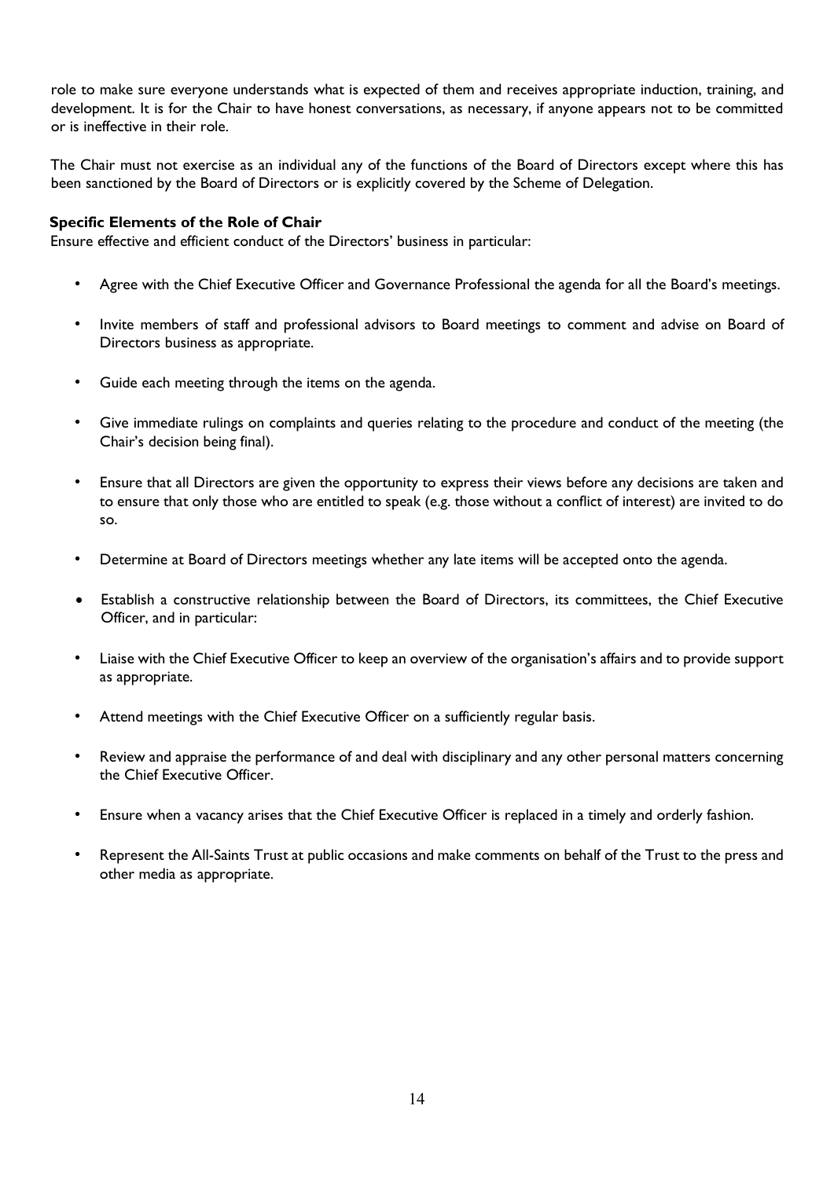role to make sure everyone understands what is expected of them and receives appropriate induction, training, and development. It is for the Chair to have honest conversations, as necessary, if anyone appears not to be committed or is ineffective in their role.

The Chair must not exercise as an individual any of the functions of the Board of Directors except where this has been sanctioned by the Board of Directors or is explicitly covered by the Scheme of Delegation.

**Specific Elements of the Role of Chair**

Ensure effective and efficient conduct of the Directors' business in particular:

- Agree with the Chief Executive Officer and Governance Professional the agenda for all the Board's meetings.
- Invite members of staff and professional advisors to Board meetings to comment and advise on Board of Directors business as appropriate.
- Guide each meeting through the items on the agenda.
- Give immediate rulings on complaints and queries relating to the procedure and conduct of the meeting (the Chair's decision being final).
- Ensure that all Directors are given the opportunity to express their views before any decisions are taken and to ensure that only those who are entitled to speak (e.g. those without a conflict of interest) are invited to do so.
- Determine at Board of Directors meetings whether any late items will be accepted onto the agenda.
- Establish a constructive relationship between the Board of Directors, its committees, the Chief Executive Officer, and in particular:
- Liaise with the Chief Executive Officer to keep an overview of the organisation's affairs and to provide support as appropriate.
- Attend meetings with the Chief Executive Officer on a sufficiently regular basis.
- Review and appraise the performance of and deal with disciplinary and any other personal matters concerning the Chief Executive Officer.
- Ensure when a vacancy arises that the Chief Executive Officer is replaced in a timely and orderly fashion.
- Represent the All-Saints Trust at public occasions and make comments on behalf of the Trust to the press and other media as appropriate.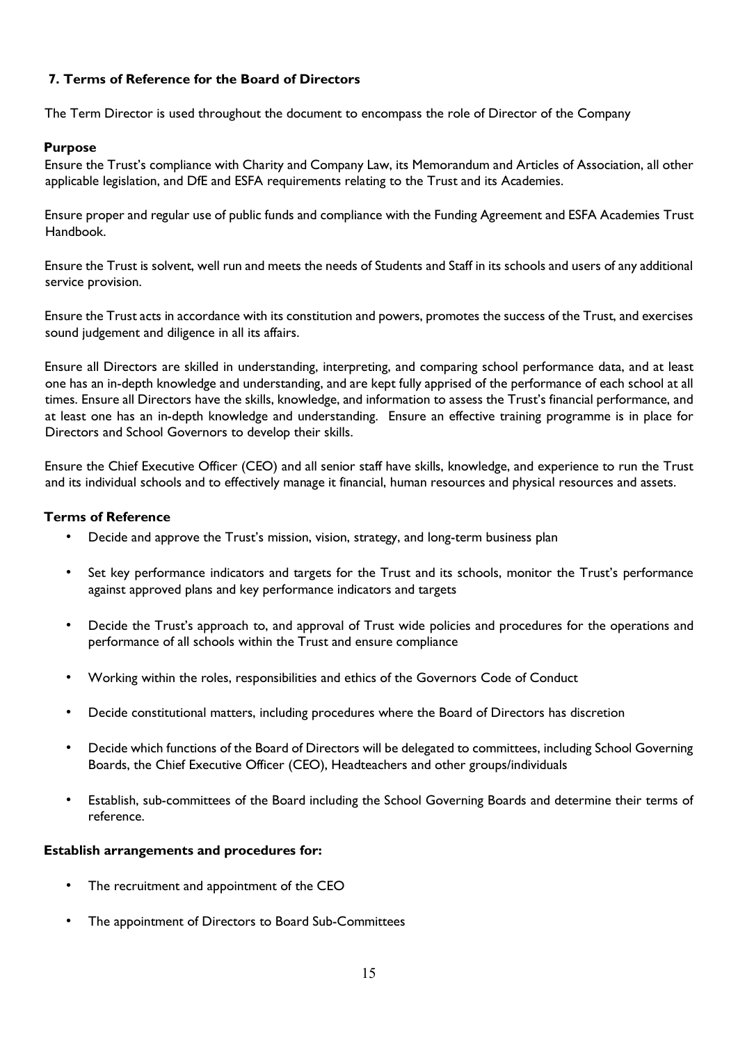## 7. Terms of Reference for the Board of Directors

The Term Director is used throughout the document to encompass the role of Director of the Company

### Purpose

Ensure the Trust's compliance with Charity and Company Law, its Memorandum and Articles of Association, all other applicable legislation, and DfE and ESFA requirements relating to the Trust and its Academies.

Ensure proper and regular use of public funds and compliance with the Funding Agreement and ESFA Academies Trust Handbook.

Ensure the Trust is solvent, well run and meets the needs of Students and Staff in its schools and users of any additional service provision.

Ensure the Trust acts in accordance with its constitution and powers, promotes the success of the Trust, and exercises sound judgement and diligence in all its affairs.

Ensure all Directors are skilled in understanding, interpreting, and comparing school performance data, and at least one has an in-depth knowledge and understanding, and are kept fully apprised of the performance of each school at all times. Ensure all Directors have the skills, knowledge, and information to assess the Trust's financial performance, and at least one has an in-depth knowledge and understanding. Ensure an effective training programme is in place for Directors and School Governors to develop their skills.

Ensure the Chief Executive Officer (CEO) and all senior staff have skills, knowledge, and experience to run the Trust and its individual schools and to effectively manage it financial, human resources and physical resources and assets.

### Terms of Reference

- Decide and approve the Trust's mission, vision, strategy, and long-term business plan
- Set key performance indicators and targets for the Trust and its schools, monitor the Trust's performance against approved plans and key performance indicators and targets
- Decide the Trust's approach to, and approval of Trust wide policies and procedures for the operations and performance of all schools within the Trust and ensure compliance
- Working within the roles, responsibilities and ethics of the Governors Code of Conduct
- Decide constitutional matters, including procedures where the Board of Directors has discretion
- Decide which functions of the Board of Directors will be delegated to committees, including School Governing Boards, the Chief Executive Officer (CEO), Headteachers and other groups/individuals
- Establish, sub-committees of the Board including the School Governing Boards and determine their terms of reference.

### Establish arrangements and procedures for:

- The recruitment and appointment of the CEO
- The appointment of Directors to Board Sub-Committees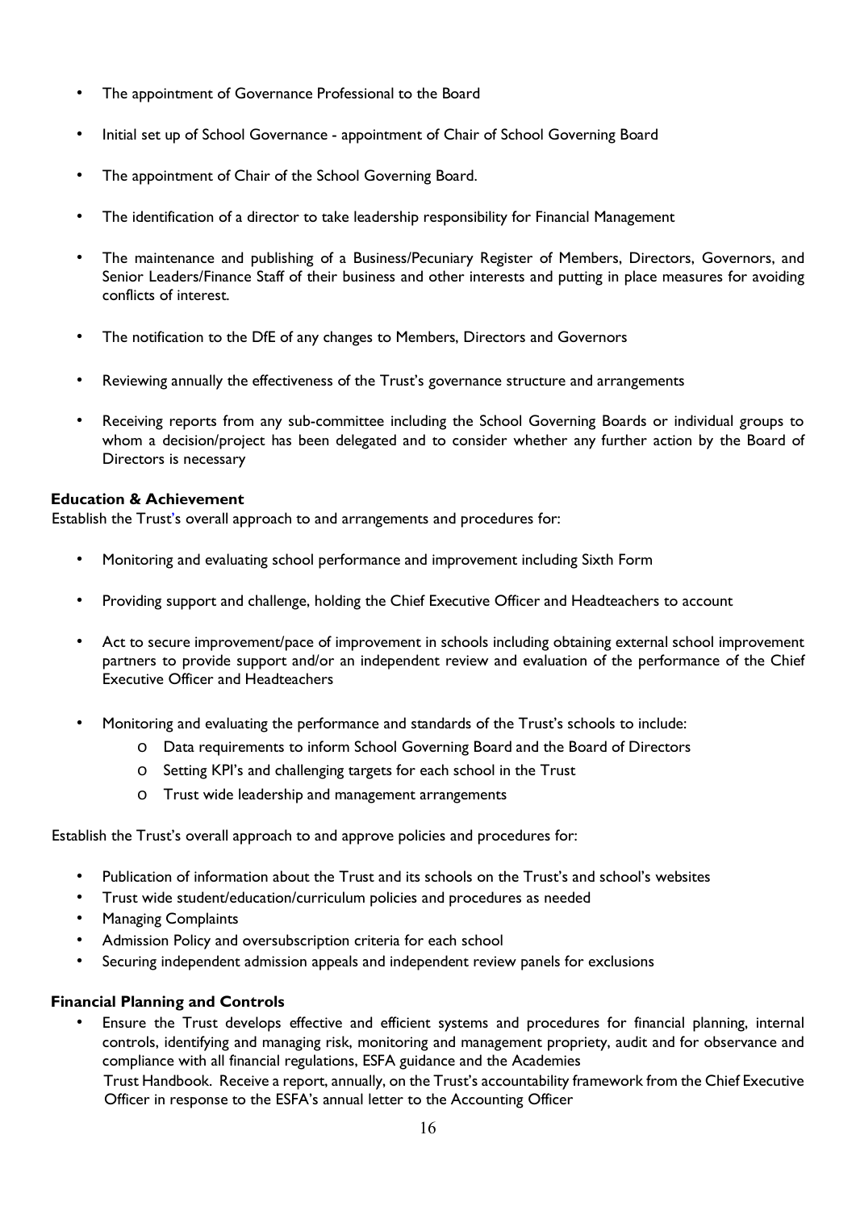- The appointment of Governance Professional to the Board
- Initial set up of School Governance - appointment of Chair of School Governing Board
- The appointment of Chair of the School Governing Board.
- The identification of a director to take leadership responsibility for Financial Management
- The maintenance and publishing of a Business/Pecuniary Register of Members, Directors, Governors, and Senior Leaders/Finance Staff of their business and other interests and putting in place measures for avoiding conflicts of interest.
- The notification to the DfE of any changes to Members, Directors and Governors
- Reviewing annually the effectiveness of the Trust's governance structure and arrangements
- Receiving reports from any sub-committee including the School Governing Boards or individual groups to whom a decision/project has been delegated and to consider whether any further action by the Board of Directors is necessary

**Education & Achievement**

Establish the Trust's overall approach to and arrangements and procedures for:

- Monitoring and evaluating school performance and improvement including Sixth Form
- Providing support and challenge, holding the Chief Executive Officer and Headteachers to account
- Act to secure improvement/pace of improvement in schools including obtaining external school improvement partners to provide support and/or an independent review and evaluation of the performance of the Chief Executive Officer and Headteachers
- Monitoring and evaluating the performance and standards of the Trust's schools to include:
    - Data requirements to inform School Governing Board and the Board of Directors
    - Setting KPI's and challenging targets for each school in the Trust
    - Trust wide leadership and management arrangements

Establish the Trust's overall approach to and approve policies and procedures for:

- Publication of information about the Trust and its schools on the Trust's and school's websites
- Trust wide student/education/curriculum policies and procedures as needed
- Managing Complaints
- Admission Policy and oversubscription criteria for each school
- Securing independent admission appeals and independent review panels for exclusions

**Financial Planning and Controls**

- Ensure the Trust develops effective and efficient systems and procedures for financial planning, internal controls, identifying and managing risk, monitoring and management propriety, audit and for observance and compliance with all financial regulations, ESFA guidance and the Academies Trust Handbook. Receive a report, annually, on the Trust's accountability framework from the Chief Executive Officer in response to the ESFA's annual letter to the Accounting Officer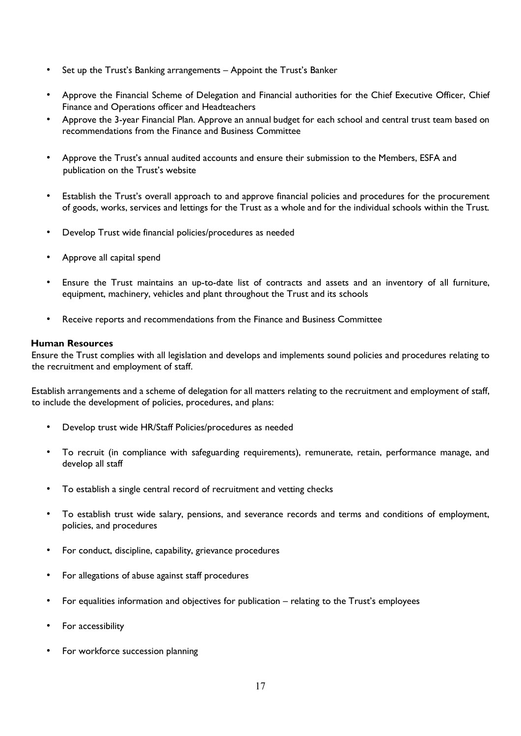- Set up the Trust's Banking arrangements – Appoint the Trust's Banker
- Approve the Financial Scheme of Delegation and Financial authorities for the Chief Executive Officer, Chief Finance and Operations officer and Headteachers
- Approve the 3-year Financial Plan. Approve an annual budget for each school and central trust team based on recommendations from the Finance and Business Committee
- Approve the Trust's annual audited accounts and ensure their submission to the Members, ESFA and publication on the Trust's website
- Establish the Trust's overall approach to and approve financial policies and procedures for the procurement of goods, works, services and lettings for the Trust as a whole and for the individual schools within the Trust.
- Develop Trust wide financial policies/procedures as needed
- Approve all capital spend
- Ensure the Trust maintains an up-to-date list of contracts and assets and an inventory of all furniture, equipment, machinery, vehicles and plant throughout the Trust and its schools
- Receive reports and recommendations from the Finance and Business Committee

**Human Resources**

Ensure the Trust complies with all legislation and develops and implements sound policies and procedures relating to the recruitment and employment of staff.

Establish arrangements and a scheme of delegation for all matters relating to the recruitment and employment of staff, to include the development of policies, procedures, and plans:

- Develop trust wide HR/Staff Policies/procedures as needed
- To recruit (in compliance with safeguarding requirements), remunerate, retain, performance manage, and develop all staff
- To establish a single central record of recruitment and vetting checks
- To establish trust wide salary, pensions, and severance records and terms and conditions of employment, policies, and procedures
- For conduct, discipline, capability, grievance procedures
- For allegations of abuse against staff procedures
- For equalities information and objectives for publication – relating to the Trust's employees
- For accessibility
- For workforce succession planning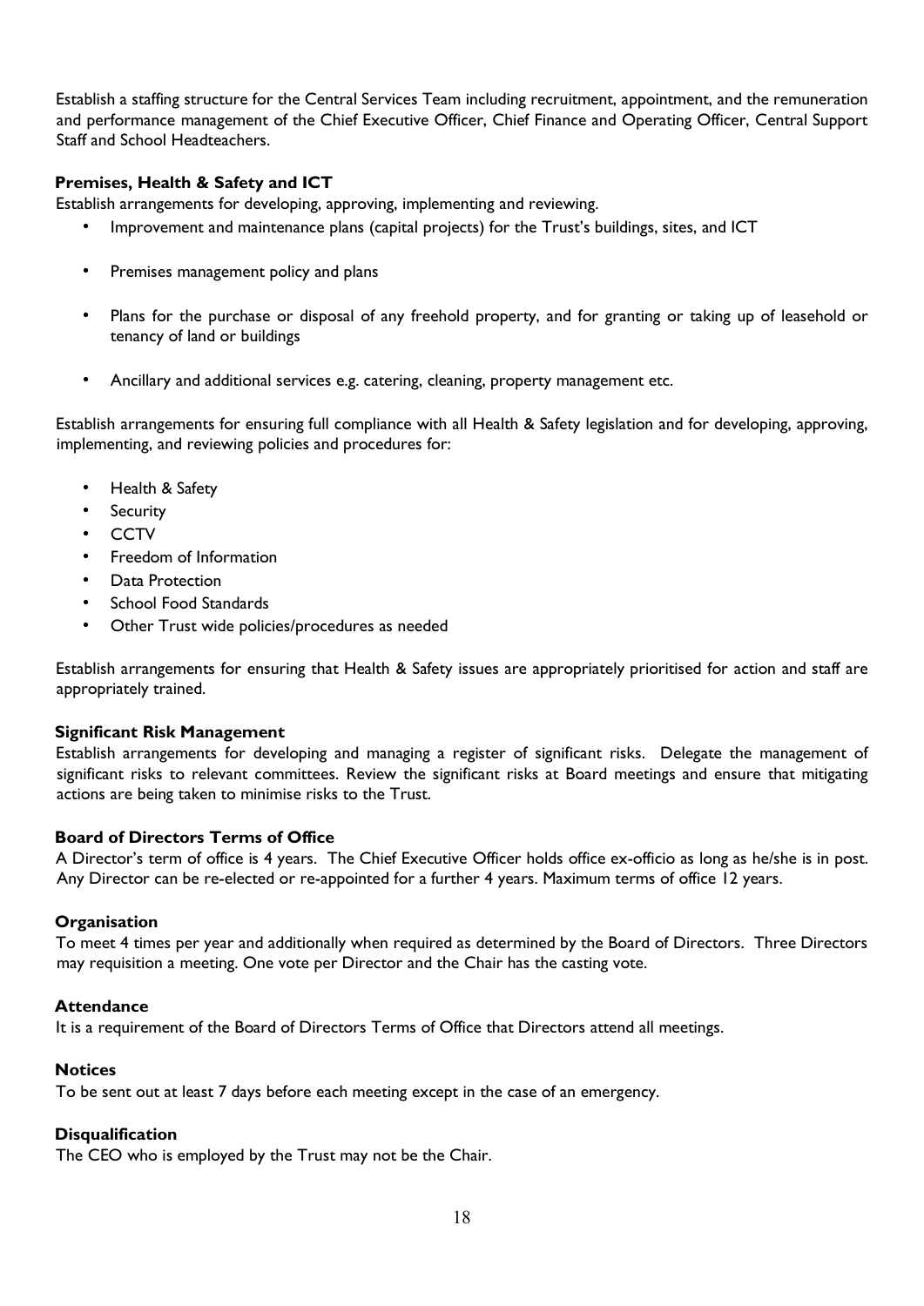Establish a staffing structure for the Central Services Team including recruitment, appointment, and the remuneration and performance management of the Chief Executive Officer, Chief Finance and Operating Officer, Central Support Staff and School Headteachers.

**Premises, Health & Safety and ICT**

Establish arrangements for developing, approving, implementing and reviewing.

- Improvement and maintenance plans (capital projects) for the Trust's buildings, sites, and ICT
- Premises management policy and plans
- Plans for the purchase or disposal of any freehold property, and for granting or taking up of leasehold or tenancy of land or buildings
- Ancillary and additional services e.g. catering, cleaning, property management etc.

Establish arrangements for ensuring full compliance with all Health & Safety legislation and for developing, approving, implementing, and reviewing policies and procedures for:

- Health & Safety
- Security
- CCTV
- Freedom of Information
- Data Protection
- School Food Standards
- Other Trust wide policies/procedures as needed

Establish arrangements for ensuring that Health & Safety issues are appropriately prioritised for action and staff are appropriately trained.

**Significant Risk Management**

Establish arrangements for developing and managing a register of significant risks. Delegate the management of significant risks to relevant committees. Review the significant risks at Board meetings and ensure that mitigating actions are being taken to minimise risks to the Trust.

**Board of Directors Terms of Office**

A Director's term of office is 4 years. The Chief Executive Officer holds office ex-officio as long as he/she is in post. Any Director can be re-elected or re-appointed for a further 4 years. Maximum terms of office 12 years.

**Organisation**

To meet 4 times per year and additionally when required as determined by the Board of Directors. Three Directors may requisition a meeting. One vote per Director and the Chair has the casting vote.

**Attendance**

It is a requirement of the Board of Directors Terms of Office that Directors attend all meetings.

**Notices**

To be sent out at least 7 days before each meeting except in the case of an emergency.

**Disqualification**

The CEO who is employed by the Trust may not be the Chair.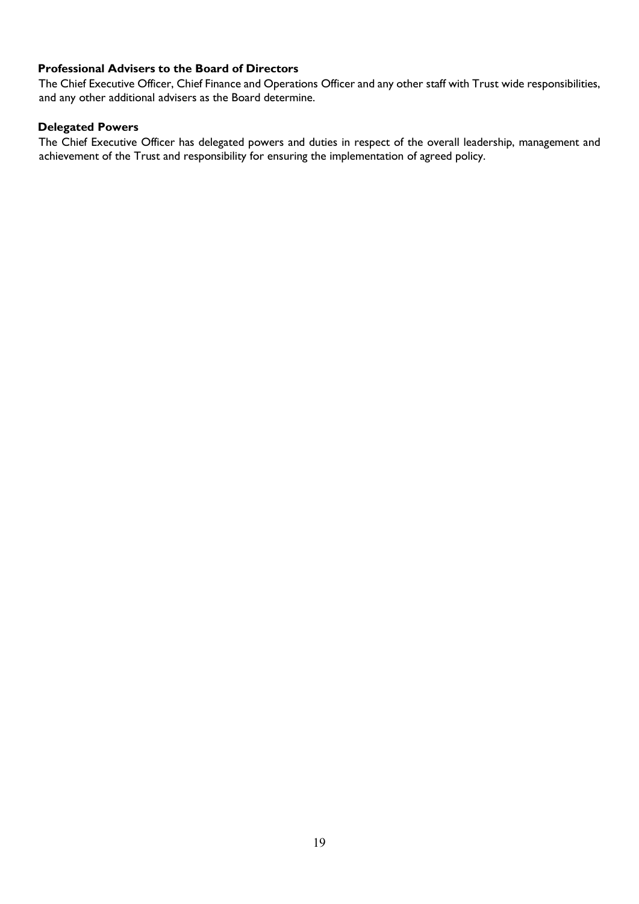**Professional Advisers to the Board of Directors**

The Chief Executive Officer, Chief Finance and Operations Officer and any other staff with Trust wide responsibilities, and any other additional advisers as the Board determine.

**Delegated Powers**

The Chief Executive Officer has delegated powers and duties in respect of the overall leadership, management and achievement of the Trust and responsibility for ensuring the implementation of agreed policy.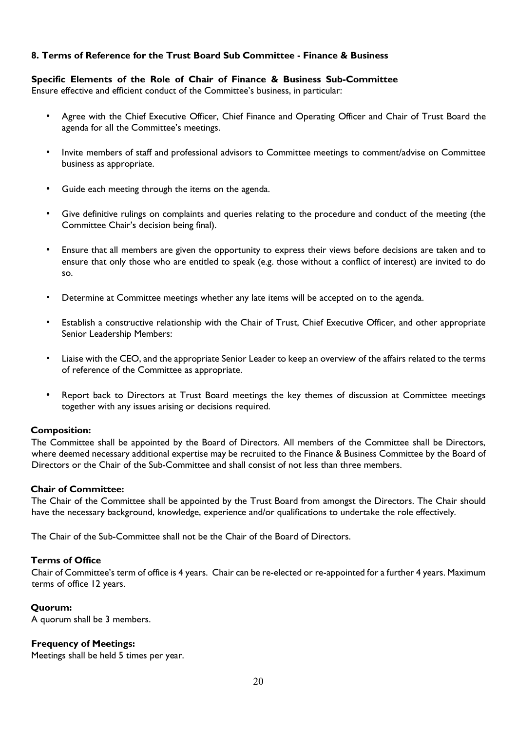### 8. Terms of Reference for the Trust Board Sub Committee - Finance & Business

**Specific Elements of the Role of Chair of Finance & Business Sub-Committee**

Ensure effective and efficient conduct of the Committee's business, in particular:

- Agree with the Chief Executive Officer, Chief Finance and Operating Officer and Chair of Trust Board the agenda for all the Committee's meetings.
- Invite members of staff and professional advisors to Committee meetings to comment/advise on Committee business as appropriate.
- Guide each meeting through the items on the agenda.
- Give definitive rulings on complaints and queries relating to the procedure and conduct of the meeting (the Committee Chair's decision being final).
- Ensure that all members are given the opportunity to express their views before decisions are taken and to ensure that only those who are entitled to speak (e.g. those without a conflict of interest) are invited to do so.
- Determine at Committee meetings whether any late items will be accepted on to the agenda.
- Establish a constructive relationship with the Chair of Trust, Chief Executive Officer, and other appropriate Senior Leadership Members:
- Liaise with the CEO, and the appropriate Senior Leader to keep an overview of the affairs related to the terms of reference of the Committee as appropriate.
- Report back to Directors at Trust Board meetings the key themes of discussion at Committee meetings together with any issues arising or decisions required.

**Composition:**

The Committee shall be appointed by the Board of Directors. All members of the Committee shall be Directors, where deemed necessary additional expertise may be recruited to the Finance & Business Committee by the Board of Directors or the Chair of the Sub-Committee and shall consist of not less than three members.

**Chair of Committee:**

The Chair of the Committee shall be appointed by the Trust Board from amongst the Directors. The Chair should have the necessary background, knowledge, experience and/or qualifications to undertake the role effectively.

The Chair of the Sub-Committee shall not be the Chair of the Board of Directors.

**Terms of Office**

Chair of Committee's term of office is 4 years. Chair can be re-elected or re-appointed for a further 4 years. Maximum terms of office 12 years.

**Quorum:**

A quorum shall be 3 members.

**Frequency of Meetings:**

Meetings shall be held 5 times per year.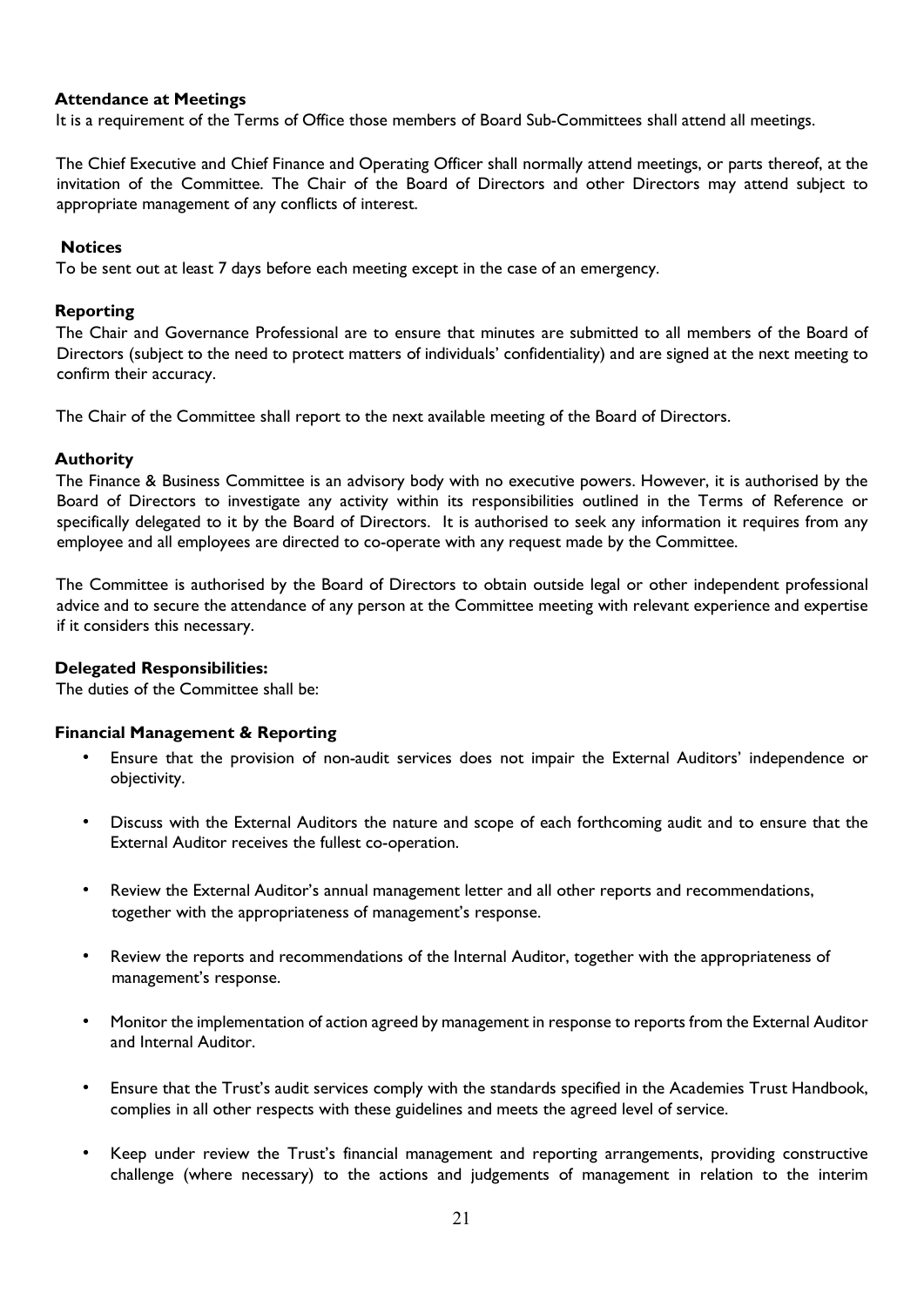**Attendance at Meetings**

It is a requirement of the Terms of Office those members of Board Sub-Committees shall attend all meetings.

The Chief Executive and Chief Finance and Operating Officer shall normally attend meetings, or parts thereof, at the invitation of the Committee. The Chair of the Board of Directors and other Directors may attend subject to appropriate management of any conflicts of interest.

**Notices**

To be sent out at least 7 days before each meeting except in the case of an emergency.

**Reporting**

The Chair and Governance Professional are to ensure that minutes are submitted to all members of the Board of Directors (subject to the need to protect matters of individuals' confidentiality) and are signed at the next meeting to confirm their accuracy.

The Chair of the Committee shall report to the next available meeting of the Board of Directors.

**Authority**

The Finance & Business Committee is an advisory body with no executive powers. However, it is authorised by the Board of Directors to investigate any activity within its responsibilities outlined in the Terms of Reference or specifically delegated to it by the Board of Directors. It is authorised to seek any information it requires from any employee and all employees are directed to co-operate with any request made by the Committee.

The Committee is authorised by the Board of Directors to obtain outside legal or other independent professional advice and to secure the attendance of any person at the Committee meeting with relevant experience and expertise if it considers this necessary.

**Delegated Responsibilities:**

The duties of the Committee shall be:

**Financial Management & Reporting**

- Ensure that the provision of non-audit services does not impair the External Auditors' independence or objectivity.
- Discuss with the External Auditors the nature and scope of each forthcoming audit and to ensure that the External Auditor receives the fullest co-operation.
- Review the External Auditor's annual management letter and all other reports and recommendations, together with the appropriateness of management's response.
- Review the reports and recommendations of the Internal Auditor, together with the appropriateness of management's response.
- Monitor the implementation of action agreed by management in response to reports from the External Auditor and Internal Auditor.
- Ensure that the Trust's audit services comply with the standards specified in the Academies Trust Handbook, complies in all other respects with these guidelines and meets the agreed level of service.
- Keep under review the Trust's financial management and reporting arrangements, providing constructive challenge (where necessary) to the actions and judgements of management in relation to the interim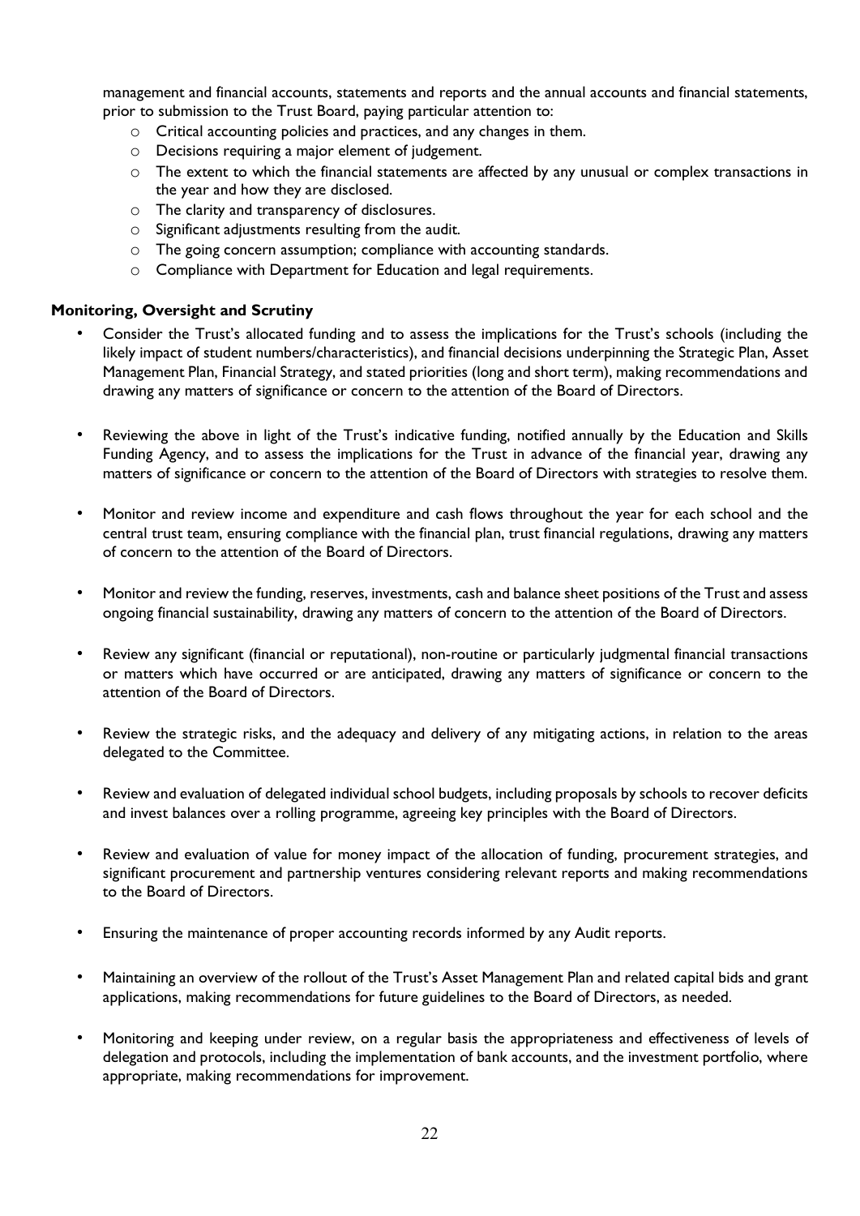management and financial accounts, statements and reports and the annual accounts and financial statements, prior to submission to the Trust Board, paying particular attention to:

- Critical accounting policies and practices, and any changes in them.
- Decisions requiring a major element of judgement.
- The extent to which the financial statements are affected by any unusual or complex transactions in the year and how they are disclosed.
- The clarity and transparency of disclosures.
- Significant adjustments resulting from the audit.
- The going concern assumption; compliance with accounting standards.
- Compliance with Department for Education and legal requirements.

**Monitoring, Oversight and Scrutiny**

- Consider the Trust's allocated funding and to assess the implications for the Trust's schools (including the likely impact of student numbers/characteristics), and financial decisions underpinning the Strategic Plan, Asset Management Plan, Financial Strategy, and stated priorities (long and short term), making recommendations and drawing any matters of significance or concern to the attention of the Board of Directors.

- Reviewing the above in light of the Trust's indicative funding, notified annually by the Education and Skills Funding Agency, and to assess the implications for the Trust in advance of the financial year, drawing any matters of significance or concern to the attention of the Board of Directors with strategies to resolve them.

- Monitor and review income and expenditure and cash flows throughout the year for each school and the central trust team, ensuring compliance with the financial plan, trust financial regulations, drawing any matters of concern to the attention of the Board of Directors.

- Monitor and review the funding, reserves, investments, cash and balance sheet positions of the Trust and assess ongoing financial sustainability, drawing any matters of concern to the attention of the Board of Directors.

- Review any significant (financial or reputational), non-routine or particularly judgmental financial transactions or matters which have occurred or are anticipated, drawing any matters of significance or concern to the attention of the Board of Directors.

- Review the strategic risks, and the adequacy and delivery of any mitigating actions, in relation to the areas delegated to the Committee.

- Review and evaluation of delegated individual school budgets, including proposals by schools to recover deficits and invest balances over a rolling programme, agreeing key principles with the Board of Directors.

- Review and evaluation of value for money impact of the allocation of funding, procurement strategies, and significant procurement and partnership ventures considering relevant reports and making recommendations to the Board of Directors.

- Ensuring the maintenance of proper accounting records informed by any Audit reports.

- Maintaining an overview of the rollout of the Trust's Asset Management Plan and related capital bids and grant applications, making recommendations for future guidelines to the Board of Directors, as needed.

- Monitoring and keeping under review, on a regular basis the appropriateness and effectiveness of levels of delegation and protocols, including the implementation of bank accounts, and the investment portfolio, where appropriate, making recommendations for improvement.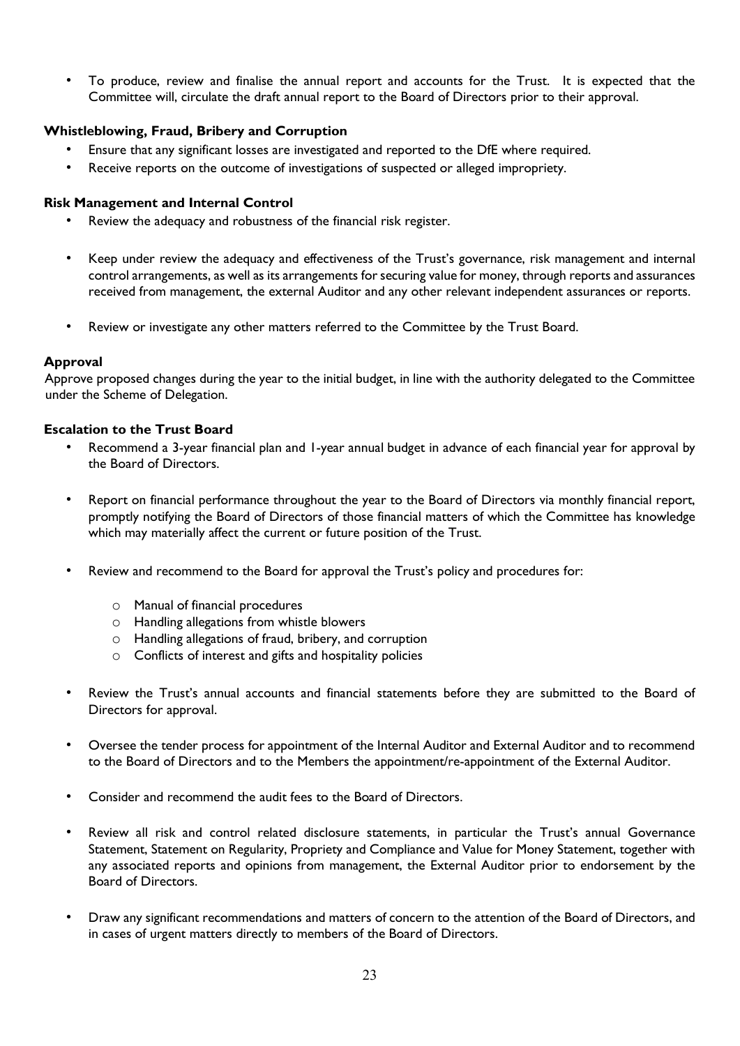- To produce, review and finalise the annual report and accounts for the Trust. It is expected that the Committee will, circulate the draft annual report to the Board of Directors prior to their approval.

**Whistleblowing, Fraud, Bribery and Corruption**

- Ensure that any significant losses are investigated and reported to the DfE where required.
- Receive reports on the outcome of investigations of suspected or alleged impropriety.

**Risk Management and Internal Control**

- Review the adequacy and robustness of the financial risk register.
- Keep under review the adequacy and effectiveness of the Trust's governance, risk management and internal control arrangements, as well as its arrangements for securing value for money, through reports and assurances received from management, the external Auditor and any other relevant independent assurances or reports.
- Review or investigate any other matters referred to the Committee by the Trust Board.

**Approval**

Approve proposed changes during the year to the initial budget, in line with the authority delegated to the Committee under the Scheme of Delegation.

**Escalation to the Trust Board**

- Recommend a 3-year financial plan and 1-year annual budget in advance of each financial year for approval by the Board of Directors.
- Report on financial performance throughout the year to the Board of Directors via monthly financial report, promptly notifying the Board of Directors of those financial matters of which the Committee has knowledge which may materially affect the current or future position of the Trust.
- Review and recommend to the Board for approval the Trust's policy and procedures for:
  - Manual of financial procedures
  - Handling allegations from whistle blowers
  - Handling allegations of fraud, bribery, and corruption
  - Conflicts of interest and gifts and hospitality policies
- Review the Trust's annual accounts and financial statements before they are submitted to the Board of Directors for approval.
- Oversee the tender process for appointment of the Internal Auditor and External Auditor and to recommend to the Board of Directors and to the Members the appointment/re-appointment of the External Auditor.
- Consider and recommend the audit fees to the Board of Directors.
- Review all risk and control related disclosure statements, in particular the Trust's annual Governance Statement, Statement on Regularity, Propriety and Compliance and Value for Money Statement, together with any associated reports and opinions from management, the External Auditor prior to endorsement by the Board of Directors.
- Draw any significant recommendations and matters of concern to the attention of the Board of Directors, and in cases of urgent matters directly to members of the Board of Directors.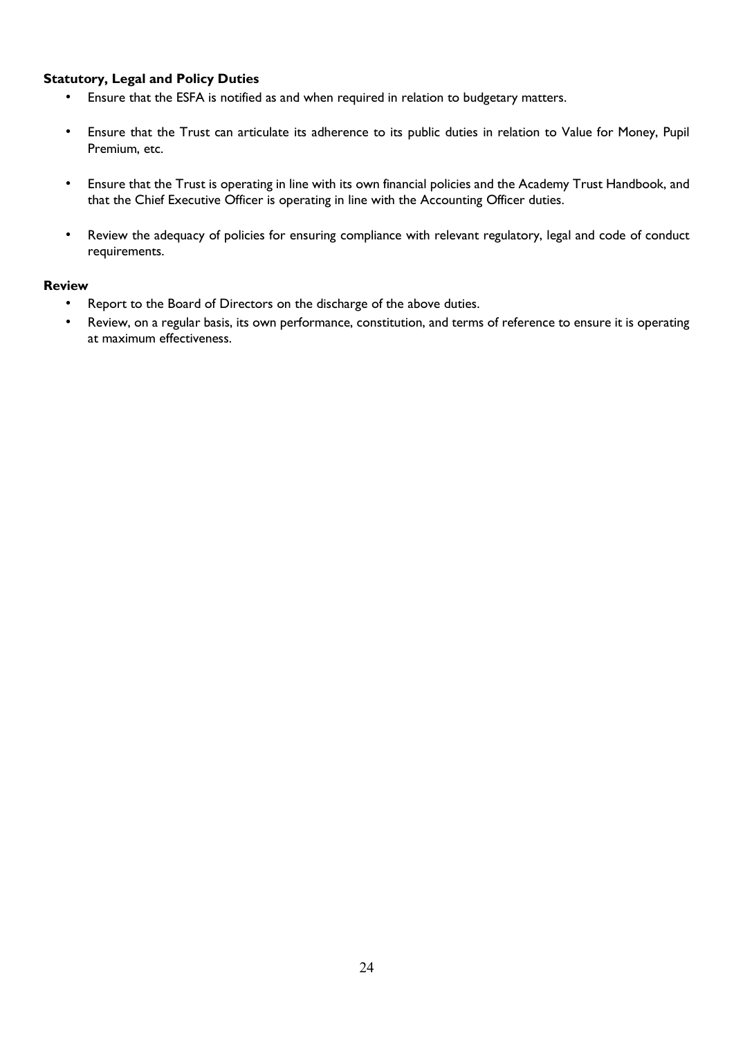**Statutory, Legal and Policy Duties**

- Ensure that the ESFA is notified as and when required in relation to budgetary matters.
- Ensure that the Trust can articulate its adherence to its public duties in relation to Value for Money, Pupil Premium, etc.
- Ensure that the Trust is operating in line with its own financial policies and the Academy Trust Handbook, and that the Chief Executive Officer is operating in line with the Accounting Officer duties.
- Review the adequacy of policies for ensuring compliance with relevant regulatory, legal and code of conduct requirements.

**Review**

- Report to the Board of Directors on the discharge of the above duties.
- Review, on a regular basis, its own performance, constitution, and terms of reference to ensure it is operating at maximum effectiveness.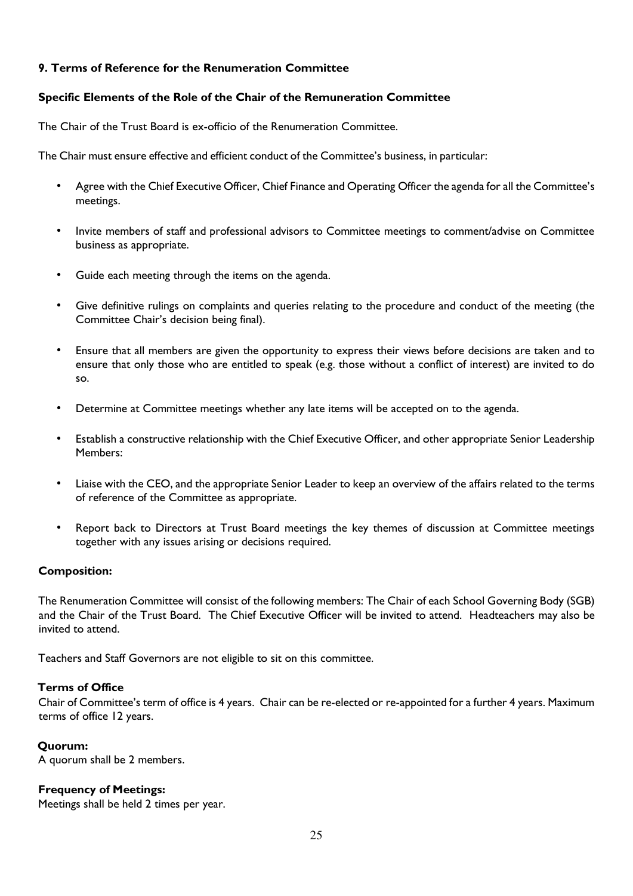## 9. Terms of Reference for the Renumeration Committee

### Specific Elements of the Role of the Chair of the Remuneration Committee

The Chair of the Trust Board is ex-officio of the Renumeration Committee.

The Chair must ensure effective and efficient conduct of the Committee's business, in particular:

- Agree with the Chief Executive Officer, Chief Finance and Operating Officer the agenda for all the Committee's meetings.
- Invite members of staff and professional advisors to Committee meetings to comment/advise on Committee business as appropriate.
- Guide each meeting through the items on the agenda.
- Give definitive rulings on complaints and queries relating to the procedure and conduct of the meeting (the Committee Chair's decision being final).
- Ensure that all members are given the opportunity to express their views before decisions are taken and to ensure that only those who are entitled to speak (e.g. those without a conflict of interest) are invited to do so.
- Determine at Committee meetings whether any late items will be accepted on to the agenda.
- Establish a constructive relationship with the Chief Executive Officer, and other appropriate Senior Leadership Members:
- Liaise with the CEO, and the appropriate Senior Leader to keep an overview of the affairs related to the terms of reference of the Committee as appropriate.
- Report back to Directors at Trust Board meetings the key themes of discussion at Committee meetings together with any issues arising or decisions required.

### Composition:

The Renumeration Committee will consist of the following members: The Chair of each School Governing Body (SGB) and the Chair of the Trust Board. The Chief Executive Officer will be invited to attend. Headteachers may also be invited to attend.

Teachers and Staff Governors are not eligible to sit on this committee.

### Terms of Office

Chair of Committee's term of office is 4 years. Chair can be re-elected or re-appointed for a further 4 years. Maximum terms of office 12 years.

### Quorum:

A quorum shall be 2 members.

### Frequency of Meetings:

Meetings shall be held 2 times per year.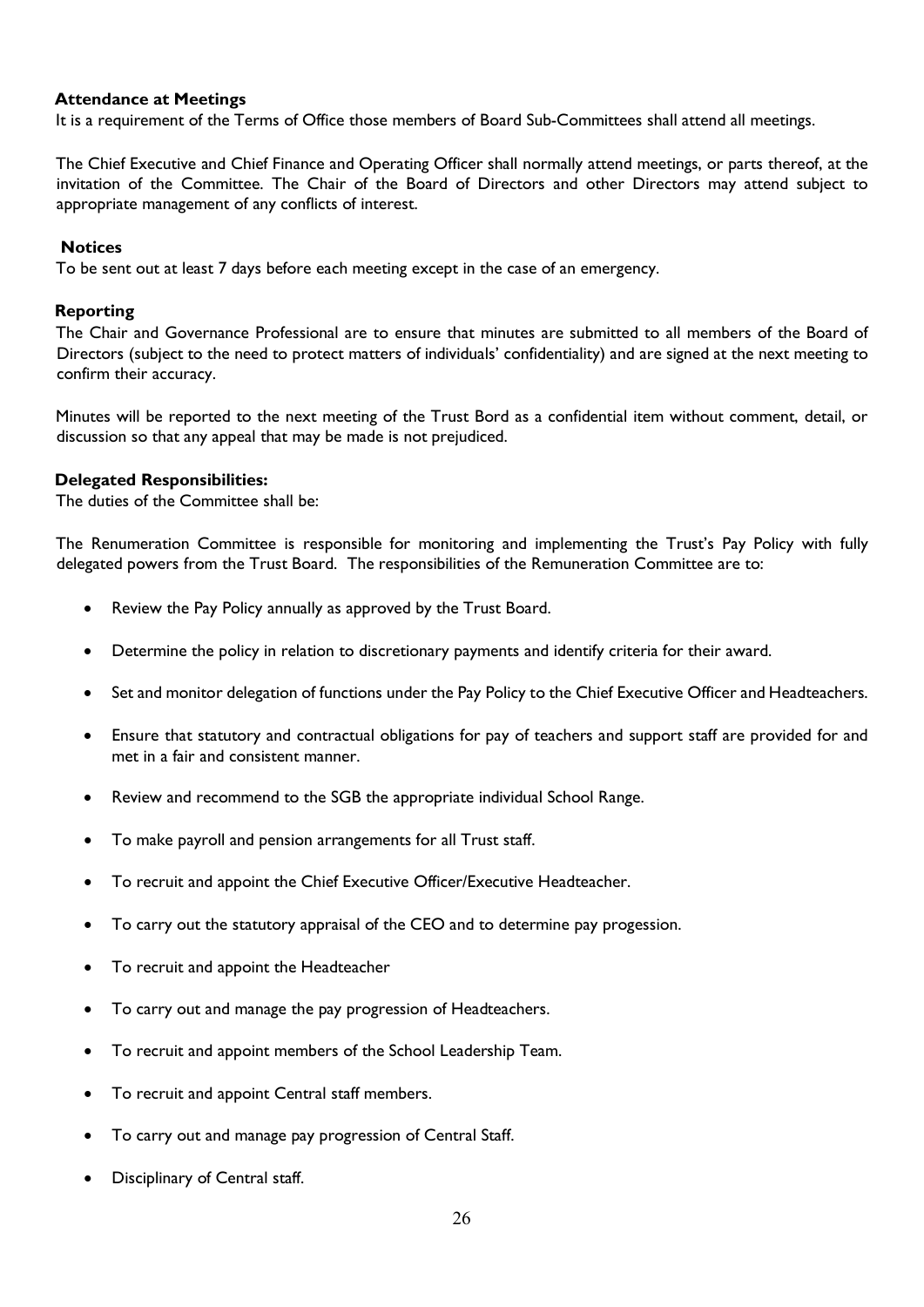**Attendance at Meetings**

It is a requirement of the Terms of Office those members of Board Sub-Committees shall attend all meetings.

The Chief Executive and Chief Finance and Operating Officer shall normally attend meetings, or parts thereof, at the invitation of the Committee. The Chair of the Board of Directors and other Directors may attend subject to appropriate management of any conflicts of interest.

**Notices**

To be sent out at least 7 days before each meeting except in the case of an emergency.

**Reporting**

The Chair and Governance Professional are to ensure that minutes are submitted to all members of the Board of Directors (subject to the need to protect matters of individuals' confidentiality) and are signed at the next meeting to confirm their accuracy.

Minutes will be reported to the next meeting of the Trust Bord as a confidential item without comment, detail, or discussion so that any appeal that may be made is not prejudiced.

**Delegated Responsibilities:**

The duties of the Committee shall be:

The Renumeration Committee is responsible for monitoring and implementing the Trust's Pay Policy with fully delegated powers from the Trust Board. The responsibilities of the Remuneration Committee are to:

- Review the Pay Policy annually as approved by the Trust Board.
- Determine the policy in relation to discretionary payments and identify criteria for their award.
- Set and monitor delegation of functions under the Pay Policy to the Chief Executive Officer and Headteachers.
- Ensure that statutory and contractual obligations for pay of teachers and support staff are provided for and met in a fair and consistent manner.
- Review and recommend to the SGB the appropriate individual School Range.
- To make payroll and pension arrangements for all Trust staff.
- To recruit and appoint the Chief Executive Officer/Executive Headteacher.
- To carry out the statutory appraisal of the CEO and to determine pay progession.
- To recruit and appoint the Headteacher
- To carry out and manage the pay progression of Headteachers.
- To recruit and appoint members of the School Leadership Team.
- To recruit and appoint Central staff members.
- To carry out and manage pay progression of Central Staff.
- Disciplinary of Central staff.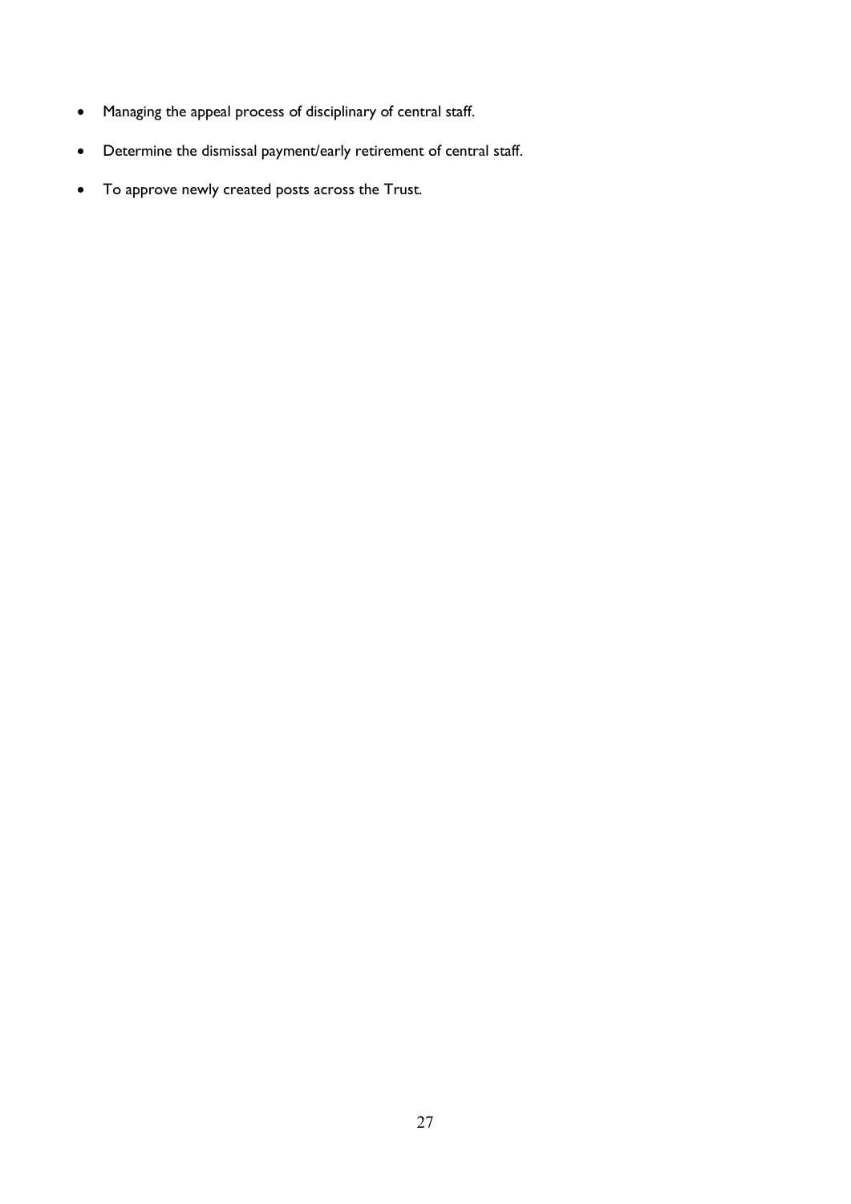- Managing the appeal process of disciplinary of central staff.
- Determine the dismissal payment/early retirement of central staff.
- To approve newly created posts across the Trust.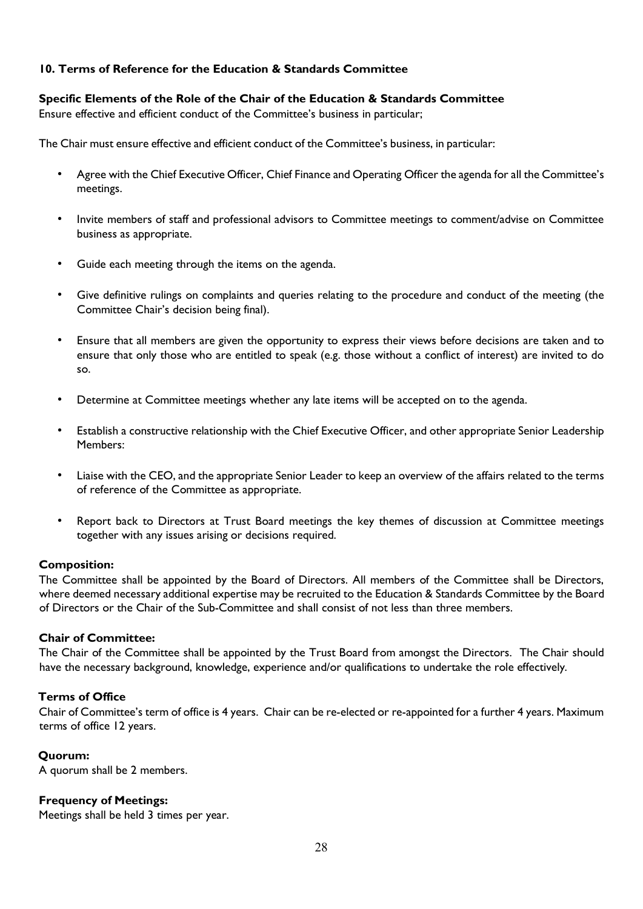## 10. Terms of Reference for the Education & Standards Committee

### Specific Elements of the Role of the Chair of the Education & Standards Committee

Ensure effective and efficient conduct of the Committee's business in particular;

The Chair must ensure effective and efficient conduct of the Committee's business, in particular:

- Agree with the Chief Executive Officer, Chief Finance and Operating Officer the agenda for all the Committee's meetings.
- Invite members of staff and professional advisors to Committee meetings to comment/advise on Committee business as appropriate.
- Guide each meeting through the items on the agenda.
- Give definitive rulings on complaints and queries relating to the procedure and conduct of the meeting (the Committee Chair's decision being final).
- Ensure that all members are given the opportunity to express their views before decisions are taken and to ensure that only those who are entitled to speak (e.g. those without a conflict of interest) are invited to do so.
- Determine at Committee meetings whether any late items will be accepted on to the agenda.
- Establish a constructive relationship with the Chief Executive Officer, and other appropriate Senior Leadership Members:
- Liaise with the CEO, and the appropriate Senior Leader to keep an overview of the affairs related to the terms of reference of the Committee as appropriate.
- Report back to Directors at Trust Board meetings the key themes of discussion at Committee meetings together with any issues arising or decisions required.

**Composition:**

The Committee shall be appointed by the Board of Directors. All members of the Committee shall be Directors, where deemed necessary additional expertise may be recruited to the Education & Standards Committee by the Board of Directors or the Chair of the Sub-Committee and shall consist of not less than three members.

**Chair of Committee:**

The Chair of the Committee shall be appointed by the Trust Board from amongst the Directors. The Chair should have the necessary background, knowledge, experience and/or qualifications to undertake the role effectively.

**Terms of Office**

Chair of Committee's term of office is 4 years. Chair can be re-elected or re-appointed for a further 4 years. Maximum terms of office 12 years.

**Quorum:**

A quorum shall be 2 members.

**Frequency of Meetings:**

Meetings shall be held 3 times per year.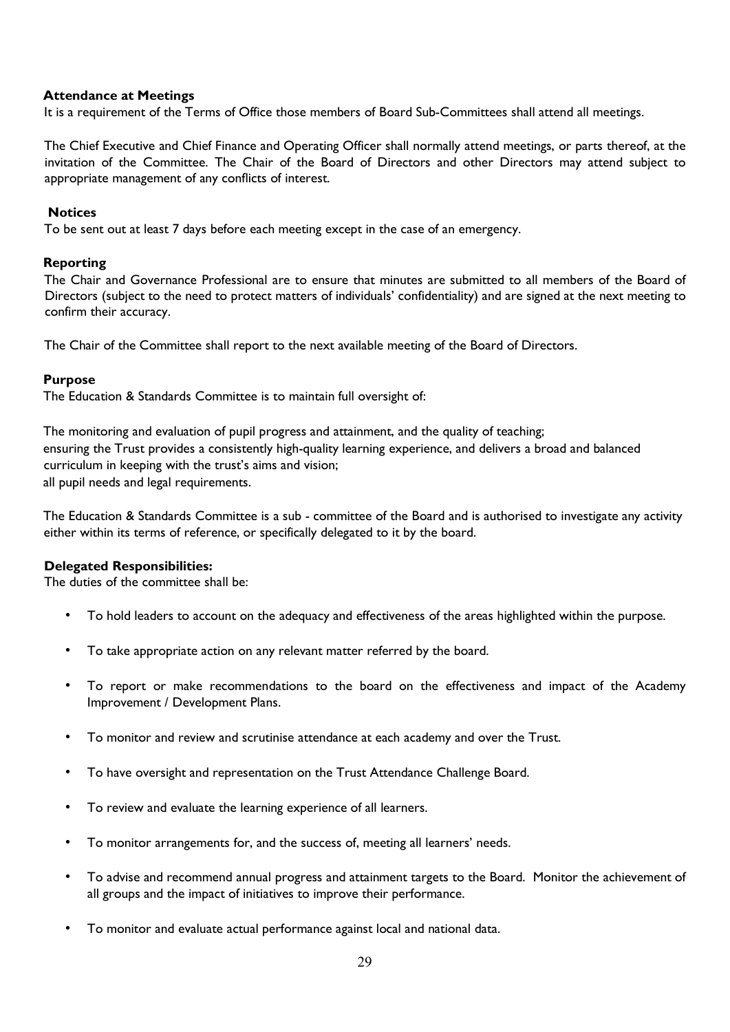**Attendance at Meetings**

It is a requirement of the Terms of Office those members of Board Sub-Committees shall attend all meetings.

The Chief Executive and Chief Finance and Operating Officer shall normally attend meetings, or parts thereof, at the invitation of the Committee. The Chair of the Board of Directors and other Directors may attend subject to appropriate management of any conflicts of interest.

**Notices**

To be sent out at least 7 days before each meeting except in the case of an emergency.

**Reporting**

The Chair and Governance Professional are to ensure that minutes are submitted to all members of the Board of Directors (subject to the need to protect matters of individuals' confidentiality) and are signed at the next meeting to confirm their accuracy.

The Chair of the Committee shall report to the next available meeting of the Board of Directors.

**Purpose**

The Education & Standards Committee is to maintain full oversight of:

The monitoring and evaluation of pupil progress and attainment, and the quality of teaching;
ensuring the Trust provides a consistently high-quality learning experience, and delivers a broad and balanced curriculum in keeping with the trust's aims and vision;
all pupil needs and legal requirements.

The Education & Standards Committee is a sub - committee of the Board and is authorised to investigate any activity either within its terms of reference, or specifically delegated to it by the board.

**Delegated Responsibilities:**

The duties of the committee shall be:

- To hold leaders to account on the adequacy and effectiveness of the areas highlighted within the purpose.
- To take appropriate action on any relevant matter referred by the board.
- To report or make recommendations to the board on the effectiveness and impact of the Academy Improvement / Development Plans.
- To monitor and review and scrutinise attendance at each academy and over the Trust.
- To have oversight and representation on the Trust Attendance Challenge Board.
- To review and evaluate the learning experience of all learners.
- To monitor arrangements for, and the success of, meeting all learners' needs.
- To advise and recommend annual progress and attainment targets to the Board. Monitor the achievement of all groups and the impact of initiatives to improve their performance.
- To monitor and evaluate actual performance against local and national data.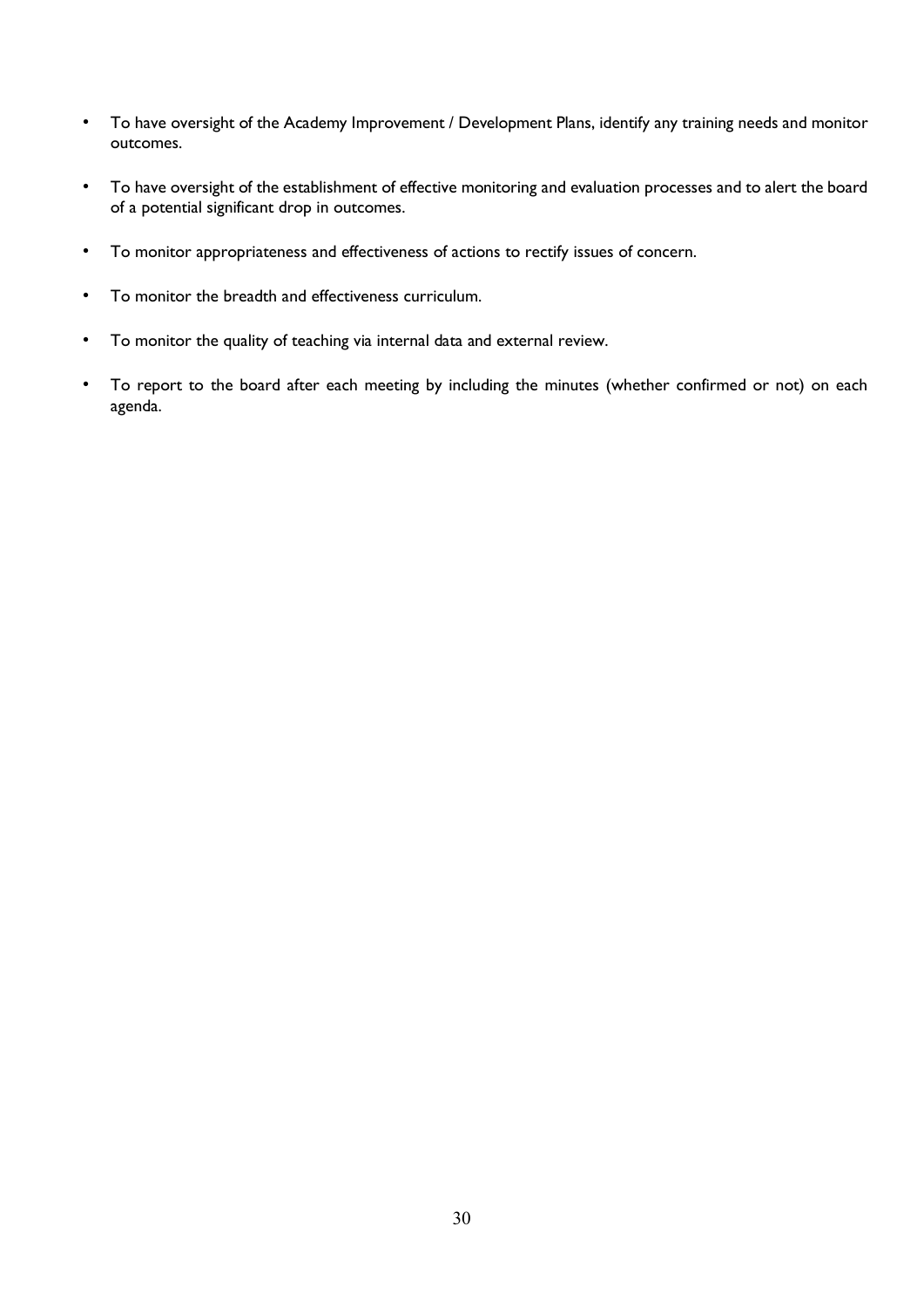- To have oversight of the Academy Improvement / Development Plans, identify any training needs and monitor outcomes.

- To have oversight of the establishment of effective monitoring and evaluation processes and to alert the board of a potential significant drop in outcomes.

- To monitor appropriateness and effectiveness of actions to rectify issues of concern.

- To monitor the breadth and effectiveness curriculum.

- To monitor the quality of teaching via internal data and external review.

- To report to the board after each meeting by including the minutes (whether confirmed or not) on each agenda.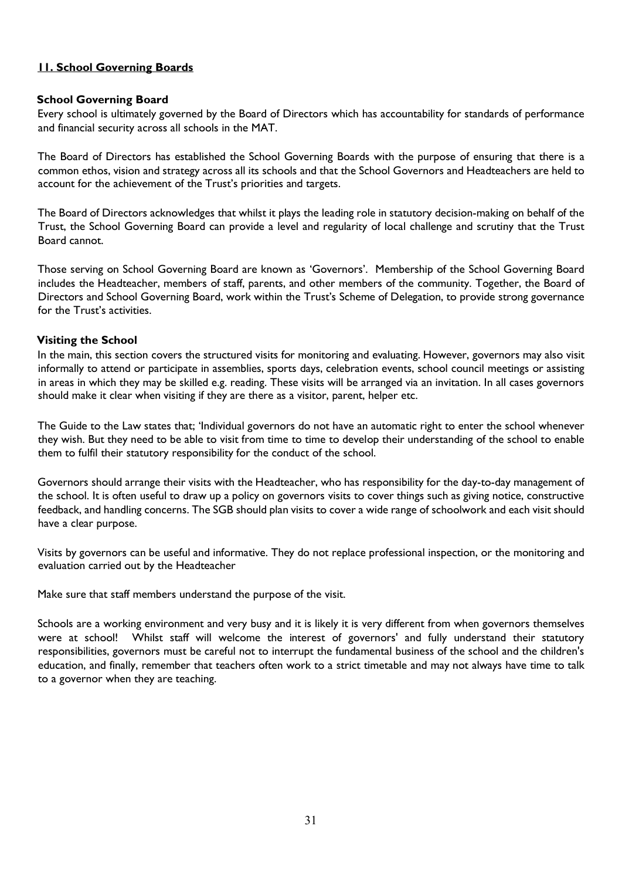## 11. School Governing Boards

### School Governing Board

Every school is ultimately governed by the Board of Directors which has accountability for standards of performance and financial security across all schools in the MAT.

The Board of Directors has established the School Governing Boards with the purpose of ensuring that there is a common ethos, vision and strategy across all its schools and that the School Governors and Headteachers are held to account for the achievement of the Trust's priorities and targets.

The Board of Directors acknowledges that whilst it plays the leading role in statutory decision-making on behalf of the Trust, the School Governing Board can provide a level and regularity of local challenge and scrutiny that the Trust Board cannot.

Those serving on School Governing Board are known as 'Governors'. Membership of the School Governing Board includes the Headteacher, members of staff, parents, and other members of the community. Together, the Board of Directors and School Governing Board, work within the Trust's Scheme of Delegation, to provide strong governance for the Trust's activities.

### Visiting the School

In the main, this section covers the structured visits for monitoring and evaluating. However, governors may also visit informally to attend or participate in assemblies, sports days, celebration events, school council meetings or assisting in areas in which they may be skilled e.g. reading. These visits will be arranged via an invitation. In all cases governors should make it clear when visiting if they are there as a visitor, parent, helper etc.

The Guide to the Law states that; 'Individual governors do not have an automatic right to enter the school whenever they wish. But they need to be able to visit from time to time to develop their understanding of the school to enable them to fulfil their statutory responsibility for the conduct of the school.

Governors should arrange their visits with the Headteacher, who has responsibility for the day-to-day management of the school. It is often useful to draw up a policy on governors visits to cover things such as giving notice, constructive feedback, and handling concerns. The SGB should plan visits to cover a wide range of schoolwork and each visit should have a clear purpose.

Visits by governors can be useful and informative. They do not replace professional inspection, or the monitoring and evaluation carried out by the Headteacher

Make sure that staff members understand the purpose of the visit.

Schools are a working environment and very busy and it is likely it is very different from when governors themselves were at school! Whilst staff will welcome the interest of governors' and fully understand their statutory responsibilities, governors must be careful not to interrupt the fundamental business of the school and the children's education, and finally, remember that teachers often work to a strict timetable and may not always have time to talk to a governor when they are teaching.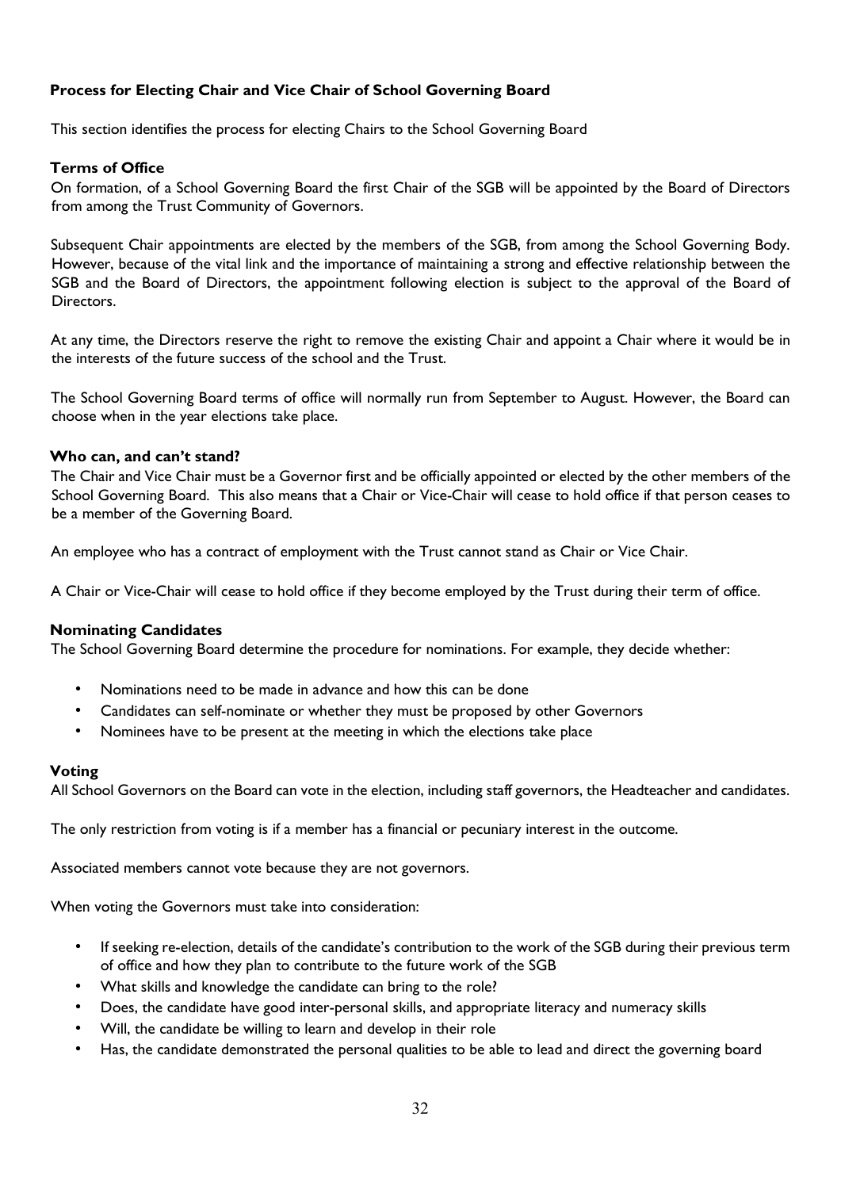## Process for Electing Chair and Vice Chair of School Governing Board

This section identifies the process for electing Chairs to the School Governing Board

### Terms of Office

On formation, of a School Governing Board the first Chair of the SGB will be appointed by the Board of Directors from among the Trust Community of Governors.

Subsequent Chair appointments are elected by the members of the SGB, from among the School Governing Body. However, because of the vital link and the importance of maintaining a strong and effective relationship between the SGB and the Board of Directors, the appointment following election is subject to the approval of the Board of Directors.

At any time, the Directors reserve the right to remove the existing Chair and appoint a Chair where it would be in the interests of the future success of the school and the Trust.

The School Governing Board terms of office will normally run from September to August. However, the Board can choose when in the year elections take place.

### Who can, and can't stand?

The Chair and Vice Chair must be a Governor first and be officially appointed or elected by the other members of the School Governing Board. This also means that a Chair or Vice-Chair will cease to hold office if that person ceases to be a member of the Governing Board.

An employee who has a contract of employment with the Trust cannot stand as Chair or Vice Chair.

A Chair or Vice-Chair will cease to hold office if they become employed by the Trust during their term of office.

### Nominating Candidates

The School Governing Board determine the procedure for nominations. For example, they decide whether:

- Nominations need to be made in advance and how this can be done
- Candidates can self-nominate or whether they must be proposed by other Governors
- Nominees have to be present at the meeting in which the elections take place

### Voting

All School Governors on the Board can vote in the election, including staff governors, the Headteacher and candidates.

The only restriction from voting is if a member has a financial or pecuniary interest in the outcome.

Associated members cannot vote because they are not governors.

When voting the Governors must take into consideration:

- If seeking re-election, details of the candidate's contribution to the work of the SGB during their previous term of office and how they plan to contribute to the future work of the SGB
- What skills and knowledge the candidate can bring to the role?
- Does, the candidate have good inter-personal skills, and appropriate literacy and numeracy skills
- Will, the candidate be willing to learn and develop in their role
- Has, the candidate demonstrated the personal qualities to be able to lead and direct the governing board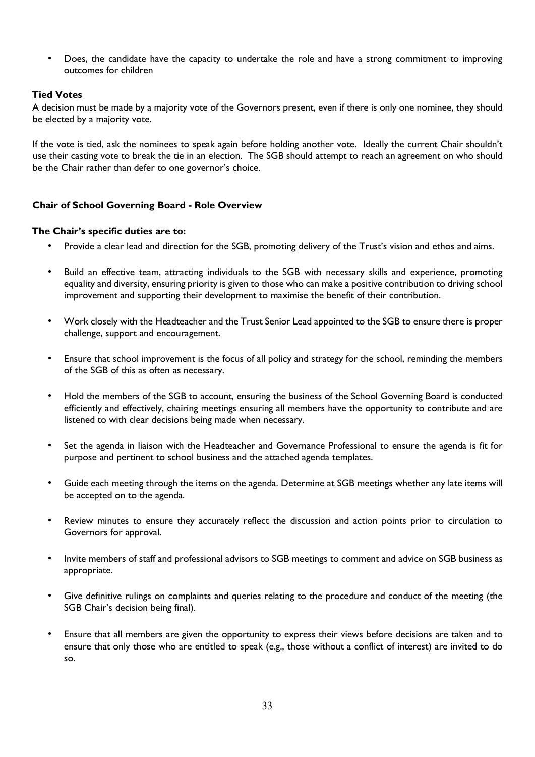- Does, the candidate have the capacity to undertake the role and have a strong commitment to improving outcomes for children

**Tied Votes**

A decision must be made by a majority vote of the Governors present, even if there is only one nominee, they should be elected by a majority vote.

If the vote is tied, ask the nominees to speak again before holding another vote. Ideally the current Chair shouldn't use their casting vote to break the tie in an election. The SGB should attempt to reach an agreement on who should be the Chair rather than defer to one governor's choice.

**Chair of School Governing Board - Role Overview**

**The Chair's specific duties are to:**

- Provide a clear lead and direction for the SGB, promoting delivery of the Trust's vision and ethos and aims.
- Build an effective team, attracting individuals to the SGB with necessary skills and experience, promoting equality and diversity, ensuring priority is given to those who can make a positive contribution to driving school improvement and supporting their development to maximise the benefit of their contribution.
- Work closely with the Headteacher and the Trust Senior Lead appointed to the SGB to ensure there is proper challenge, support and encouragement.
- Ensure that school improvement is the focus of all policy and strategy for the school, reminding the members of the SGB of this as often as necessary.
- Hold the members of the SGB to account, ensuring the business of the School Governing Board is conducted efficiently and effectively, chairing meetings ensuring all members have the opportunity to contribute and are listened to with clear decisions being made when necessary.
- Set the agenda in liaison with the Headteacher and Governance Professional to ensure the agenda is fit for purpose and pertinent to school business and the attached agenda templates.
- Guide each meeting through the items on the agenda. Determine at SGB meetings whether any late items will be accepted on to the agenda.
- Review minutes to ensure they accurately reflect the discussion and action points prior to circulation to Governors for approval.
- Invite members of staff and professional advisors to SGB meetings to comment and advice on SGB business as appropriate.
- Give definitive rulings on complaints and queries relating to the procedure and conduct of the meeting (the SGB Chair's decision being final).
- Ensure that all members are given the opportunity to express their views before decisions are taken and to ensure that only those who are entitled to speak (e.g., those without a conflict of interest) are invited to do so.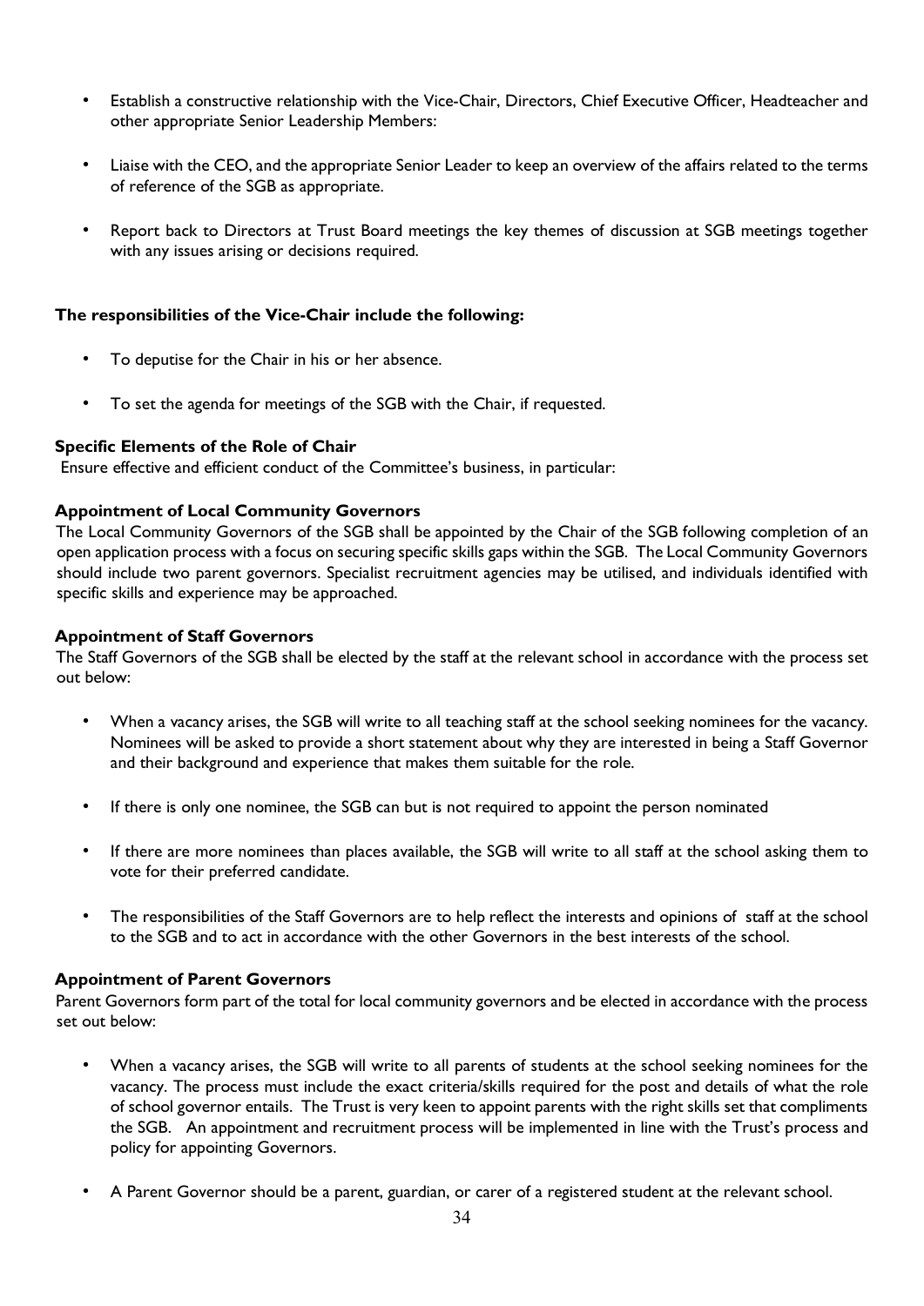- Establish a constructive relationship with the Vice-Chair, Directors, Chief Executive Officer, Headteacher and other appropriate Senior Leadership Members:

- Liaise with the CEO, and the appropriate Senior Leader to keep an overview of the affairs related to the terms of reference of the SGB as appropriate.

- Report back to Directors at Trust Board meetings the key themes of discussion at SGB meetings together with any issues arising or decisions required.

**The responsibilities of the Vice-Chair include the following:**

- To deputise for the Chair in his or her absence.

- To set the agenda for meetings of the SGB with the Chair, if requested.

**Specific Elements of the Role of Chair**

Ensure effective and efficient conduct of the Committee's business, in particular:

**Appointment of Local Community Governors**

The Local Community Governors of the SGB shall be appointed by the Chair of the SGB following completion of an open application process with a focus on securing specific skills gaps within the SGB. The Local Community Governors should include two parent governors. Specialist recruitment agencies may be utilised, and individuals identified with specific skills and experience may be approached.

**Appointment of Staff Governors**

The Staff Governors of the SGB shall be elected by the staff at the relevant school in accordance with the process set out below:

- When a vacancy arises, the SGB will write to all teaching staff at the school seeking nominees for the vacancy. Nominees will be asked to provide a short statement about why they are interested in being a Staff Governor and their background and experience that makes them suitable for the role.

- If there is only one nominee, the SGB can but is not required to appoint the person nominated

- If there are more nominees than places available, the SGB will write to all staff at the school asking them to vote for their preferred candidate.

- The responsibilities of the Staff Governors are to help reflect the interests and opinions of staff at the school to the SGB and to act in accordance with the other Governors in the best interests of the school.

**Appointment of Parent Governors**

Parent Governors form part of the total for local community governors and be elected in accordance with the process set out below:

- When a vacancy arises, the SGB will write to all parents of students at the school seeking nominees for the vacancy. The process must include the exact criteria/skills required for the post and details of what the role of school governor entails. The Trust is very keen to appoint parents with the right skills set that compliments the SGB. An appointment and recruitment process will be implemented in line with the Trust's process and policy for appointing Governors.

- A Parent Governor should be a parent, guardian, or carer of a registered student at the relevant school.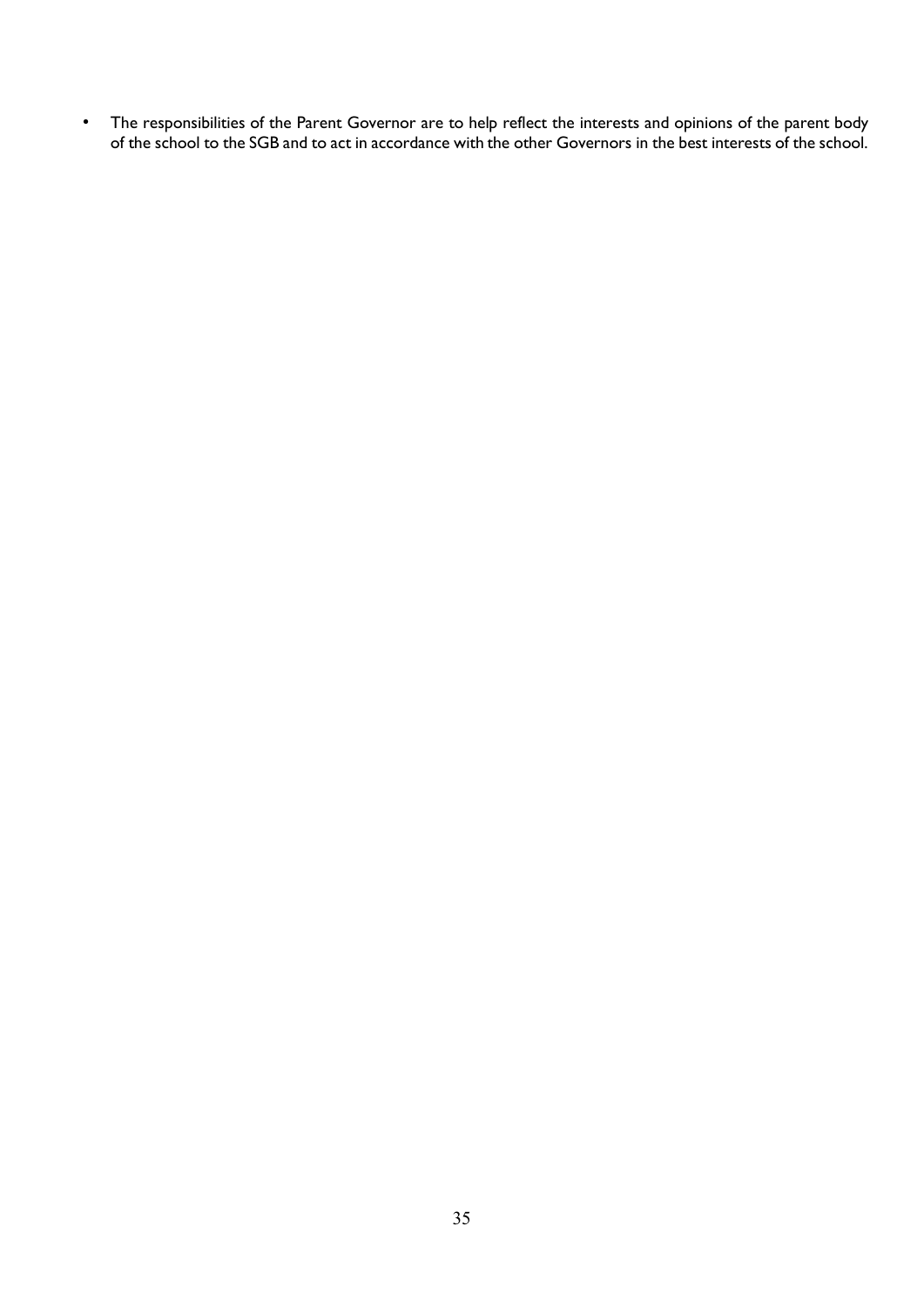- The responsibilities of the Parent Governor are to help reflect the interests and opinions of the parent body of the school to the SGB and to act in accordance with the other Governors in the best interests of the school.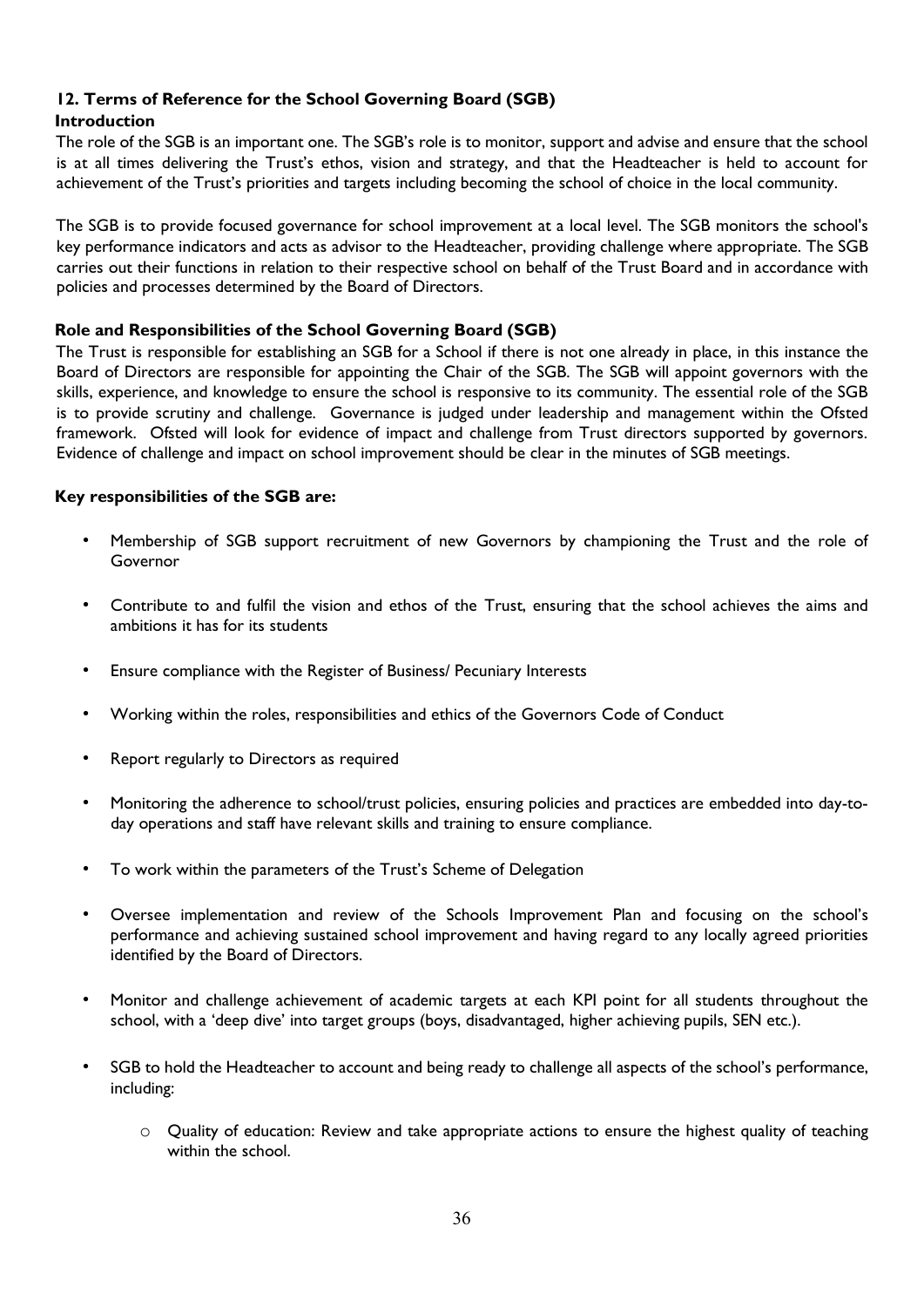## 12. Terms of Reference for the School Governing Board (SGB)

### Introduction

The role of the SGB is an important one. The SGB's role is to monitor, support and advise and ensure that the school is at all times delivering the Trust's ethos, vision and strategy, and that the Headteacher is held to account for achievement of the Trust's priorities and targets including becoming the school of choice in the local community.

The SGB is to provide focused governance for school improvement at a local level. The SGB monitors the school's key performance indicators and acts as advisor to the Headteacher, providing challenge where appropriate. The SGB carries out their functions in relation to their respective school on behalf of the Trust Board and in accordance with policies and processes determined by the Board of Directors.

### Role and Responsibilities of the School Governing Board (SGB)

The Trust is responsible for establishing an SGB for a School if there is not one already in place, in this instance the Board of Directors are responsible for appointing the Chair of the SGB. The SGB will appoint governors with the skills, experience, and knowledge to ensure the school is responsive to its community. The essential role of the SGB is to provide scrutiny and challenge. Governance is judged under leadership and management within the Ofsted framework. Ofsted will look for evidence of impact and challenge from Trust directors supported by governors. Evidence of challenge and impact on school improvement should be clear in the minutes of SGB meetings.

### Key responsibilities of the SGB are:

- Membership of SGB support recruitment of new Governors by championing the Trust and the role of Governor
- Contribute to and fulfil the vision and ethos of the Trust, ensuring that the school achieves the aims and ambitions it has for its students
- Ensure compliance with the Register of Business/ Pecuniary Interests
- Working within the roles, responsibilities and ethics of the Governors Code of Conduct
- Report regularly to Directors as required
- Monitoring the adherence to school/trust policies, ensuring policies and practices are embedded into day-to-day operations and staff have relevant skills and training to ensure compliance.
- To work within the parameters of the Trust's Scheme of Delegation
- Oversee implementation and review of the Schools Improvement Plan and focusing on the school's performance and achieving sustained school improvement and having regard to any locally agreed priorities identified by the Board of Directors.
- Monitor and challenge achievement of academic targets at each KPI point for all students throughout the school, with a 'deep dive' into target groups (boys, disadvantaged, higher achieving pupils, SEN etc.).
- SGB to hold the Headteacher to account and being ready to challenge all aspects of the school's performance, including:
  - Quality of education: Review and take appropriate actions to ensure the highest quality of teaching within the school.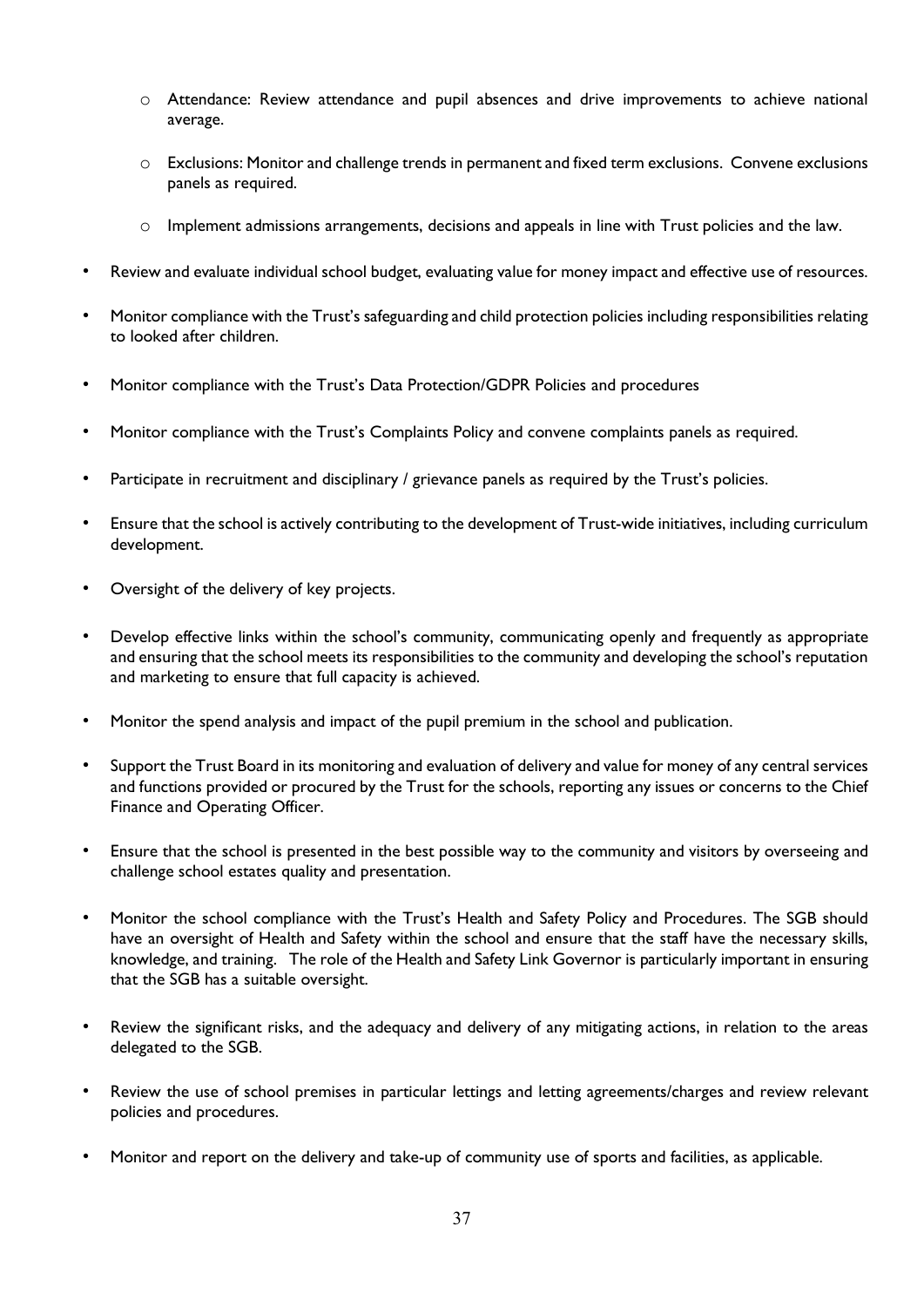- Attendance: Review attendance and pupil absences and drive improvements to achieve national average.

  - Exclusions: Monitor and challenge trends in permanent and fixed term exclusions. Convene exclusions panels as required.

  - Implement admissions arrangements, decisions and appeals in line with Trust policies and the law.

- Review and evaluate individual school budget, evaluating value for money impact and effective use of resources.

- Monitor compliance with the Trust's safeguarding and child protection policies including responsibilities relating to looked after children.

- Monitor compliance with the Trust's Data Protection/GDPR Policies and procedures

- Monitor compliance with the Trust's Complaints Policy and convene complaints panels as required.

- Participate in recruitment and disciplinary / grievance panels as required by the Trust's policies.

- Ensure that the school is actively contributing to the development of Trust-wide initiatives, including curriculum development.

- Oversight of the delivery of key projects.

- Develop effective links within the school's community, communicating openly and frequently as appropriate and ensuring that the school meets its responsibilities to the community and developing the school's reputation and marketing to ensure that full capacity is achieved.

- Monitor the spend analysis and impact of the pupil premium in the school and publication.

- Support the Trust Board in its monitoring and evaluation of delivery and value for money of any central services and functions provided or procured by the Trust for the schools, reporting any issues or concerns to the Chief Finance and Operating Officer.

- Ensure that the school is presented in the best possible way to the community and visitors by overseeing and challenge school estates quality and presentation.

- Monitor the school compliance with the Trust's Health and Safety Policy and Procedures. The SGB should have an oversight of Health and Safety within the school and ensure that the staff have the necessary skills, knowledge, and training. The role of the Health and Safety Link Governor is particularly important in ensuring that the SGB has a suitable oversight.

- Review the significant risks, and the adequacy and delivery of any mitigating actions, in relation to the areas delegated to the SGB.

- Review the use of school premises in particular lettings and letting agreements/charges and review relevant policies and procedures.

- Monitor and report on the delivery and take-up of community use of sports and facilities, as applicable.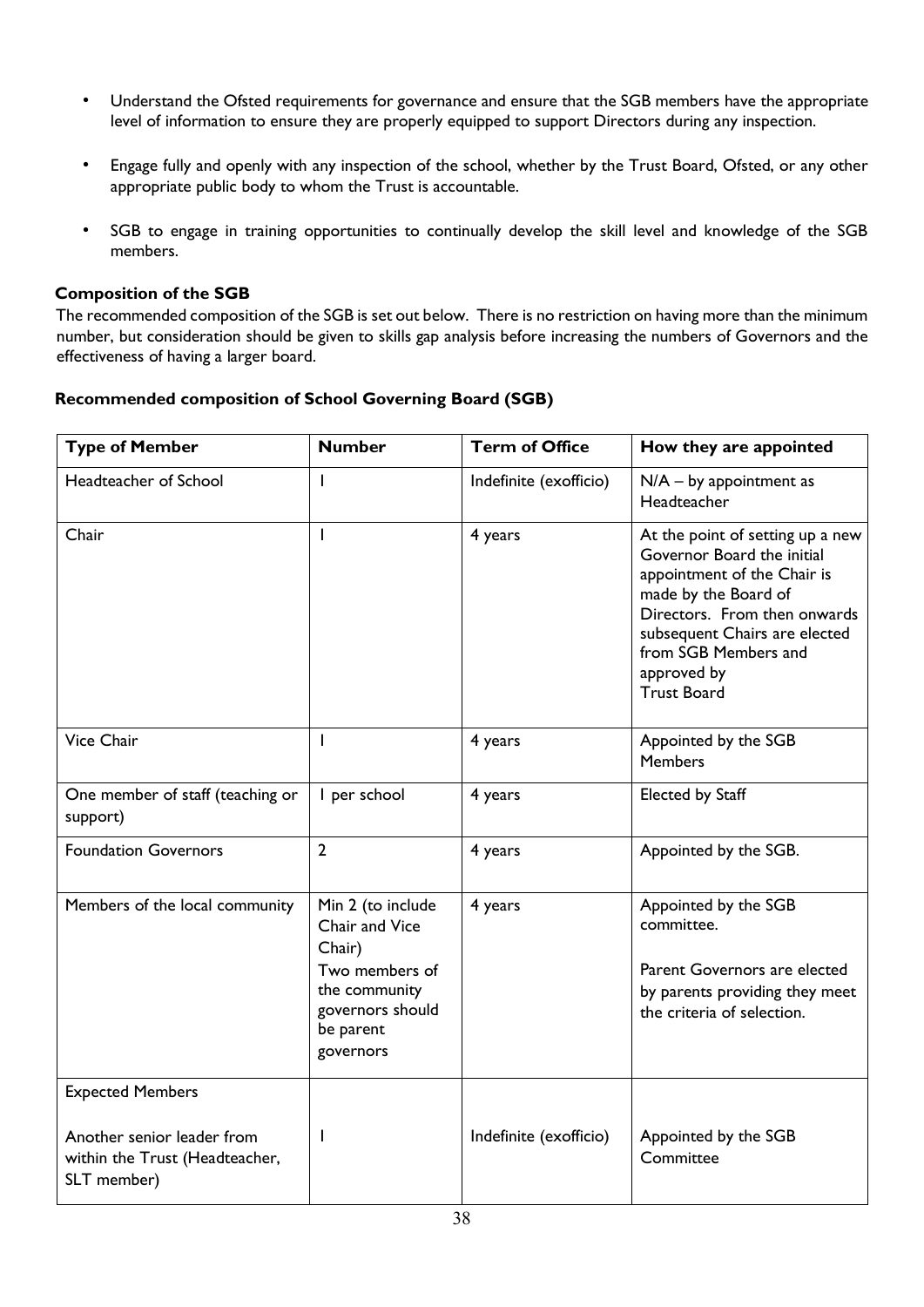- Understand the Ofsted requirements for governance and ensure that the SGB members have the appropriate level of information to ensure they are properly equipped to support Directors during any inspection.

- Engage fully and openly with any inspection of the school, whether by the Trust Board, Ofsted, or any other appropriate public body to whom the Trust is accountable.

- SGB to engage in training opportunities to continually develop the skill level and knowledge of the SGB members.

**Composition of the SGB**

The recommended composition of the SGB is set out below. There is no restriction on having more than the minimum number, but consideration should be given to skills gap analysis before increasing the numbers of Governors and the effectiveness of having a larger board.

**Recommended composition of School Governing Board (SGB)**

| Type of Member | Number | Term of Office | How they are appointed |
|---|---|---|---|
| Headteacher of School | 1 | Indefinite (exofficio) | N/A – by appointment as Headteacher |
| Chair | 1 | 4 years | At the point of setting up a new Governor Board the initial appointment of the Chair is made by the Board of Directors. From then onwards subsequent Chairs are elected from SGB Members and approved by Trust Board |
| Vice Chair | 1 | 4 years | Appointed by the SGB Members |
| One member of staff (teaching or support) | 1 per school | 4 years | Elected by Staff |
| Foundation Governors | 2 | 4 years | Appointed by the SGB. |
| Members of the local community | Min 2 (to include Chair and Vice Chair)<br>Two members of the community governors should be parent governors | 4 years | Appointed by the SGB committee.<br><br>Parent Governors are elected by parents providing they meet the criteria of selection. |
| Expected Members<br><br>Another senior leader from within the Trust (Headteacher, SLT member) | 1 | Indefinite (exofficio) | Appointed by the SGB Committee |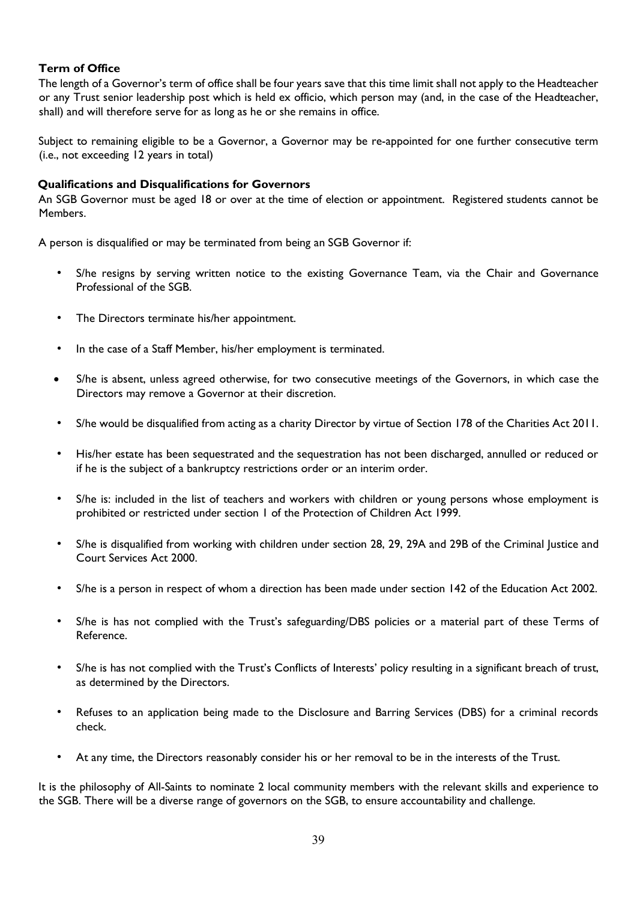**Term of Office**

The length of a Governor's term of office shall be four years save that this time limit shall not apply to the Headteacher or any Trust senior leadership post which is held ex officio, which person may (and, in the case of the Headteacher, shall) and will therefore serve for as long as he or she remains in office.

Subject to remaining eligible to be a Governor, a Governor may be re-appointed for one further consecutive term (i.e., not exceeding 12 years in total)

**Qualifications and Disqualifications for Governors**

An SGB Governor must be aged 18 or over at the time of election or appointment. Registered students cannot be Members.

A person is disqualified or may be terminated from being an SGB Governor if:

- S/he resigns by serving written notice to the existing Governance Team, via the Chair and Governance Professional of the SGB.
- The Directors terminate his/her appointment.
- In the case of a Staff Member, his/her employment is terminated.
- S/he is absent, unless agreed otherwise, for two consecutive meetings of the Governors, in which case the Directors may remove a Governor at their discretion.
- S/he would be disqualified from acting as a charity Director by virtue of Section 178 of the Charities Act 2011.
- His/her estate has been sequestrated and the sequestration has not been discharged, annulled or reduced or if he is the subject of a bankruptcy restrictions order or an interim order.
- S/he is: included in the list of teachers and workers with children or young persons whose employment is prohibited or restricted under section 1 of the Protection of Children Act 1999.
- S/he is disqualified from working with children under section 28, 29, 29A and 29B of the Criminal Justice and Court Services Act 2000.
- S/he is a person in respect of whom a direction has been made under section 142 of the Education Act 2002.
- S/he is has not complied with the Trust's safeguarding/DBS policies or a material part of these Terms of Reference.
- S/he is has not complied with the Trust's Conflicts of Interests' policy resulting in a significant breach of trust, as determined by the Directors.
- Refuses to an application being made to the Disclosure and Barring Services (DBS) for a criminal records check.
- At any time, the Directors reasonably consider his or her removal to be in the interests of the Trust.

It is the philosophy of All-Saints to nominate 2 local community members with the relevant skills and experience to the SGB. There will be a diverse range of governors on the SGB, to ensure accountability and challenge.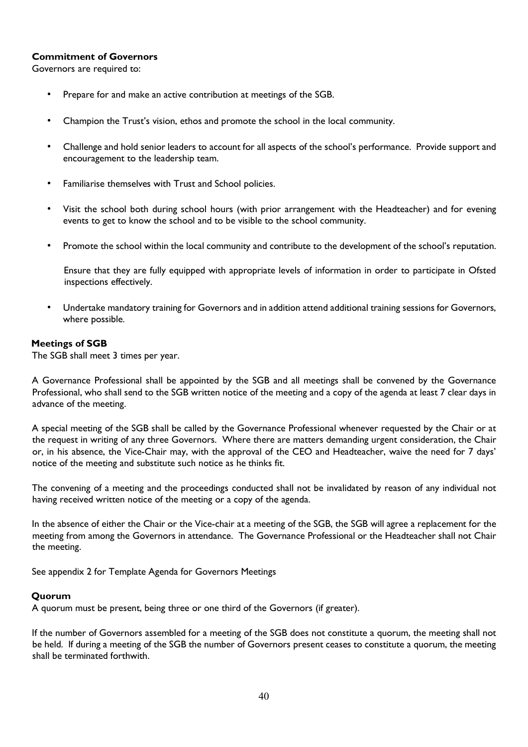**Commitment of Governors**

Governors are required to:

- Prepare for and make an active contribution at meetings of the SGB.
- Champion the Trust's vision, ethos and promote the school in the local community.
- Challenge and hold senior leaders to account for all aspects of the school's performance. Provide support and encouragement to the leadership team.
- Familiarise themselves with Trust and School policies.
- Visit the school both during school hours (with prior arrangement with the Headteacher) and for evening events to get to know the school and to be visible to the school community.
- Promote the school within the local community and contribute to the development of the school's reputation.

  Ensure that they are fully equipped with appropriate levels of information in order to participate in Ofsted inspections effectively.

- Undertake mandatory training for Governors and in addition attend additional training sessions for Governors, where possible.

**Meetings of SGB**

The SGB shall meet 3 times per year.

A Governance Professional shall be appointed by the SGB and all meetings shall be convened by the Governance Professional, who shall send to the SGB written notice of the meeting and a copy of the agenda at least 7 clear days in advance of the meeting.

A special meeting of the SGB shall be called by the Governance Professional whenever requested by the Chair or at the request in writing of any three Governors. Where there are matters demanding urgent consideration, the Chair or, in his absence, the Vice-Chair may, with the approval of the CEO and Headteacher, waive the need for 7 days' notice of the meeting and substitute such notice as he thinks fit.

The convening of a meeting and the proceedings conducted shall not be invalidated by reason of any individual not having received written notice of the meeting or a copy of the agenda.

In the absence of either the Chair or the Vice-chair at a meeting of the SGB, the SGB will agree a replacement for the meeting from among the Governors in attendance. The Governance Professional or the Headteacher shall not Chair the meeting.

See appendix 2 for Template Agenda for Governors Meetings

**Quorum**

A quorum must be present, being three or one third of the Governors (if greater).

If the number of Governors assembled for a meeting of the SGB does not constitute a quorum, the meeting shall not be held. If during a meeting of the SGB the number of Governors present ceases to constitute a quorum, the meeting shall be terminated forthwith.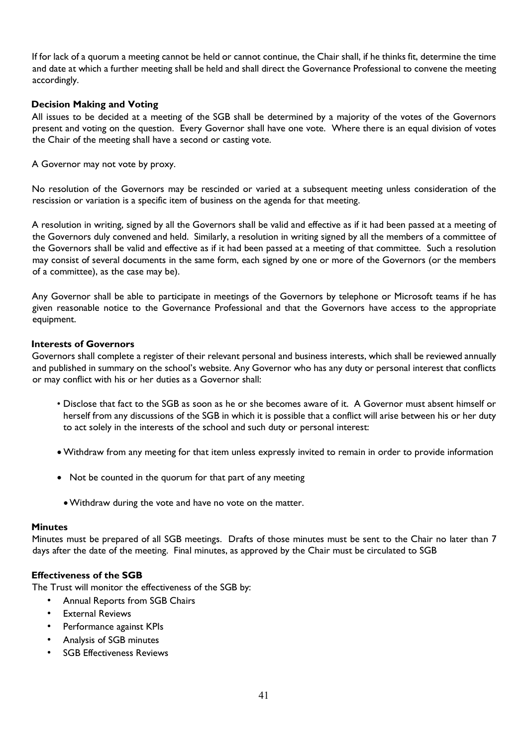If for lack of a quorum a meeting cannot be held or cannot continue, the Chair shall, if he thinks fit, determine the time and date at which a further meeting shall be held and shall direct the Governance Professional to convene the meeting accordingly.

**Decision Making and Voting**

All issues to be decided at a meeting of the SGB shall be determined by a majority of the votes of the Governors present and voting on the question. Every Governor shall have one vote. Where there is an equal division of votes the Chair of the meeting shall have a second or casting vote.

A Governor may not vote by proxy.

No resolution of the Governors may be rescinded or varied at a subsequent meeting unless consideration of the rescission or variation is a specific item of business on the agenda for that meeting.

A resolution in writing, signed by all the Governors shall be valid and effective as if it had been passed at a meeting of the Governors duly convened and held. Similarly, a resolution in writing signed by all the members of a committee of the Governors shall be valid and effective as if it had been passed at a meeting of that committee. Such a resolution may consist of several documents in the same form, each signed by one or more of the Governors (or the members of a committee), as the case may be).

Any Governor shall be able to participate in meetings of the Governors by telephone or Microsoft teams if he has given reasonable notice to the Governance Professional and that the Governors have access to the appropriate equipment.

**Interests of Governors**

Governors shall complete a register of their relevant personal and business interests, which shall be reviewed annually and published in summary on the school's website. Any Governor who has any duty or personal interest that conflicts or may conflict with his or her duties as a Governor shall:

- Disclose that fact to the SGB as soon as he or she becomes aware of it. A Governor must absent himself or herself from any discussions of the SGB in which it is possible that a conflict will arise between his or her duty to act solely in the interests of the school and such duty or personal interest:
- Withdraw from any meeting for that item unless expressly invited to remain in order to provide information
- Not be counted in the quorum for that part of any meeting
- Withdraw during the vote and have no vote on the matter.

**Minutes**

Minutes must be prepared of all SGB meetings. Drafts of those minutes must be sent to the Chair no later than 7 days after the date of the meeting. Final minutes, as approved by the Chair must be circulated to SGB

**Effectiveness of the SGB**

The Trust will monitor the effectiveness of the SGB by:

- Annual Reports from SGB Chairs
- External Reviews
- Performance against KPIs
- Analysis of SGB minutes
- SGB Effectiveness Reviews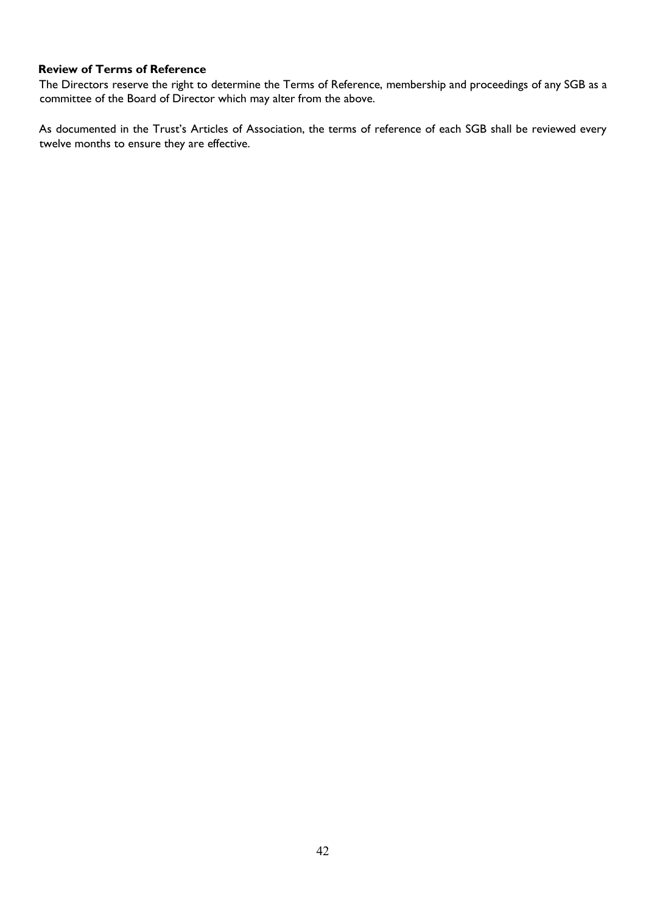**Review of Terms of Reference**

The Directors reserve the right to determine the Terms of Reference, membership and proceedings of any SGB as a committee of the Board of Director which may alter from the above.

As documented in the Trust's Articles of Association, the terms of reference of each SGB shall be reviewed every twelve months to ensure they are effective.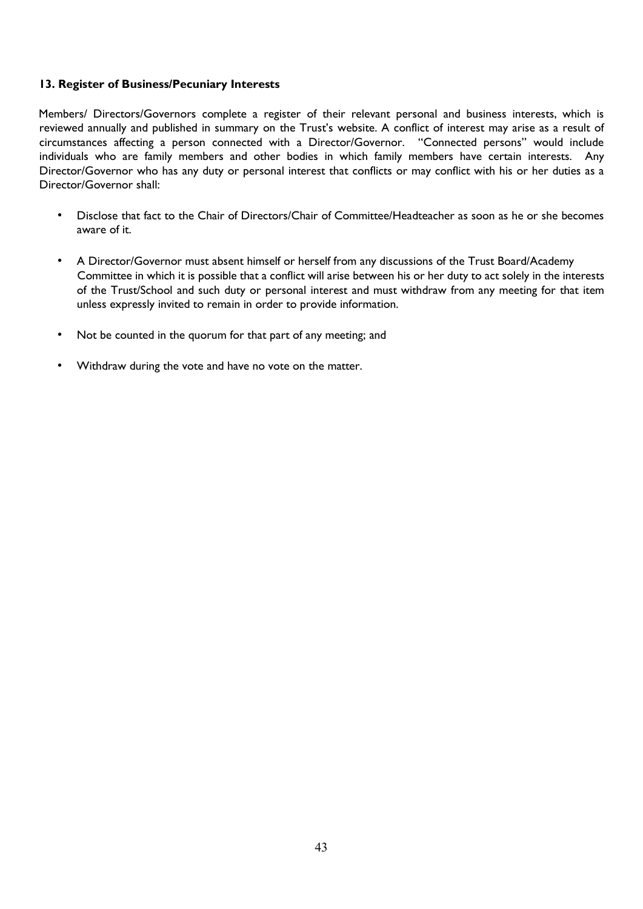### 13. Register of Business/Pecuniary Interests

Members/ Directors/Governors complete a register of their relevant personal and business interests, which is reviewed annually and published in summary on the Trust's website. A conflict of interest may arise as a result of circumstances affecting a person connected with a Director/Governor. "Connected persons" would include individuals who are family members and other bodies in which family members have certain interests. Any Director/Governor who has any duty or personal interest that conflicts or may conflict with his or her duties as a Director/Governor shall:

- Disclose that fact to the Chair of Directors/Chair of Committee/Headteacher as soon as he or she becomes aware of it.
- A Director/Governor must absent himself or herself from any discussions of the Trust Board/Academy Committee in which it is possible that a conflict will arise between his or her duty to act solely in the interests of the Trust/School and such duty or personal interest and must withdraw from any meeting for that item unless expressly invited to remain in order to provide information.
- Not be counted in the quorum for that part of any meeting; and
- Withdraw during the vote and have no vote on the matter.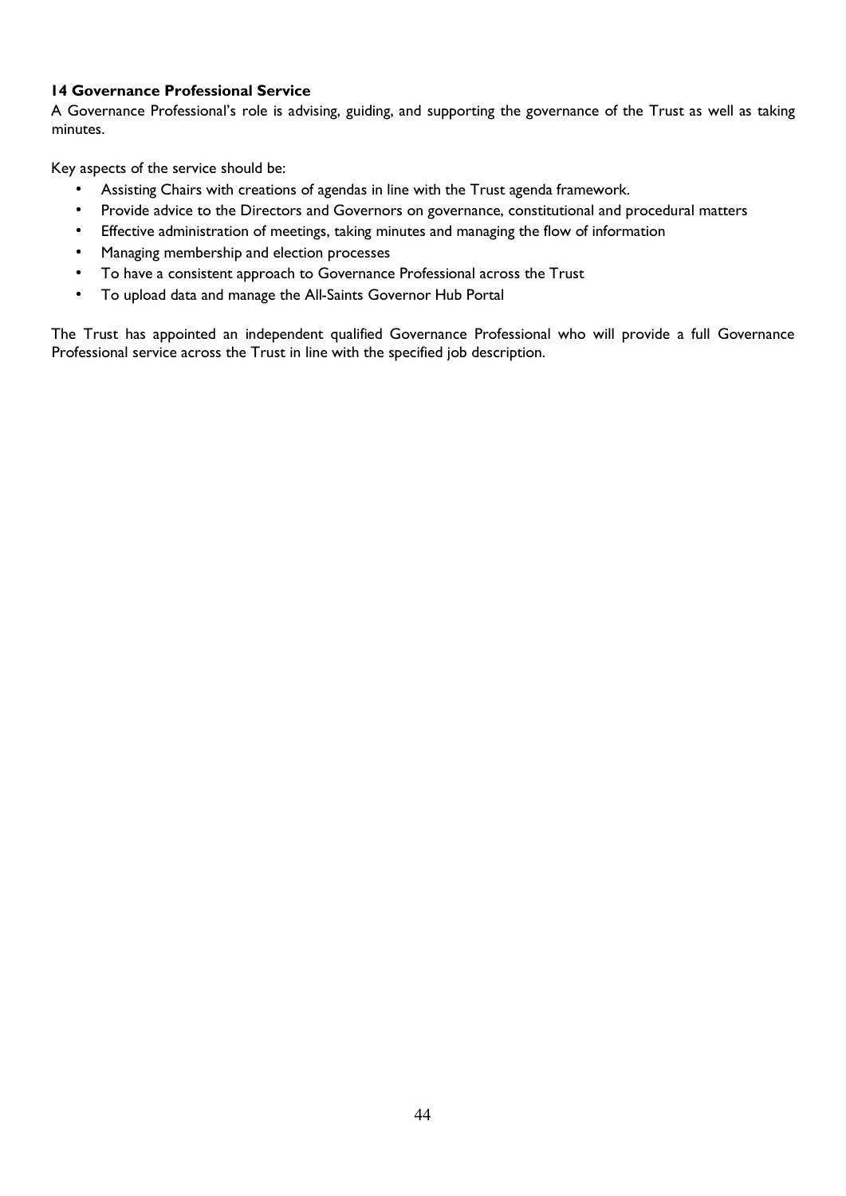## 14 Governance Professional Service

A Governance Professional's role is advising, guiding, and supporting the governance of the Trust as well as taking minutes.

Key aspects of the service should be:

- Assisting Chairs with creations of agendas in line with the Trust agenda framework.
- Provide advice to the Directors and Governors on governance, constitutional and procedural matters
- Effective administration of meetings, taking minutes and managing the flow of information
- Managing membership and election processes
- To have a consistent approach to Governance Professional across the Trust
- To upload data and manage the All-Saints Governor Hub Portal

The Trust has appointed an independent qualified Governance Professional who will provide a full Governance Professional service across the Trust in line with the specified job description.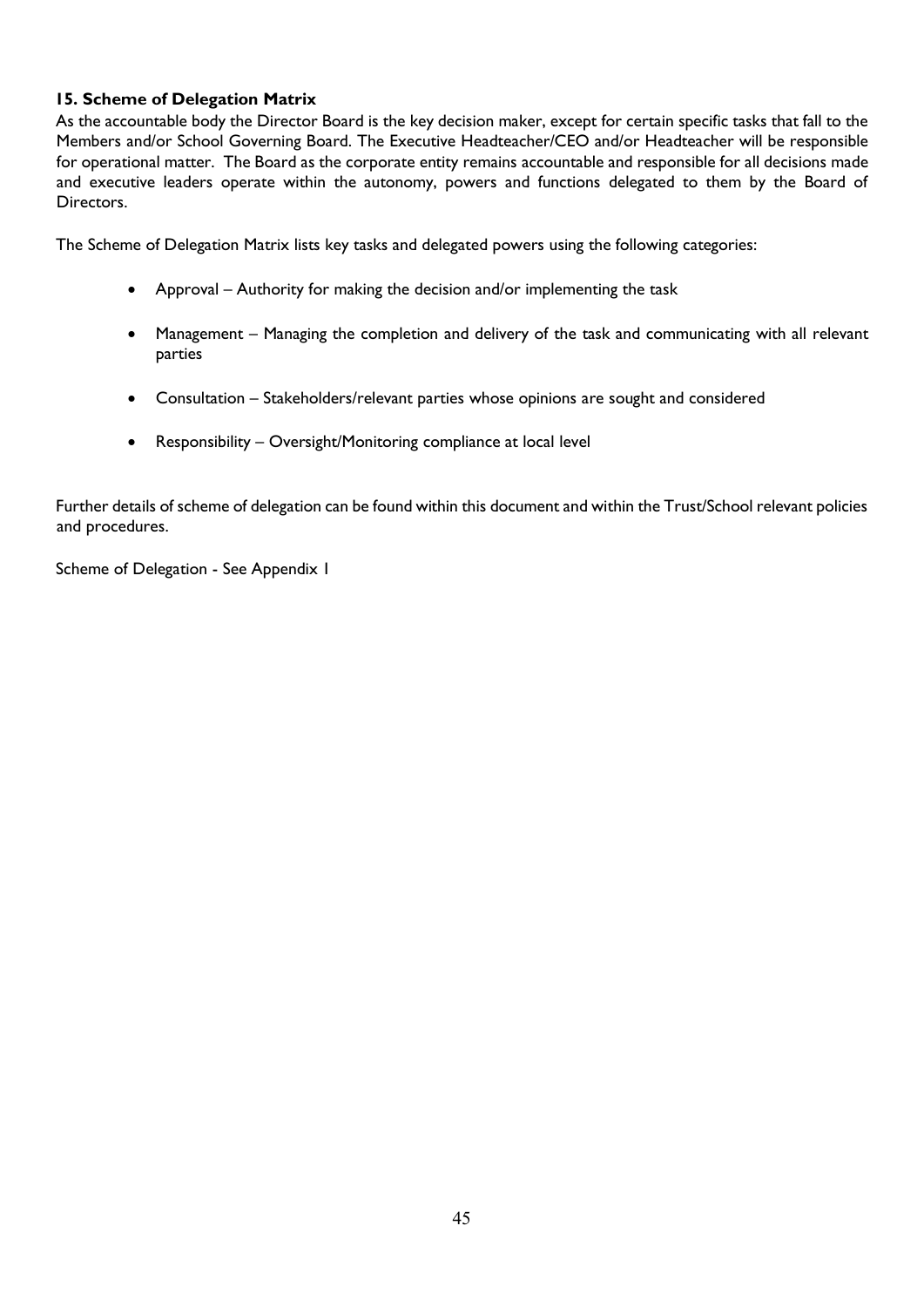### 15. Scheme of Delegation Matrix

As the accountable body the Director Board is the key decision maker, except for certain specific tasks that fall to the Members and/or School Governing Board. The Executive Headteacher/CEO and/or Headteacher will be responsible for operational matter. The Board as the corporate entity remains accountable and responsible for all decisions made and executive leaders operate within the autonomy, powers and functions delegated to them by the Board of Directors.

The Scheme of Delegation Matrix lists key tasks and delegated powers using the following categories:

- Approval – Authority for making the decision and/or implementing the task
- Management – Managing the completion and delivery of the task and communicating with all relevant parties
- Consultation – Stakeholders/relevant parties whose opinions are sought and considered
- Responsibility – Oversight/Monitoring compliance at local level

Further details of scheme of delegation can be found within this document and within the Trust/School relevant policies and procedures.

Scheme of Delegation - See Appendix 1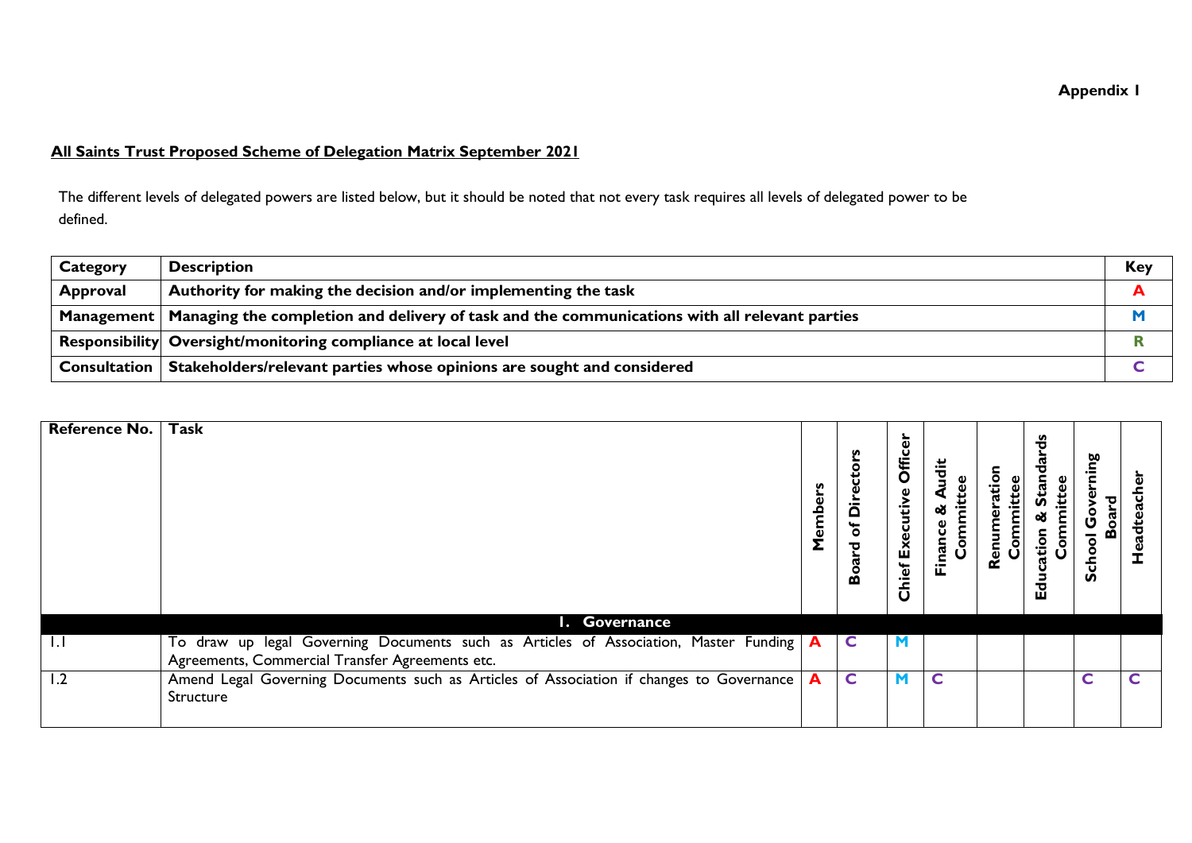**Appendix 1**

**All Saints Trust Proposed Scheme of Delegation Matrix September 2021**

The different levels of delegated powers are listed below, but it should be noted that not every task requires all levels of delegated power to be defined.

| Category | Description | Key |
|---|---|---|
| **Approval** | **Authority for making the decision and/or implementing the task** | **A** |
| **Management** | **Managing the completion and delivery of task and the communications with all relevant parties** | **M** |
| **Responsibility** | **Oversight/monitoring compliance at local level** | **R** |
| **Consultation** | **Stakeholders/relevant parties whose opinions are sought and considered** | **C** |

| Reference No. | Task | Members | Board of Directors | Chief Executive Officer | Finance & Audit Committee | Renumeration Committee | Education & Standards Committee | School Governing Board | Headteacher |
|---|---|---|---|---|---|---|---|---|---|
| | **1. Governance** | | | | | | | | |
| 1.1 | To draw up legal Governing Documents such as Articles of Association, Master Funding Agreements, Commercial Transfer Agreements etc. | A | C | M | | | | | |
| 1.2 | Amend Legal Governing Documents such as Articles of Association if changes to Governance Structure | A | C | M | C | | | C | C |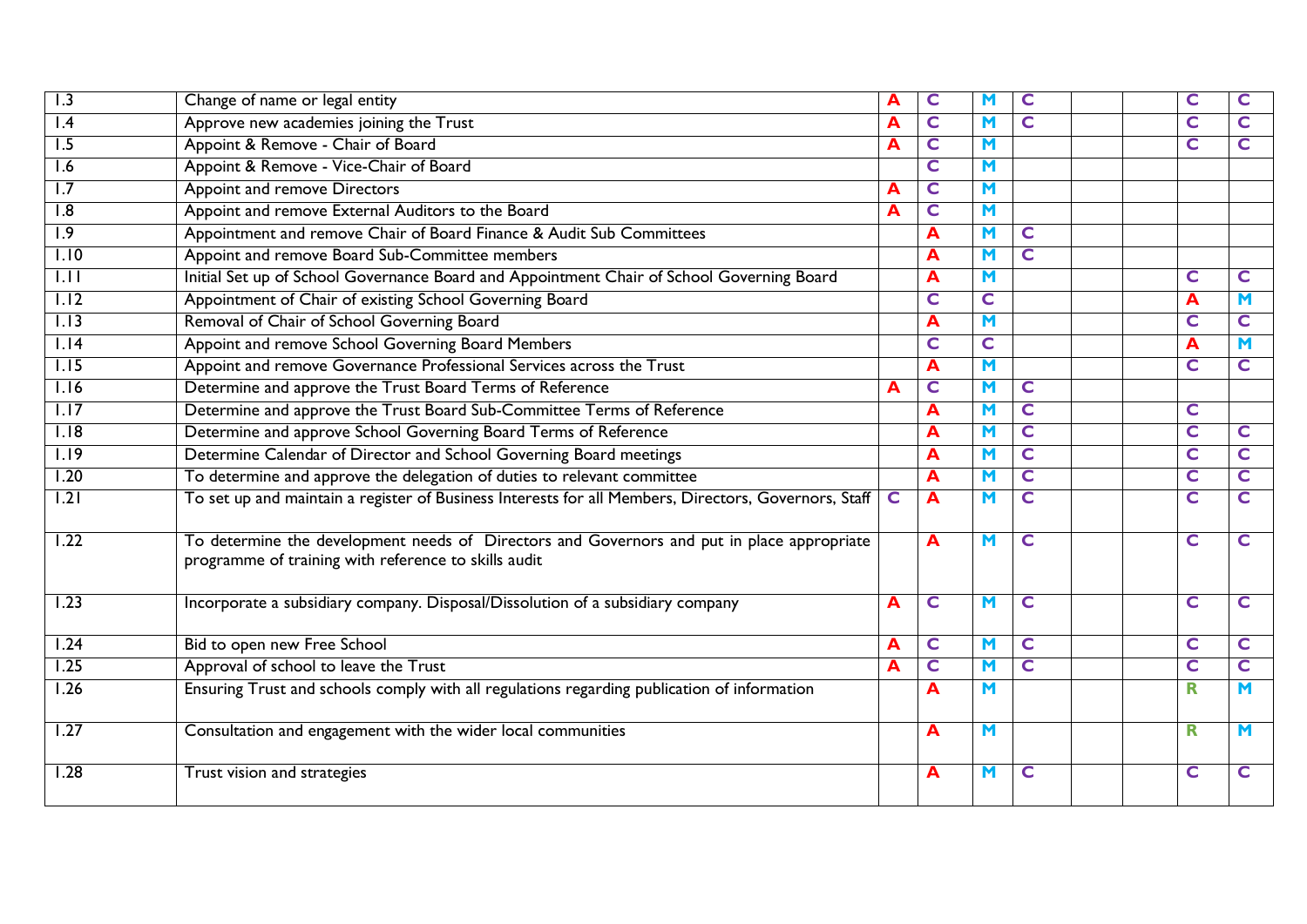| | | | | | | | | | |
|---|---|---|---|---|---|---|---|---|---|
| 1.3 | Change of name or legal entity | A | C | M | C | | | C | C |
| 1.4 | Approve new academies joining the Trust | A | C | M | C | | | C | C |
| 1.5 | Appoint & Remove - Chair of Board | A | C | M | | | | C | C |
| 1.6 | Appoint & Remove - Vice-Chair of Board | | C | M | | | | | |
| 1.7 | Appoint and remove Directors | A | C | M | | | | | |
| 1.8 | Appoint and remove External Auditors to the Board | A | C | M | | | | | |
| 1.9 | Appointment and remove Chair of Board Finance & Audit Sub Committees | | A | M | C | | | | |
| 1.10 | Appoint and remove Board Sub-Committee members | | A | M | C | | | | |
| 1.11 | Initial Set up of School Governance Board and Appointment Chair of School Governing Board | | A | M | | | | C | C |
| 1.12 | Appointment of Chair of existing School Governing Board | | C | C | | | | A | M |
| 1.13 | Removal of Chair of School Governing Board | | A | M | | | | C | C |
| 1.14 | Appoint and remove School Governing Board Members | | C | C | | | | A | M |
| 1.15 | Appoint and remove Governance Professional Services across the Trust | | A | M | | | | C | C |
| 1.16 | Determine and approve the Trust Board Terms of Reference | A | C | M | C | | | | |
| 1.17 | Determine and approve the Trust Board Sub-Committee Terms of Reference | | A | M | C | | | C | |
| 1.18 | Determine and approve School Governing Board Terms of Reference | | A | M | C | | | C | C |
| 1.19 | Determine Calendar of Director and School Governing Board meetings | | A | M | C | | | C | C |
| 1.20 | To determine and approve the delegation of duties to relevant committee | | A | M | C | | | C | C |
| 1.21 | To set up and maintain a register of Business Interests for all Members, Directors, Governors, Staff | C | A | M | C | | | C | C |
| 1.22 | To determine the development needs of Directors and Governors and put in place appropriate programme of training with reference to skills audit | | A | M | C | | | C | C |
| 1.23 | Incorporate a subsidiary company. Disposal/Dissolution of a subsidiary company | A | C | M | C | | | C | C |
| 1.24 | Bid to open new Free School | A | C | M | C | | | C | C |
| 1.25 | Approval of school to leave the Trust | A | C | M | C | | | C | C |
| 1.26 | Ensuring Trust and schools comply with all regulations regarding publication of information | | A | M | | | | R | M |
| 1.27 | Consultation and engagement with the wider local communities | | A | M | | | | R | M |
| 1.28 | Trust vision and strategies | | A | M | C | | | C | C |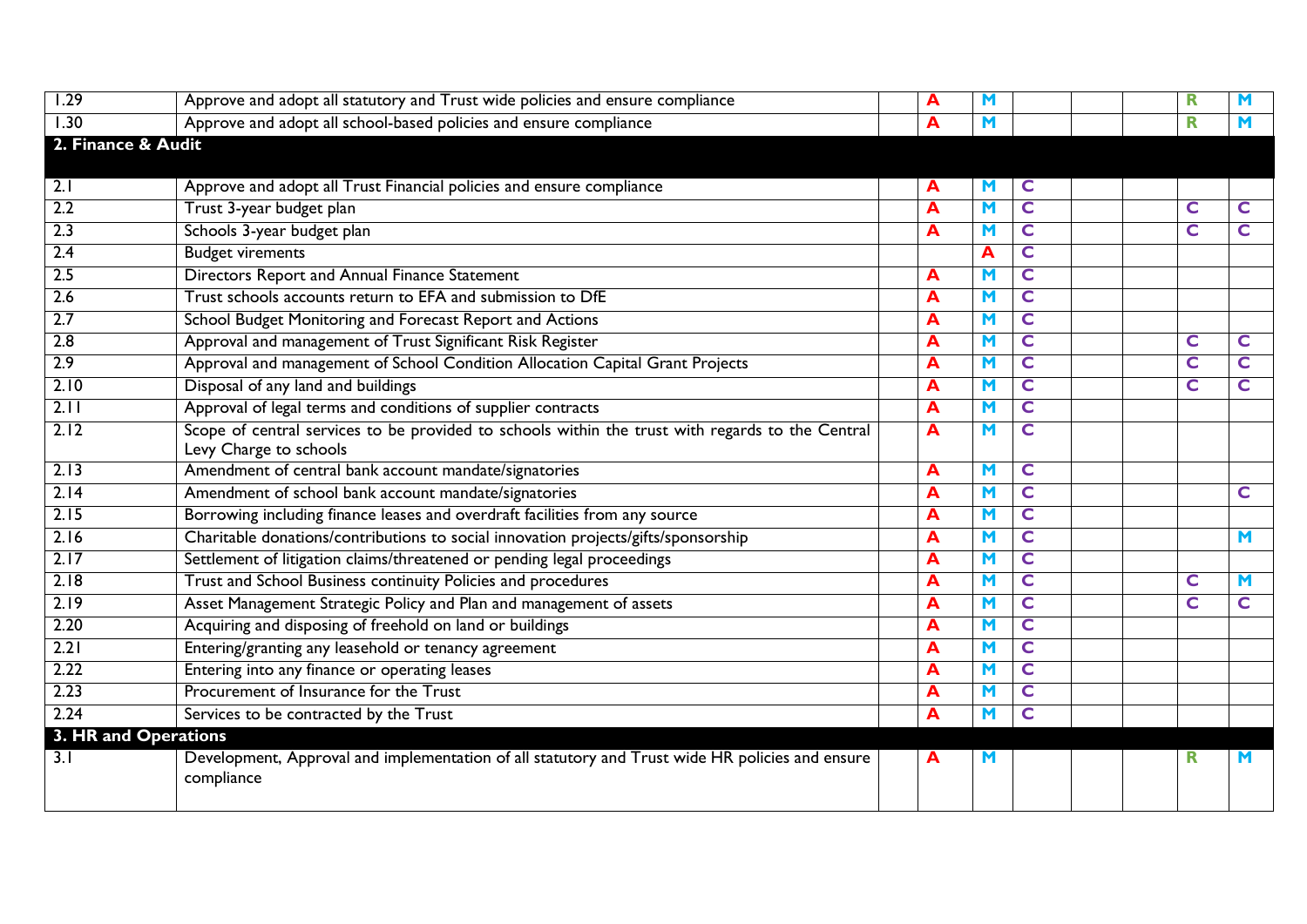| | | | | | | | | | |
|---|---|---|---|---|---|---|---|---|---|
| 1.29 | Approve and adopt all statutory and Trust wide policies and ensure compliance | | A | M | | | | R | M |
| 1.30 | Approve and adopt all school-based policies and ensure compliance | | A | M | | | | R | M |
| **2. Finance & Audit** | | | | | | | | | |
| 2.1 | Approve and adopt all Trust Financial policies and ensure compliance | | A | M | C | | | | |
| 2.2 | Trust 3-year budget plan | | A | M | C | | | C | C |
| 2.3 | Schools 3-year budget plan | | A | M | C | | | C | C |
| 2.4 | Budget virements | | | A | C | | | | |
| 2.5 | Directors Report and Annual Finance Statement | | A | M | C | | | | |
| 2.6 | Trust schools accounts return to EFA and submission to DfE | | A | M | C | | | | |
| 2.7 | School Budget Monitoring and Forecast Report and Actions | | A | M | C | | | | |
| 2.8 | Approval and management of Trust Significant Risk Register | | A | M | C | | | C | C |
| 2.9 | Approval and management of School Condition Allocation Capital Grant Projects | | A | M | C | | | C | C |
| 2.10 | Disposal of any land and buildings | | A | M | C | | | C | C |
| 2.11 | Approval of legal terms and conditions of supplier contracts | | A | M | C | | | | |
| 2.12 | Scope of central services to be provided to schools within the trust with regards to the Central Levy Charge to schools | | A | M | C | | | | |
| 2.13 | Amendment of central bank account mandate/signatories | | A | M | C | | | | |
| 2.14 | Amendment of school bank account mandate/signatories | | A | M | C | | | | C |
| 2.15 | Borrowing including finance leases and overdraft facilities from any source | | A | M | C | | | | |
| 2.16 | Charitable donations/contributions to social innovation projects/gifts/sponsorship | | A | M | C | | | | M |
| 2.17 | Settlement of litigation claims/threatened or pending legal proceedings | | A | M | C | | | | |
| 2.18 | Trust and School Business continuity Policies and procedures | | A | M | C | | | C | M |
| 2.19 | Asset Management Strategic Policy and Plan and management of assets | | A | M | C | | | C | C |
| 2.20 | Acquiring and disposing of freehold on land or buildings | | A | M | C | | | | |
| 2.21 | Entering/granting any leasehold or tenancy agreement | | A | M | C | | | | |
| 2.22 | Entering into any finance or operating leases | | A | M | C | | | | |
| 2.23 | Procurement of Insurance for the Trust | | A | M | C | | | | |
| 2.24 | Services to be contracted by the Trust | | A | M | C | | | | |
| **3. HR and Operations** | | | | | | | | | |
| 3.1 | Development, Approval and implementation of all statutory and Trust wide HR policies and ensure compliance | | A | M | | | | R | M |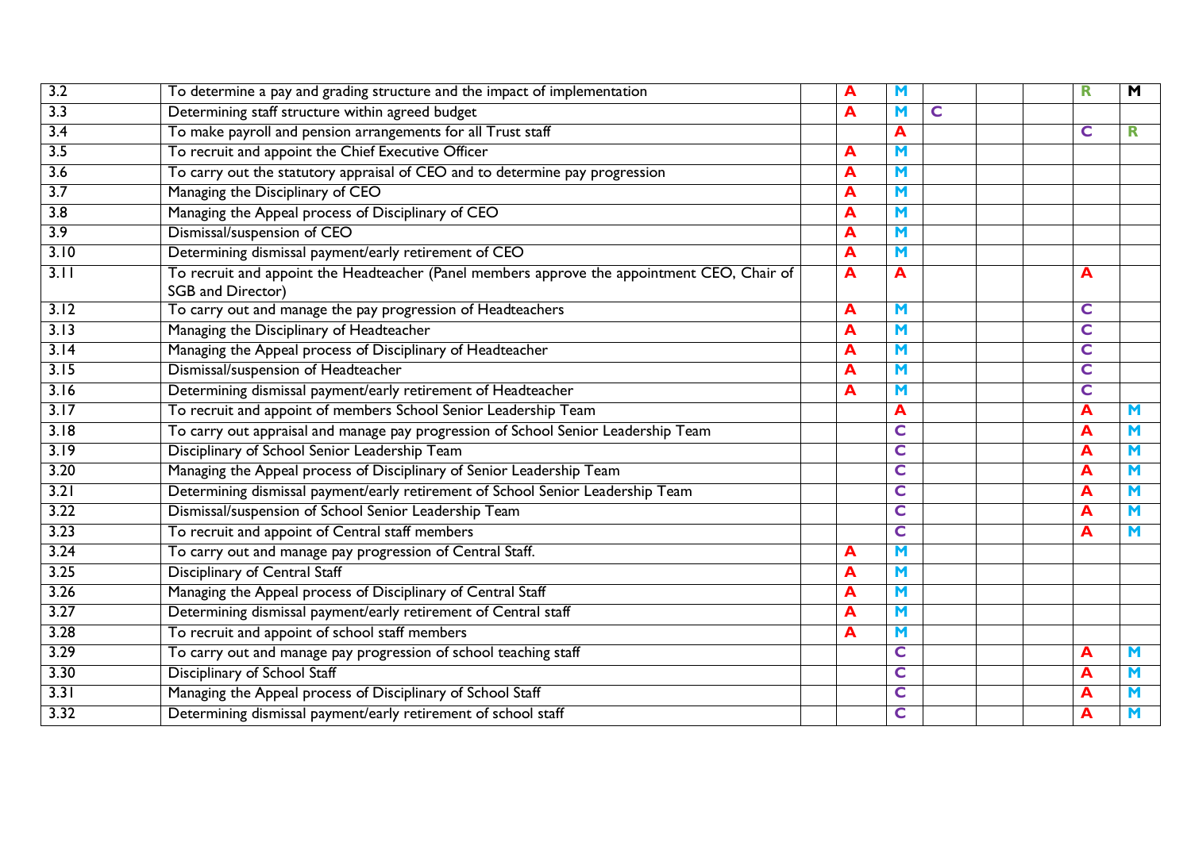| | | | | | | | | | |
|---|---|---|---|---|---|---|---|---|---|
| 3.2 | To determine a pay and grading structure and the impact of implementation | | A | M | | | | R | M |
| 3.3 | Determining staff structure within agreed budget | | A | M | C | | | | |
| 3.4 | To make payroll and pension arrangements for all Trust staff | | | A | | | | C | R |
| 3.5 | To recruit and appoint the Chief Executive Officer | | A | M | | | | | |
| 3.6 | To carry out the statutory appraisal of CEO and to determine pay progression | | A | M | | | | | |
| 3.7 | Managing the Disciplinary of CEO | | A | M | | | | | |
| 3.8 | Managing the Appeal process of Disciplinary of CEO | | A | M | | | | | |
| 3.9 | Dismissal/suspension of CEO | | A | M | | | | | |
| 3.10 | Determining dismissal payment/early retirement of CEO | | A | M | | | | | |
| 3.11 | To recruit and appoint the Headteacher (Panel members approve the appointment CEO, Chair of SGB and Director) | | A | A | | | | A | |
| 3.12 | To carry out and manage the pay progression of Headteachers | | A | M | | | | C | |
| 3.13 | Managing the Disciplinary of Headteacher | | A | M | | | | C | |
| 3.14 | Managing the Appeal process of Disciplinary of Headteacher | | A | M | | | | C | |
| 3.15 | Dismissal/suspension of Headteacher | | A | M | | | | C | |
| 3.16 | Determining dismissal payment/early retirement of Headteacher | | A | M | | | | C | |
| 3.17 | To recruit and appoint of members School Senior Leadership Team | | | A | | | | A | M |
| 3.18 | To carry out appraisal and manage pay progression of School Senior Leadership Team | | | C | | | | A | M |
| 3.19 | Disciplinary of School Senior Leadership Team | | | C | | | | A | M |
| 3.20 | Managing the Appeal process of Disciplinary of Senior Leadership Team | | | C | | | | A | M |
| 3.21 | Determining dismissal payment/early retirement of School Senior Leadership Team | | | C | | | | A | M |
| 3.22 | Dismissal/suspension of School Senior Leadership Team | | | C | | | | A | M |
| 3.23 | To recruit and appoint of Central staff members | | | C | | | | A | M |
| 3.24 | To carry out and manage pay progression of Central Staff. | | A | M | | | | | |
| 3.25 | Disciplinary of Central Staff | | A | M | | | | | |
| 3.26 | Managing the Appeal process of Disciplinary of Central Staff | | A | M | | | | | |
| 3.27 | Determining dismissal payment/early retirement of Central staff | | A | M | | | | | |
| 3.28 | To recruit and appoint of school staff members | | A | M | | | | | |
| 3.29 | To carry out and manage pay progression of school teaching staff | | | C | | | | A | M |
| 3.30 | Disciplinary of School Staff | | | C | | | | A | M |
| 3.31 | Managing the Appeal process of Disciplinary of School Staff | | | C | | | | A | M |
| 3.32 | Determining dismissal payment/early retirement of school staff | | | C | | | | A | M |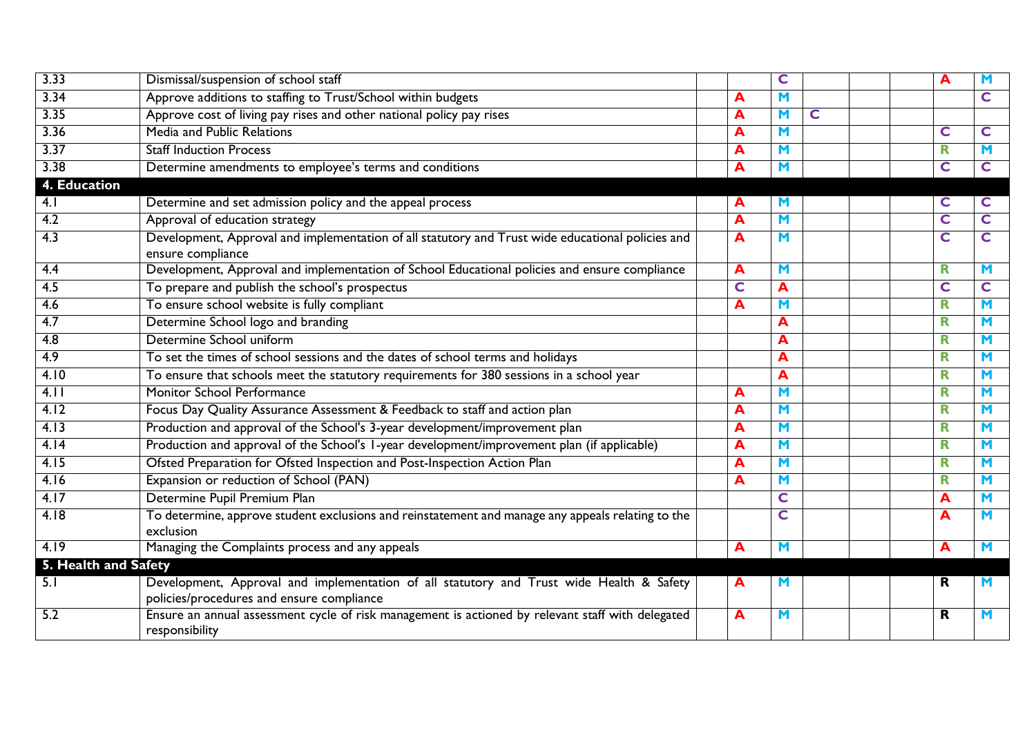| | | | | | | | | | |
|---|---|---|---|---|---|---|---|---|---|
| 3.33 | Dismissal/suspension of school staff | | | C | | | | A | M |
| 3.34 | Approve additions to staffing to Trust/School within budgets | | A | M | | | | | C |
| 3.35 | Approve cost of living pay rises and other national policy pay rises | | A | M | C | | | | |
| 3.36 | Media and Public Relations | | A | M | | | | C | C |
| 3.37 | Staff Induction Process | | A | M | | | | R | M |
| 3.38 | Determine amendments to employee's terms and conditions | | A | M | | | | C | C |
| **4. Education** | | | | | | | | | |
| 4.1 | Determine and set admission policy and the appeal process | | A | M | | | | C | C |
| 4.2 | Approval of education strategy | | A | M | | | | C | C |
| 4.3 | Development, Approval and implementation of all statutory and Trust wide educational policies and ensure compliance | | A | M | | | | C | C |
| 4.4 | Development, Approval and implementation of School Educational policies and ensure compliance | | A | M | | | | R | M |
| 4.5 | To prepare and publish the school's prospectus | | C | A | | | | C | C |
| 4.6 | To ensure school website is fully compliant | | A | M | | | | R | M |
| 4.7 | Determine School logo and branding | | | A | | | | R | M |
| 4.8 | Determine School uniform | | | A | | | | R | M |
| 4.9 | To set the times of school sessions and the dates of school terms and holidays | | | A | | | | R | M |
| 4.10 | To ensure that schools meet the statutory requirements for 380 sessions in a school year | | | A | | | | R | M |
| 4.11 | Monitor School Performance | | A | M | | | | R | M |
| 4.12 | Focus Day Quality Assurance Assessment & Feedback to staff and action plan | | A | M | | | | R | M |
| 4.13 | Production and approval of the School's 3-year development/improvement plan | | A | M | | | | R | M |
| 4.14 | Production and approval of the School's 1-year development/improvement plan (if applicable) | | A | M | | | | R | M |
| 4.15 | Ofsted Preparation for Ofsted Inspection and Post-Inspection Action Plan | | A | M | | | | R | M |
| 4.16 | Expansion or reduction of School (PAN) | | A | M | | | | R | M |
| 4.17 | Determine Pupil Premium Plan | | | C | | | | A | M |
| 4.18 | To determine, approve student exclusions and reinstatement and manage any appeals relating to the exclusion | | | C | | | | A | M |
| 4.19 | Managing the Complaints process and any appeals | | A | M | | | | A | M |
| **5. Health and Safety** | | | | | | | | | |
| 5.1 | Development, Approval and implementation of all statutory and Trust wide Health & Safety policies/procedures and ensure compliance | | A | M | | | | R | M |
| 5.2 | Ensure an annual assessment cycle of risk management is actioned by relevant staff with delegated responsibility | | A | M | | | | R | M |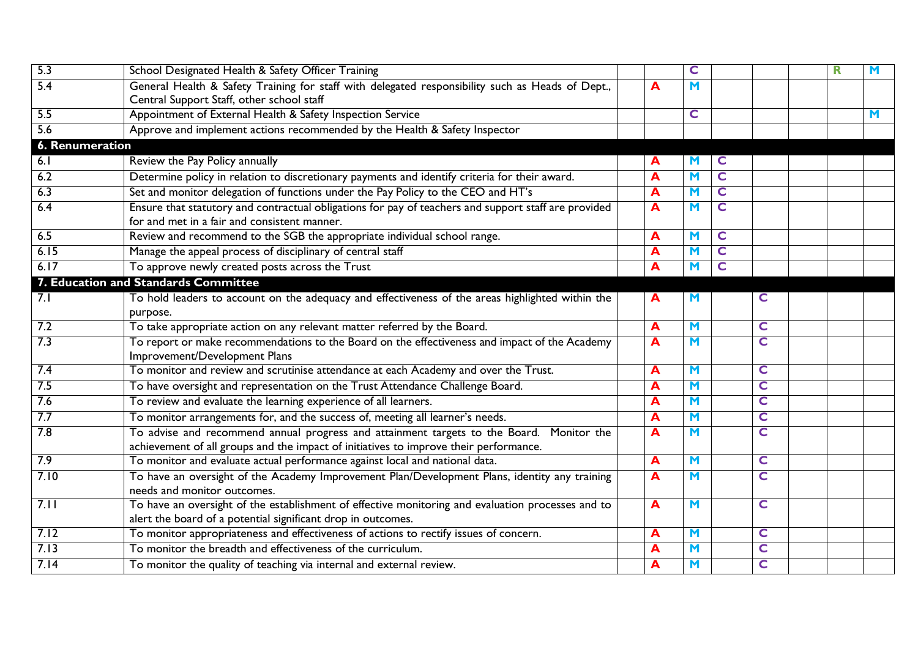| | | | | | | | | | |
|---|---|---|---|---|---|---|---|---|---|
| 5.3 | School Designated Health & Safety Officer Training | | | C | | | | R | M |
| 5.4 | General Health & Safety Training for staff with delegated responsibility such as Heads of Dept., Central Support Staff, other school staff | | A | M | | | | | |
| 5.5 | Appointment of External Health & Safety Inspection Service | | | C | | | | | M |
| 5.6 | Approve and implement actions recommended by the Health & Safety Inspector | | | | | | | | |
| **6. Renumeration** | | | | | | | | | |
| 6.1 | Review the Pay Policy annually | | A | M | C | | | | |
| 6.2 | Determine policy in relation to discretionary payments and identify criteria for their award. | | A | M | C | | | | |
| 6.3 | Set and monitor delegation of functions under the Pay Policy to the CEO and HT's | | A | M | C | | | | |
| 6.4 | Ensure that statutory and contractual obligations for pay of teachers and support staff are provided for and met in a fair and consistent manner. | | A | M | C | | | | |
| 6.5 | Review and recommend to the SGB the appropriate individual school range. | | A | M | C | | | | |
| 6.15 | Manage the appeal process of disciplinary of central staff | | A | M | C | | | | |
| 6.17 | To approve newly created posts across the Trust | | A | M | C | | | | |
| **7. Education and Standards Committee** | | | | | | | | | |
| 7.1 | To hold leaders to account on the adequacy and effectiveness of the areas highlighted within the purpose. | | A | M | | C | | | |
| 7.2 | To take appropriate action on any relevant matter referred by the Board. | | A | M | | C | | | |
| 7.3 | To report or make recommendations to the Board on the effectiveness and impact of the Academy Improvement/Development Plans | | A | M | | C | | | |
| 7.4 | To monitor and review and scrutinise attendance at each Academy and over the Trust. | | A | M | | C | | | |
| 7.5 | To have oversight and representation on the Trust Attendance Challenge Board. | | A | M | | C | | | |
| 7.6 | To review and evaluate the learning experience of all learners. | | A | M | | C | | | |
| 7.7 | To monitor arrangements for, and the success of, meeting all learner's needs. | | A | M | | C | | | |
| 7.8 | To advise and recommend annual progress and attainment targets to the Board. Monitor the achievement of all groups and the impact of initiatives to improve their performance. | | A | M | | C | | | |
| 7.9 | To monitor and evaluate actual performance against local and national data. | | A | M | | C | | | |
| 7.10 | To have an oversight of the Academy Improvement Plan/Development Plans, identity any training needs and monitor outcomes. | | A | M | | C | | | |
| 7.11 | To have an oversight of the establishment of effective monitoring and evaluation processes and to alert the board of a potential significant drop in outcomes. | | A | M | | C | | | |
| 7.12 | To monitor appropriateness and effectiveness of actions to rectify issues of concern. | | A | M | | C | | | |
| 7.13 | To monitor the breadth and effectiveness of the curriculum. | | A | M | | C | | | |
| 7.14 | To monitor the quality of teaching via internal and external review. | | A | M | | C | | | |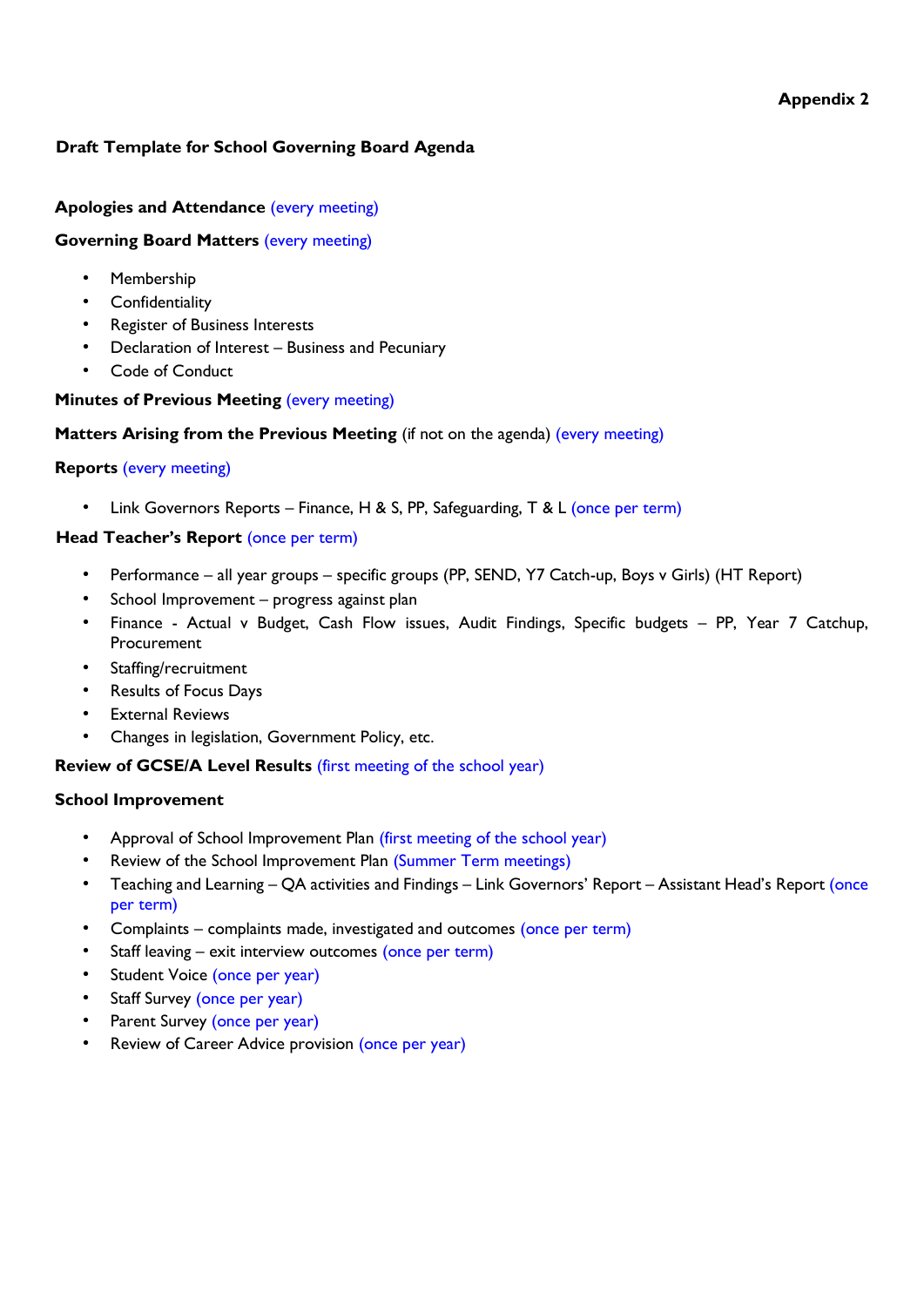**Appendix 2**

## Draft Template for School Governing Board Agenda

**Apologies and Attendance** (every meeting)

**Governing Board Matters** (every meeting)

- Membership
- Confidentiality
- Register of Business Interests
- Declaration of Interest – Business and Pecuniary
- Code of Conduct

**Minutes of Previous Meeting** (every meeting)

**Matters Arising from the Previous Meeting** (if not on the agenda) (every meeting)

**Reports** (every meeting)

- Link Governors Reports – Finance, H & S, PP, Safeguarding, T & L (once per term)

**Head Teacher's Report** (once per term)

- Performance – all year groups – specific groups (PP, SEND, Y7 Catch-up, Boys v Girls) (HT Report)
- School Improvement – progress against plan
- Finance - Actual v Budget, Cash Flow issues, Audit Findings, Specific budgets – PP, Year 7 Catchup, Procurement
- Staffing/recruitment
- Results of Focus Days
- External Reviews
- Changes in legislation, Government Policy, etc.

**Review of GCSE/A Level Results** (first meeting of the school year)

**School Improvement**

- Approval of School Improvement Plan (first meeting of the school year)
- Review of the School Improvement Plan (Summer Term meetings)
- Teaching and Learning – QA activities and Findings – Link Governors' Report – Assistant Head's Report (once per term)
- Complaints – complaints made, investigated and outcomes (once per term)
- Staff leaving – exit interview outcomes (once per term)
- Student Voice (once per year)
- Staff Survey (once per year)
- Parent Survey (once per year)
- Review of Career Advice provision (once per year)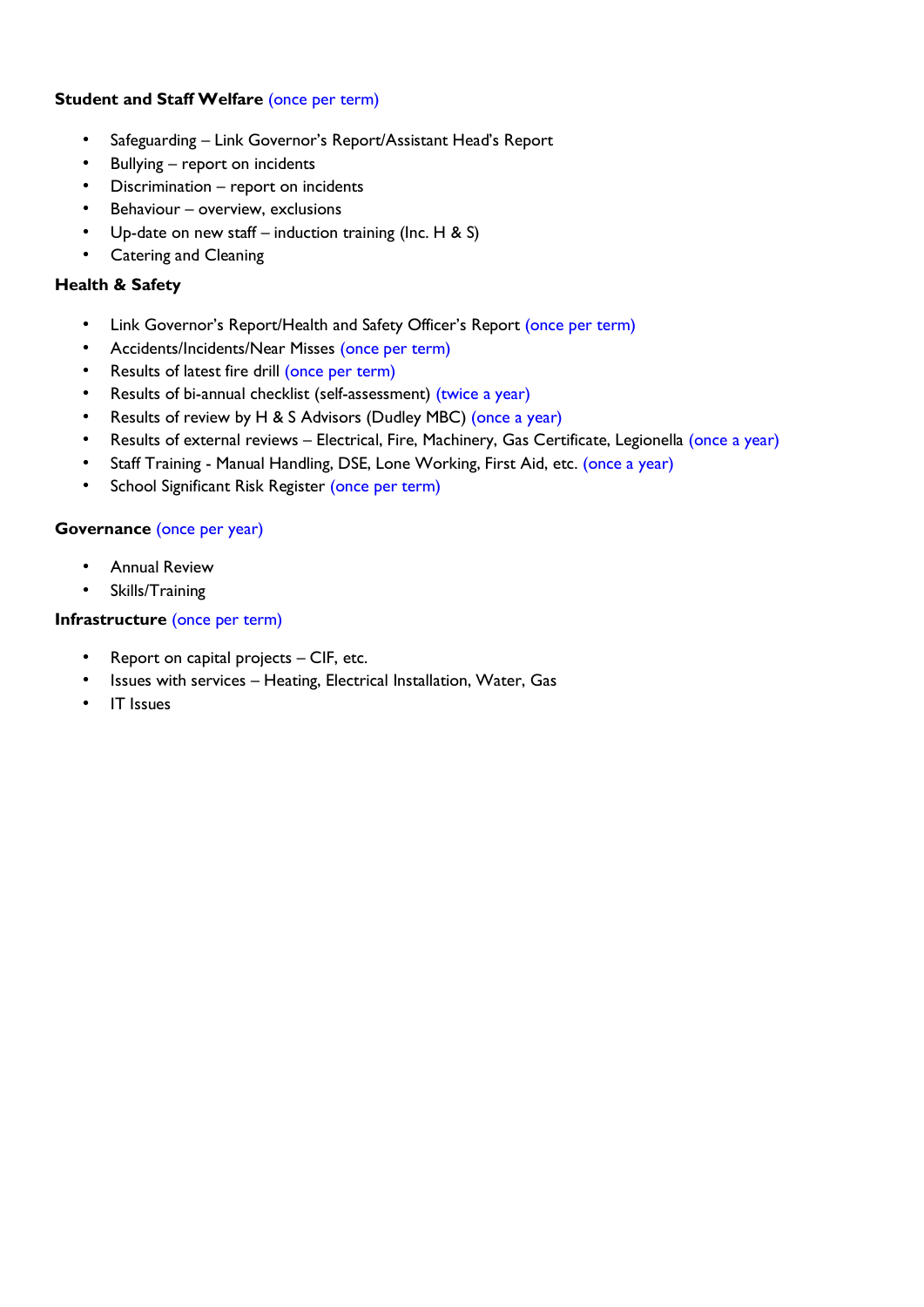**Student and Staff Welfare** (once per term)

- Safeguarding – Link Governor's Report/Assistant Head's Report
- Bullying – report on incidents
- Discrimination – report on incidents
- Behaviour – overview, exclusions
- Up-date on new staff – induction training (Inc. H & S)
- Catering and Cleaning

**Health & Safety**

- Link Governor's Report/Health and Safety Officer's Report (once per term)
- Accidents/Incidents/Near Misses (once per term)
- Results of latest fire drill (once per term)
- Results of bi-annual checklist (self-assessment) (twice a year)
- Results of review by H & S Advisors (Dudley MBC) (once a year)
- Results of external reviews – Electrical, Fire, Machinery, Gas Certificate, Legionella (once a year)
- Staff Training - Manual Handling, DSE, Lone Working, First Aid, etc. (once a year)
- School Significant Risk Register (once per term)

**Governance** (once per year)

- Annual Review
- Skills/Training

**Infrastructure** (once per term)

- Report on capital projects – CIF, etc.
- Issues with services – Heating, Electrical Installation, Water, Gas
- IT Issues